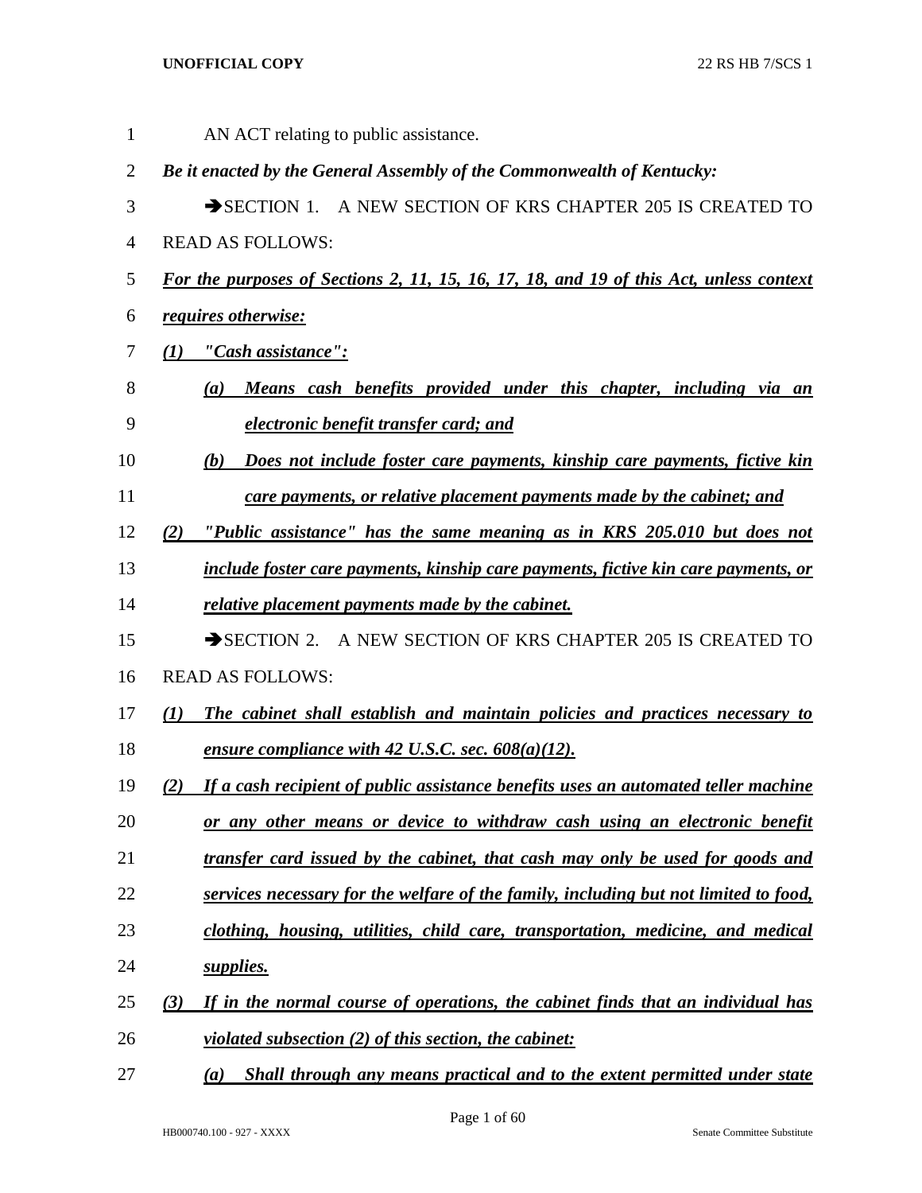AN ACT relating to public assistance.

***Be it enacted by the General Assembly of the Commonwealth of Kentucky:***

➔SECTION 1. A NEW SECTION OF KRS CHAPTER 205 IS CREATED TO READ AS FOLLOWS:

***For the purposes of Sections 2, 11, 15, 16, 17, 18, and 19 of this Act, unless context requires otherwise:***

***(1) "Cash assistance":***

***(a) Means cash benefits provided under this chapter, including via an electronic benefit transfer card; and***

***(b) Does not include foster care payments, kinship care payments, fictive kin care payments, or relative placement payments made by the cabinet; and***

***(2) "Public assistance" has the same meaning as in KRS 205.010 but does not include foster care payments, kinship care payments, fictive kin care payments, or relative placement payments made by the cabinet.***

➔SECTION 2. A NEW SECTION OF KRS CHAPTER 205 IS CREATED TO READ AS FOLLOWS:

***(1) The cabinet shall establish and maintain policies and practices necessary to ensure compliance with 42 U.S.C. sec. 608(a)(12).***

***(2) If a cash recipient of public assistance benefits uses an automated teller machine or any other means or device to withdraw cash using an electronic benefit transfer card issued by the cabinet, that cash may only be used for goods and services necessary for the welfare of the family, including but not limited to food, clothing, housing, utilities, child care, transportation, medicine, and medical supplies.***

***(3) If in the normal course of operations, the cabinet finds that an individual has violated subsection (2) of this section, the cabinet:***

***(a) Shall through any means practical and to the extent permitted under state***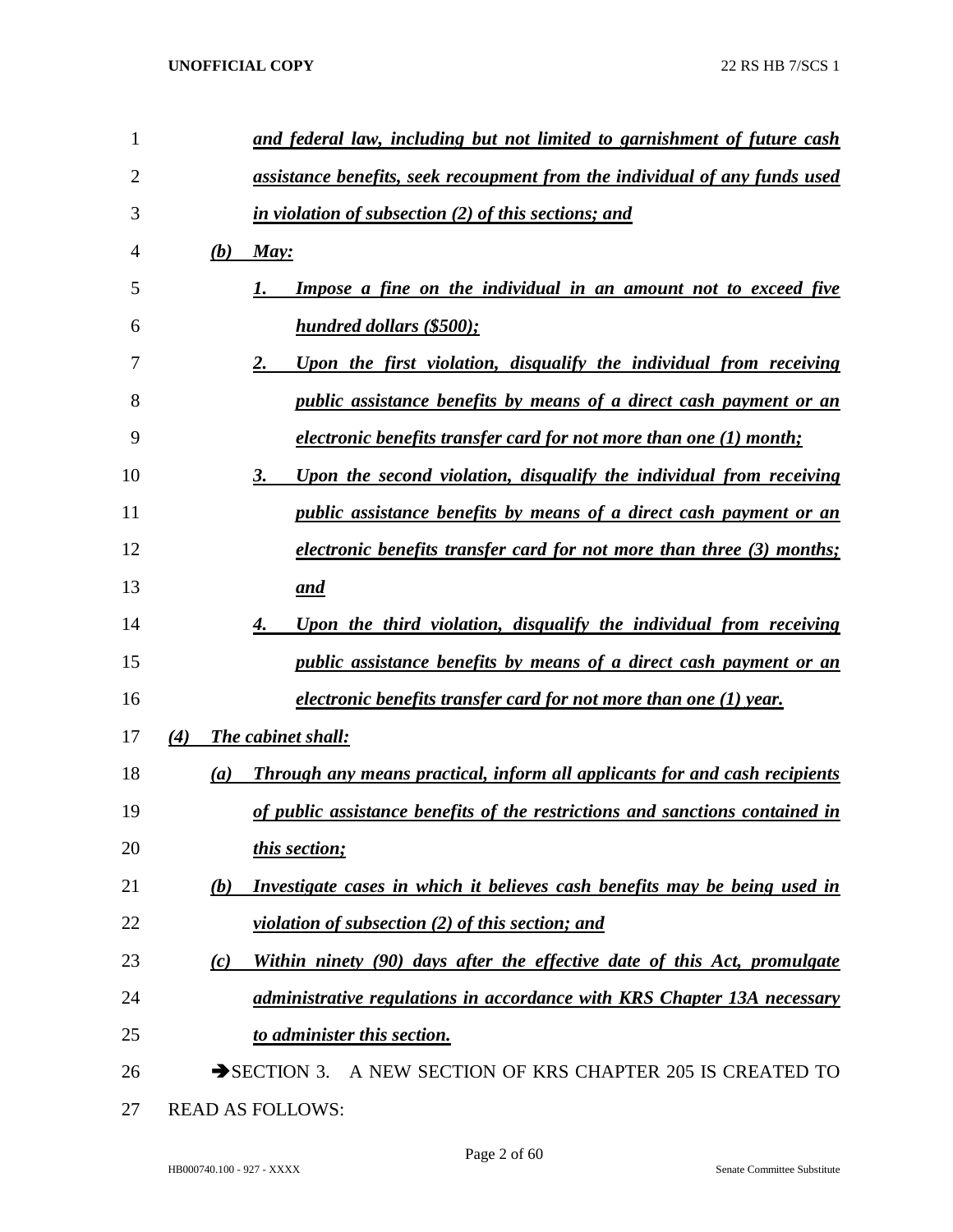*and federal law, including but not limited to garnishment of future cash assistance benefits, seek recoupment from the individual of any funds used in violation of subsection (2) of this sections; and*

*(b) May:*

*1. Impose a fine on the individual in an amount not to exceed five hundred dollars ($500);*

*2. Upon the first violation, disqualify the individual from receiving public assistance benefits by means of a direct cash payment or an electronic benefits transfer card for not more than one (1) month;*

*3. Upon the second violation, disqualify the individual from receiving public assistance benefits by means of a direct cash payment or an electronic benefits transfer card for not more than three (3) months; and*

*4. Upon the third violation, disqualify the individual from receiving public assistance benefits by means of a direct cash payment or an electronic benefits transfer card for not more than one (1) year.*

*(4) The cabinet shall:*

*(a) Through any means practical, inform all applicants for and cash recipients of public assistance benefits of the restrictions and sanctions contained in this section;*

*(b) Investigate cases in which it believes cash benefits may be being used in violation of subsection (2) of this section; and*

*(c) Within ninety (90) days after the effective date of this Act, promulgate administrative regulations in accordance with KRS Chapter 13A necessary to administer this section.*

➔SECTION 3. A NEW SECTION OF KRS CHAPTER 205 IS CREATED TO READ AS FOLLOWS: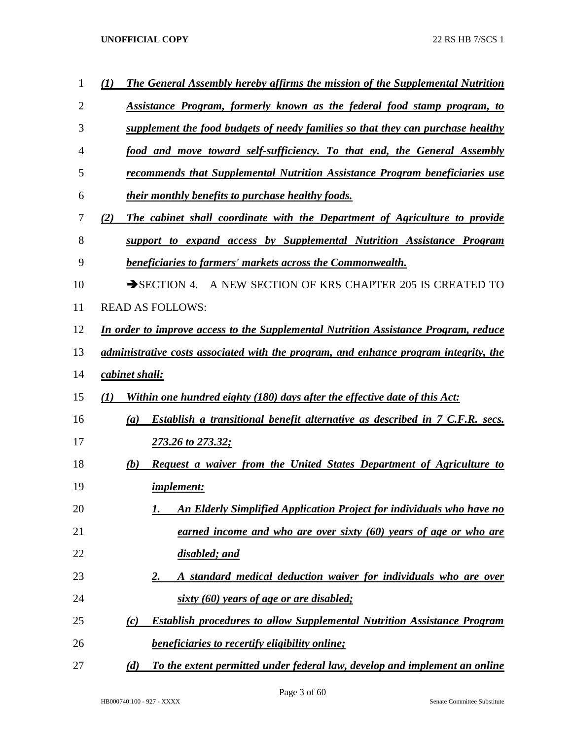***(1) The General Assembly hereby affirms the mission of the Supplemental Nutrition Assistance Program, formerly known as the federal food stamp program, to supplement the food budgets of needy families so that they can purchase healthy food and move toward self-sufficiency. To that end, the General Assembly recommends that Supplemental Nutrition Assistance Program beneficiaries use their monthly benefits to purchase healthy foods.***

***(2) The cabinet shall coordinate with the Department of Agriculture to provide support to expand access by Supplemental Nutrition Assistance Program beneficiaries to farmers' markets across the Commonwealth.***

➔SECTION 4. A NEW SECTION OF KRS CHAPTER 205 IS CREATED TO READ AS FOLLOWS:

***In order to improve access to the Supplemental Nutrition Assistance Program, reduce administrative costs associated with the program, and enhance program integrity, the cabinet shall:***

***(1) Within one hundred eighty (180) days after the effective date of this Act:***

***(a) Establish a transitional benefit alternative as described in 7 C.F.R. secs. 273.26 to 273.32;***

***(b) Request a waiver from the United States Department of Agriculture to implement:***

***1. An Elderly Simplified Application Project for individuals who have no earned income and who are over sixty (60) years of age or who are disabled; and***

***2. A standard medical deduction waiver for individuals who are over sixty (60) years of age or are disabled;***

***(c) Establish procedures to allow Supplemental Nutrition Assistance Program beneficiaries to recertify eligibility online;***

***(d) To the extent permitted under federal law, develop and implement an online***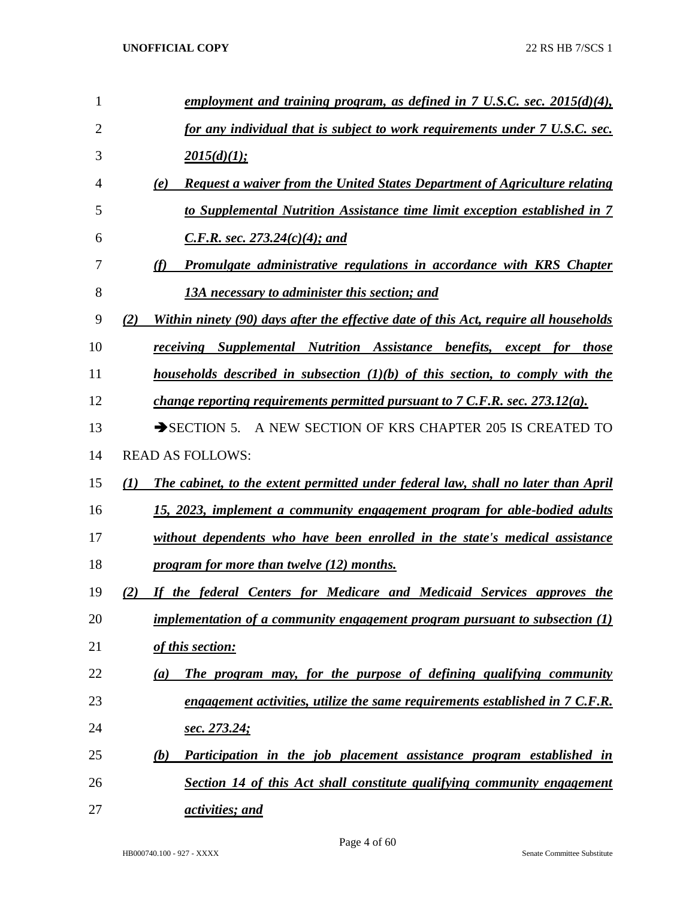*employment and training program, as defined in 7 U.S.C. sec. 2015(d)(4), for any individual that is subject to work requirements under 7 U.S.C. sec. 2015(d)(1);*

*(e) Request a waiver from the United States Department of Agriculture relating to Supplemental Nutrition Assistance time limit exception established in 7 C.F.R. sec. 273.24(c)(4); and*

*(f) Promulgate administrative regulations in accordance with KRS Chapter 13A necessary to administer this section; and*

*(2) Within ninety (90) days after the effective date of this Act, require all households receiving Supplemental Nutrition Assistance benefits, except for those households described in subsection (1)(b) of this section, to comply with the change reporting requirements permitted pursuant to 7 C.F.R. sec. 273.12(a).*

➔SECTION 5. A NEW SECTION OF KRS CHAPTER 205 IS CREATED TO READ AS FOLLOWS:

*(1) The cabinet, to the extent permitted under federal law, shall no later than April 15, 2023, implement a community engagement program for able-bodied adults without dependents who have been enrolled in the state's medical assistance program for more than twelve (12) months.*

*(2) If the federal Centers for Medicare and Medicaid Services approves the implementation of a community engagement program pursuant to subsection (1) of this section:*

*(a) The program may, for the purpose of defining qualifying community engagement activities, utilize the same requirements established in 7 C.F.R. sec. 273.24;*

*(b) Participation in the job placement assistance program established in Section 14 of this Act shall constitute qualifying community engagement activities; and*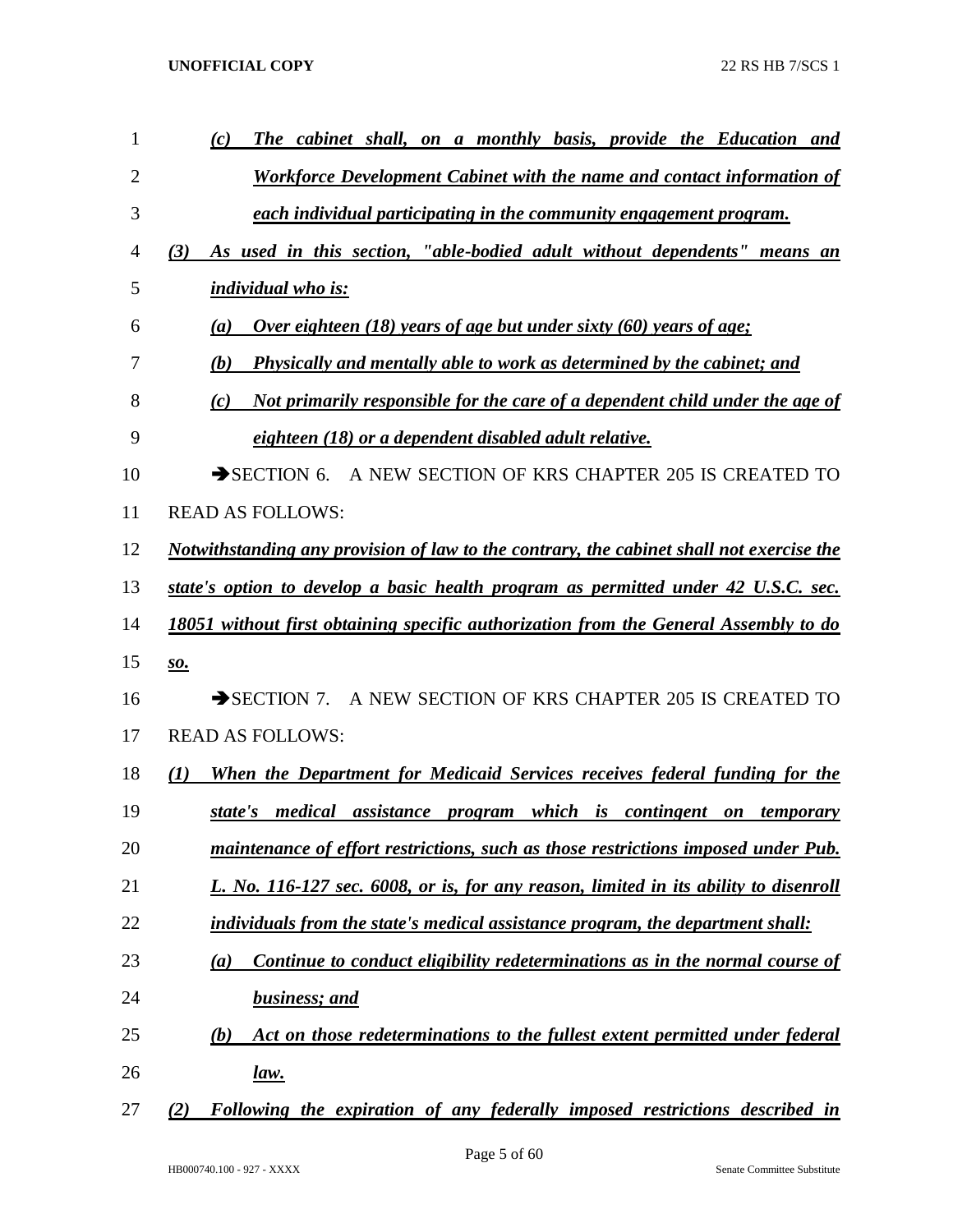*(c) The cabinet shall, on a monthly basis, provide the Education and Workforce Development Cabinet with the name and contact information of each individual participating in the community engagement program.*

*(3) As used in this section, "able-bodied adult without dependents" means an individual who is:*

*(a) Over eighteen (18) years of age but under sixty (60) years of age;*

*(b) Physically and mentally able to work as determined by the cabinet; and*

*(c) Not primarily responsible for the care of a dependent child under the age of eighteen (18) or a dependent disabled adult relative.*

➔SECTION 6. A NEW SECTION OF KRS CHAPTER 205 IS CREATED TO READ AS FOLLOWS:

*Notwithstanding any provision of law to the contrary, the cabinet shall not exercise the state's option to develop a basic health program as permitted under 42 U.S.C. sec. 18051 without first obtaining specific authorization from the General Assembly to do so.*

➔SECTION 7. A NEW SECTION OF KRS CHAPTER 205 IS CREATED TO READ AS FOLLOWS:

*(1) When the Department for Medicaid Services receives federal funding for the state's medical assistance program which is contingent on temporary maintenance of effort restrictions, such as those restrictions imposed under Pub. L. No. 116-127 sec. 6008, or is, for any reason, limited in its ability to disenroll individuals from the state's medical assistance program, the department shall:*

*(a) Continue to conduct eligibility redeterminations as in the normal course of business; and*

*(b) Act on those redeterminations to the fullest extent permitted under federal law.*

*(2) Following the expiration of any federally imposed restrictions described in*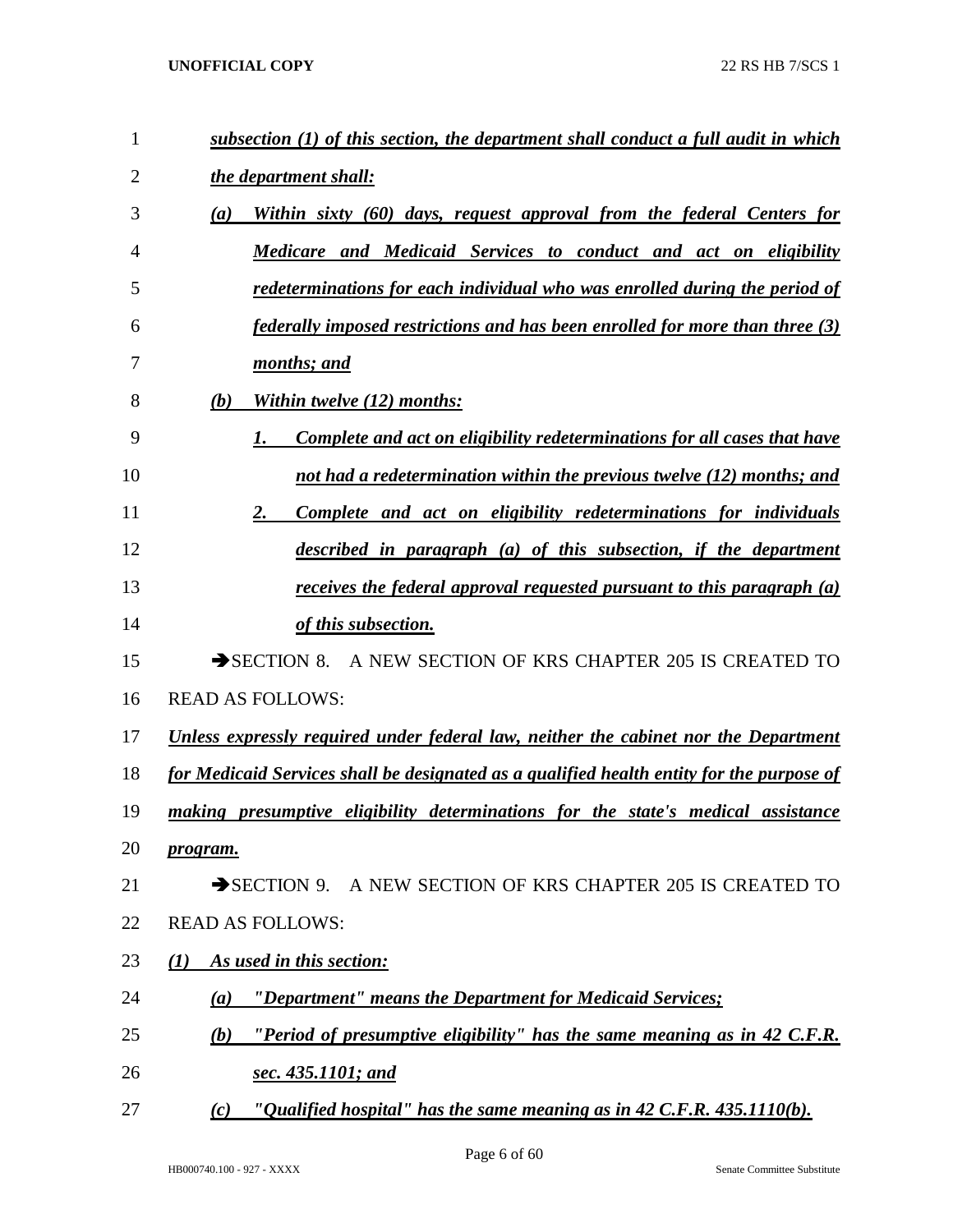*subsection (1) of this section, the department shall conduct a full audit in which the department shall:*

*(a) Within sixty (60) days, request approval from the federal Centers for Medicare and Medicaid Services to conduct and act on eligibility redeterminations for each individual who was enrolled during the period of federally imposed restrictions and has been enrolled for more than three (3) months; and*

*(b) Within twelve (12) months:*

*1. Complete and act on eligibility redeterminations for all cases that have not had a redetermination within the previous twelve (12) months; and*

*2. Complete and act on eligibility redeterminations for individuals described in paragraph (a) of this subsection, if the department receives the federal approval requested pursuant to this paragraph (a) of this subsection.*

➔SECTION 8. A NEW SECTION OF KRS CHAPTER 205 IS CREATED TO READ AS FOLLOWS:

*Unless expressly required under federal law, neither the cabinet nor the Department for Medicaid Services shall be designated as a qualified health entity for the purpose of making presumptive eligibility determinations for the state's medical assistance program.*

➔SECTION 9. A NEW SECTION OF KRS CHAPTER 205 IS CREATED TO READ AS FOLLOWS:

*(1) As used in this section:*

*(a) "Department" means the Department for Medicaid Services;*

*(b) "Period of presumptive eligibility" has the same meaning as in 42 C.F.R. sec. 435.1101; and*

*(c) "Qualified hospital" has the same meaning as in 42 C.F.R. 435.1110(b).*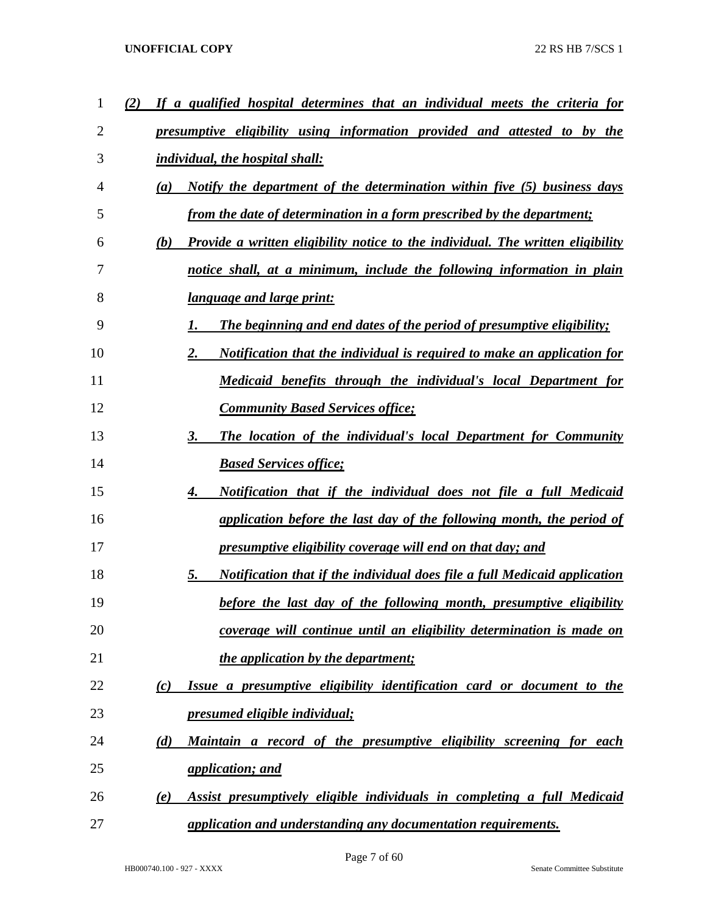***(2) If a qualified hospital determines that an individual meets the criteria for presumptive eligibility using information provided and attested to by the individual, the hospital shall:***

***(a) Notify the department of the determination within five (5) business days from the date of determination in a form prescribed by the department;***

***(b) Provide a written eligibility notice to the individual. The written eligibility notice shall, at a minimum, include the following information in plain language and large print:***

***1. The beginning and end dates of the period of presumptive eligibility;***

***2. Notification that the individual is required to make an application for Medicaid benefits through the individual's local Department for Community Based Services office;***

***3. The location of the individual's local Department for Community Based Services office;***

***4. Notification that if the individual does not file a full Medicaid application before the last day of the following month, the period of presumptive eligibility coverage will end on that day; and***

***5. Notification that if the individual does file a full Medicaid application before the last day of the following month, presumptive eligibility coverage will continue until an eligibility determination is made on the application by the department;***

***(c) Issue a presumptive eligibility identification card or document to the presumed eligible individual;***

***(d) Maintain a record of the presumptive eligibility screening for each application; and***

***(e) Assist presumptively eligible individuals in completing a full Medicaid application and understanding any documentation requirements.***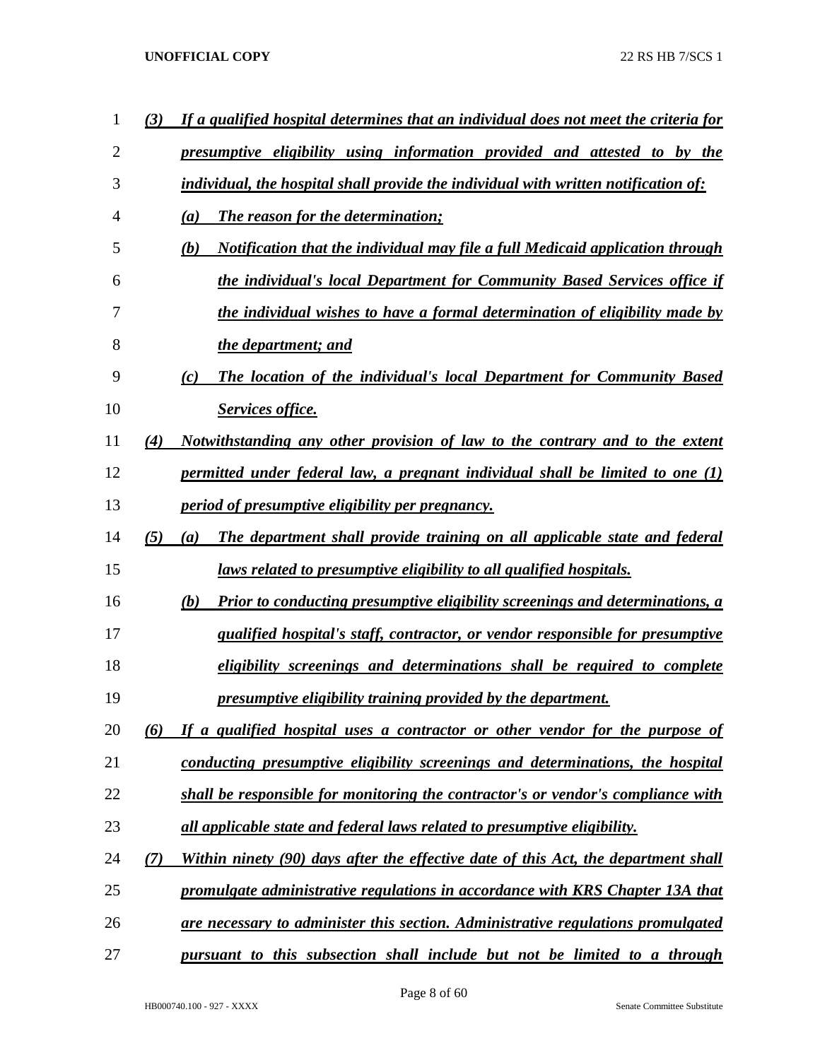*(3) If a qualified hospital determines that an individual does not meet the criteria for presumptive eligibility using information provided and attested to by the individual, the hospital shall provide the individual with written notification of:*

*(a) The reason for the determination;*

*(b) Notification that the individual may file a full Medicaid application through the individual's local Department for Community Based Services office if the individual wishes to have a formal determination of eligibility made by the department; and*

*(c) The location of the individual's local Department for Community Based Services office.*

*(4) Notwithstanding any other provision of law to the contrary and to the extent permitted under federal law, a pregnant individual shall be limited to one (1) period of presumptive eligibility per pregnancy.*

*(5) (a) The department shall provide training on all applicable state and federal laws related to presumptive eligibility to all qualified hospitals.*

*(b) Prior to conducting presumptive eligibility screenings and determinations, a qualified hospital's staff, contractor, or vendor responsible for presumptive eligibility screenings and determinations shall be required to complete presumptive eligibility training provided by the department.*

*(6) If a qualified hospital uses a contractor or other vendor for the purpose of conducting presumptive eligibility screenings and determinations, the hospital shall be responsible for monitoring the contractor's or vendor's compliance with all applicable state and federal laws related to presumptive eligibility.*

*(7) Within ninety (90) days after the effective date of this Act, the department shall promulgate administrative regulations in accordance with KRS Chapter 13A that are necessary to administer this section. Administrative regulations promulgated pursuant to this subsection shall include but not be limited to a through*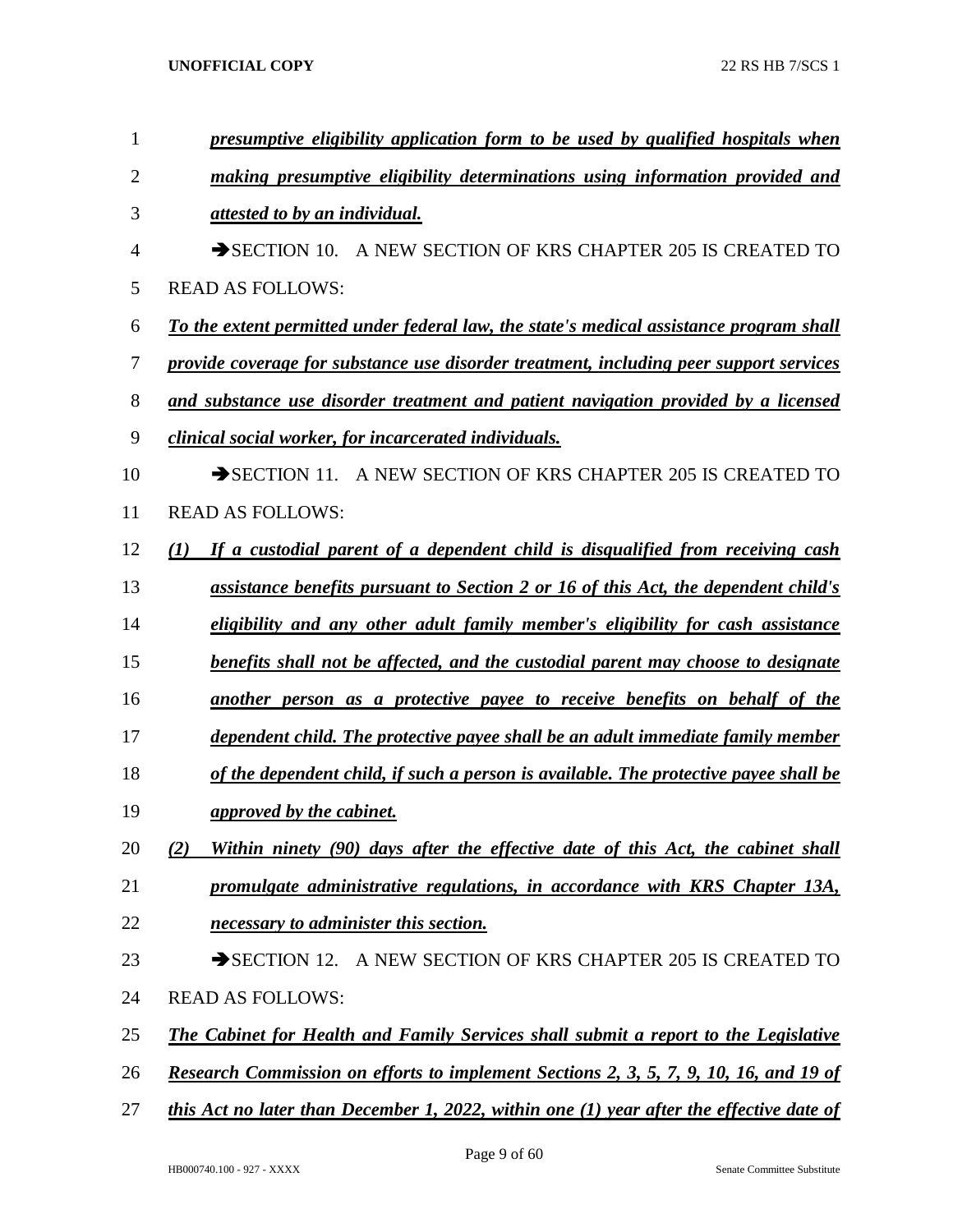***presumptive eligibility application form to be used by qualified hospitals when making presumptive eligibility determinations using information provided and attested to by an individual.***

➔SECTION 10. A NEW SECTION OF KRS CHAPTER 205 IS CREATED TO READ AS FOLLOWS:

***To the extent permitted under federal law, the state's medical assistance program shall provide coverage for substance use disorder treatment, including peer support services and substance use disorder treatment and patient navigation provided by a licensed clinical social worker, for incarcerated individuals.***

➔SECTION 11. A NEW SECTION OF KRS CHAPTER 205 IS CREATED TO READ AS FOLLOWS:

***(1) If a custodial parent of a dependent child is disqualified from receiving cash assistance benefits pursuant to Section 2 or 16 of this Act, the dependent child's eligibility and any other adult family member's eligibility for cash assistance benefits shall not be affected, and the custodial parent may choose to designate another person as a protective payee to receive benefits on behalf of the dependent child. The protective payee shall be an adult immediate family member of the dependent child, if such a person is available. The protective payee shall be approved by the cabinet.***

***(2) Within ninety (90) days after the effective date of this Act, the cabinet shall promulgate administrative regulations, in accordance with KRS Chapter 13A, necessary to administer this section.***

➔SECTION 12. A NEW SECTION OF KRS CHAPTER 205 IS CREATED TO READ AS FOLLOWS:

***The Cabinet for Health and Family Services shall submit a report to the Legislative Research Commission on efforts to implement Sections 2, 3, 5, 7, 9, 10, 16, and 19 of this Act no later than December 1, 2022, within one (1) year after the effective date of***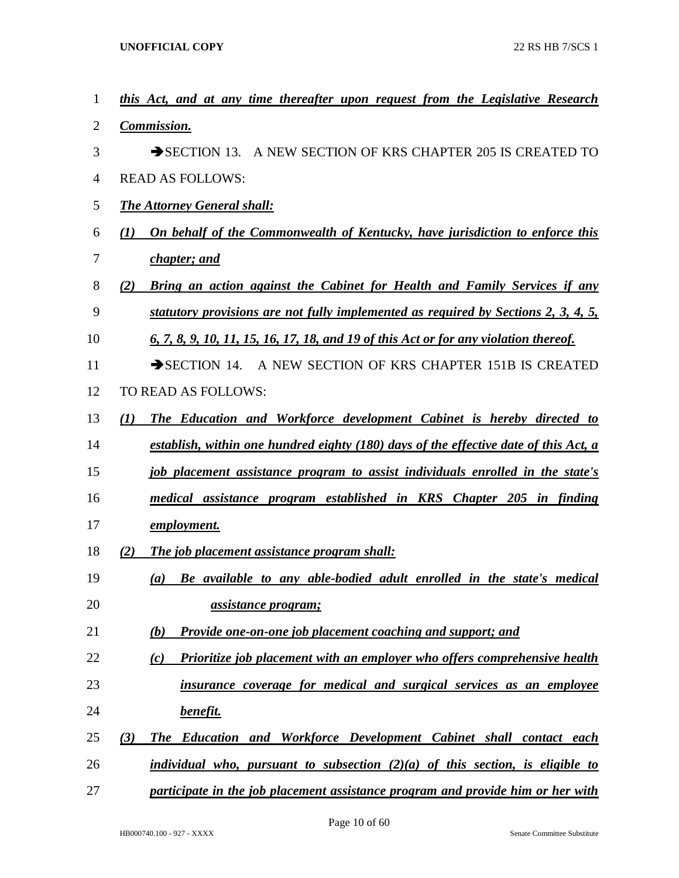*this Act, and at any time thereafter upon request from the Legislative Research Commission.*

→SECTION 13. A NEW SECTION OF KRS CHAPTER 205 IS CREATED TO READ AS FOLLOWS:

*The Attorney General shall:*

*(1) On behalf of the Commonwealth of Kentucky, have jurisdiction to enforce this chapter; and*

*(2) Bring an action against the Cabinet for Health and Family Services if any statutory provisions are not fully implemented as required by Sections 2, 3, 4, 5, 6, 7, 8, 9, 10, 11, 15, 16, 17, 18, and 19 of this Act or for any violation thereof.*

→SECTION 14. A NEW SECTION OF KRS CHAPTER 151B IS CREATED TO READ AS FOLLOWS:

*(1) The Education and Workforce development Cabinet is hereby directed to establish, within one hundred eighty (180) days of the effective date of this Act, a job placement assistance program to assist individuals enrolled in the state's medical assistance program established in KRS Chapter 205 in finding employment.*

*(2) The job placement assistance program shall:*

*(a) Be available to any able-bodied adult enrolled in the state's medical assistance program;*

*(b) Provide one-on-one job placement coaching and support; and*

*(c) Prioritize job placement with an employer who offers comprehensive health insurance coverage for medical and surgical services as an employee benefit.*

*(3) The Education and Workforce Development Cabinet shall contact each individual who, pursuant to subsection (2)(a) of this section, is eligible to participate in the job placement assistance program and provide him or her with*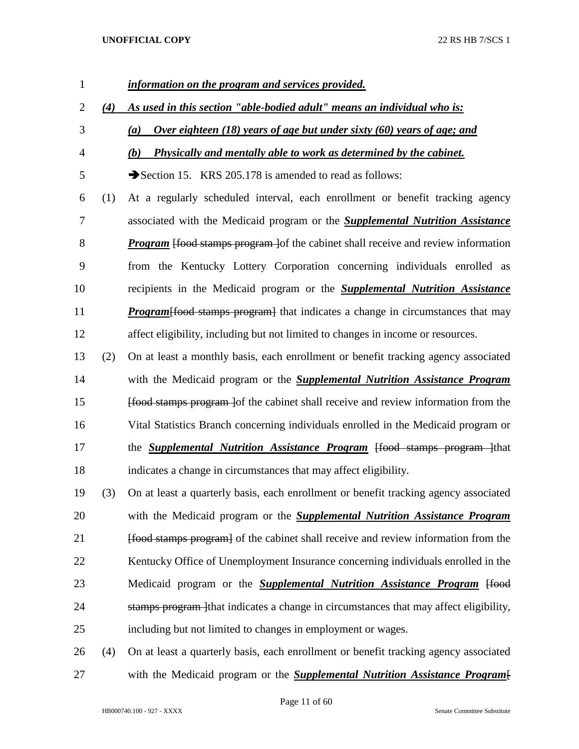***information on the program and services provided.***

***(4) As used in this section "able-bodied adult" means an individual who is:***

***(a) Over eighteen (18) years of age but under sixty (60) years of age; and***

***(b) Physically and mentally able to work as determined by the cabinet.***

➔Section 15. KRS 205.178 is amended to read as follows:

(1) At a regularly scheduled interval, each enrollment or benefit tracking agency associated with the Medicaid program or the ***Supplemental Nutrition Assistance Program*** ~~[food stamps program ]~~of the cabinet shall receive and review information from the Kentucky Lottery Corporation concerning individuals enrolled as recipients in the Medicaid program or the ***Supplemental Nutrition Assistance Program***~~[food stamps program]~~ that indicates a change in circumstances that may affect eligibility, including but not limited to changes in income or resources.

(2) On at least a monthly basis, each enrollment or benefit tracking agency associated with the Medicaid program or the ***Supplemental Nutrition Assistance Program*** ~~[food stamps program ]~~of the cabinet shall receive and review information from the Vital Statistics Branch concerning individuals enrolled in the Medicaid program or the ***Supplemental Nutrition Assistance Program*** ~~[food stamps program ]~~that indicates a change in circumstances that may affect eligibility.

(3) On at least a quarterly basis, each enrollment or benefit tracking agency associated with the Medicaid program or the ***Supplemental Nutrition Assistance Program*** ~~[food stamps program]~~ of the cabinet shall receive and review information from the Kentucky Office of Unemployment Insurance concerning individuals enrolled in the Medicaid program or the ***Supplemental Nutrition Assistance Program*** ~~[food stamps program ]~~that indicates a change in circumstances that may affect eligibility, including but not limited to changes in employment or wages.

(4) On at least a quarterly basis, each enrollment or benefit tracking agency associated with the Medicaid program or the ***Supplemental Nutrition Assistance Program***~~[~~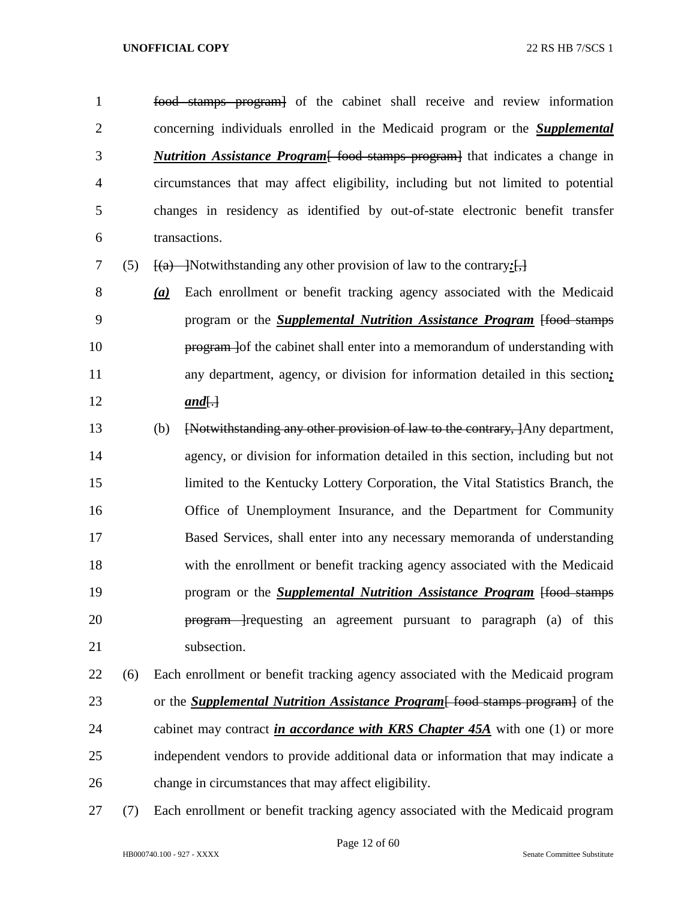food stamps program] of the cabinet shall receive and review information concerning individuals enrolled in the Medicaid program or the ***Supplemental Nutrition Assistance Program***[ food stamps program] that indicates a change in circumstances that may affect eligibility, including but not limited to potential changes in residency as identified by out-of-state electronic benefit transfer transactions.

(5) [(a) ]Notwithstanding any other provision of law to the contrary***:***[,]

***(a)*** Each enrollment or benefit tracking agency associated with the Medicaid program or the ***Supplemental Nutrition Assistance Program*** [food stamps program ]of the cabinet shall enter into a memorandum of understanding with any department, agency, or division for information detailed in this section***; and***[.]

(b) [Notwithstanding any other provision of law to the contrary, ]Any department, agency, or division for information detailed in this section, including but not limited to the Kentucky Lottery Corporation, the Vital Statistics Branch, the Office of Unemployment Insurance, and the Department for Community Based Services, shall enter into any necessary memoranda of understanding with the enrollment or benefit tracking agency associated with the Medicaid program or the ***Supplemental Nutrition Assistance Program*** [food stamps program ]requesting an agreement pursuant to paragraph (a) of this subsection.

(6) Each enrollment or benefit tracking agency associated with the Medicaid program or the ***Supplemental Nutrition Assistance Program***[ food stamps program] of the cabinet may contract ***in accordance with KRS Chapter 45A*** with one (1) or more independent vendors to provide additional data or information that may indicate a change in circumstances that may affect eligibility.

(7) Each enrollment or benefit tracking agency associated with the Medicaid program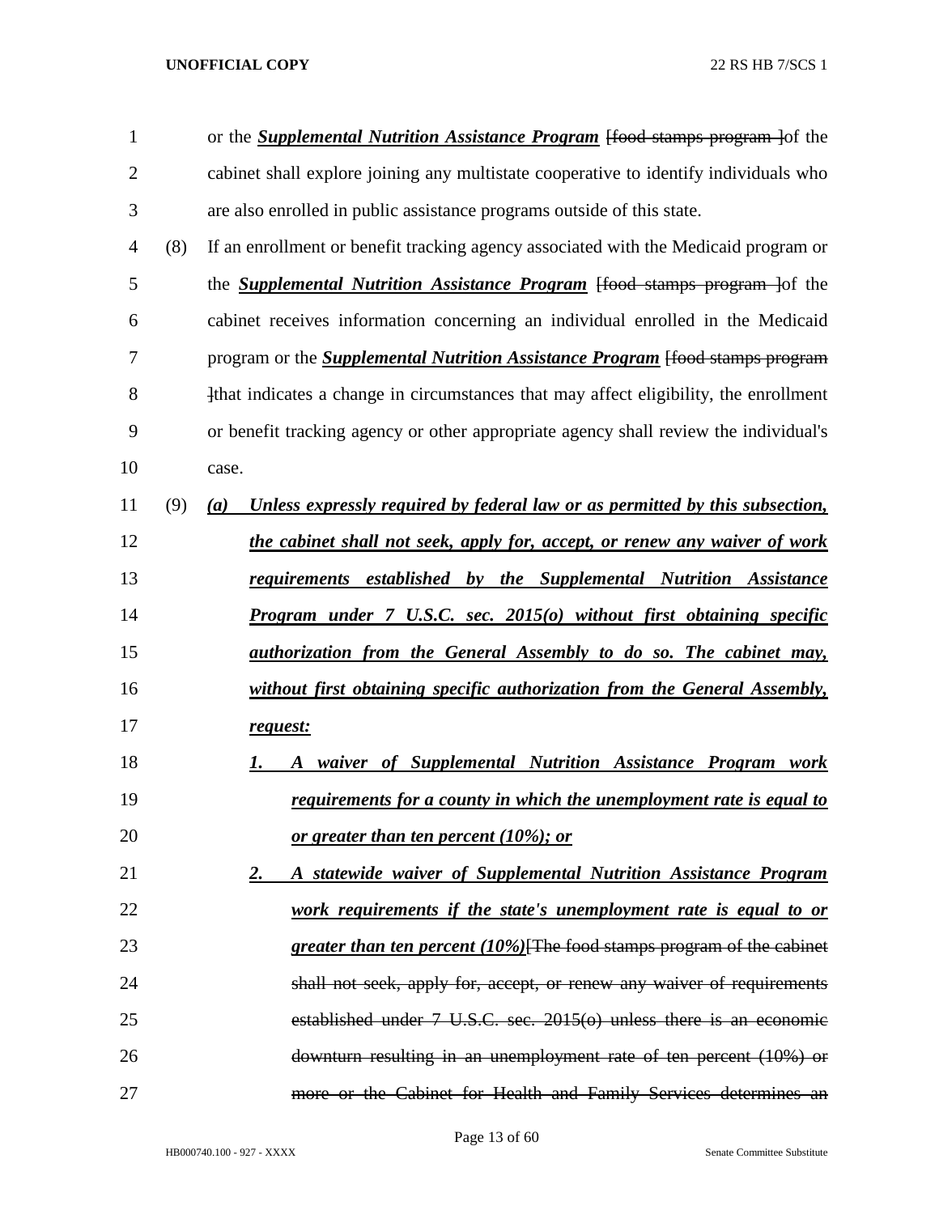or the ***Supplemental Nutrition Assistance Program*** [~~food stamps program~~ ]of the cabinet shall explore joining any multistate cooperative to identify individuals who are also enrolled in public assistance programs outside of this state.

(8) If an enrollment or benefit tracking agency associated with the Medicaid program or the ***Supplemental Nutrition Assistance Program*** [~~food stamps program~~ ]of the cabinet receives information concerning an individual enrolled in the Medicaid program or the ***Supplemental Nutrition Assistance Program*** [~~food stamps program~~ ]that indicates a change in circumstances that may affect eligibility, the enrollment or benefit tracking agency or other appropriate agency shall review the individual's case.

(9) ***(a) Unless expressly required by federal law or as permitted by this subsection, the cabinet shall not seek, apply for, accept, or renew any waiver of work requirements established by the Supplemental Nutrition Assistance Program under 7 U.S.C. sec. 2015(o) without first obtaining specific authorization from the General Assembly to do so. The cabinet may, without first obtaining specific authorization from the General Assembly, request:***

***1. A waiver of Supplemental Nutrition Assistance Program work requirements for a county in which the unemployment rate is equal to or greater than ten percent (10%); or***

***2. A statewide waiver of Supplemental Nutrition Assistance Program work requirements if the state's unemployment rate is equal to or greater than ten percent (10%)***[~~The food stamps program of the cabinet shall not seek, apply for, accept, or renew any waiver of requirements established under 7 U.S.C. sec. 2015(o) unless there is an economic downturn resulting in an unemployment rate of ten percent (10%) or more or the Cabinet for Health and Family Services determines an~~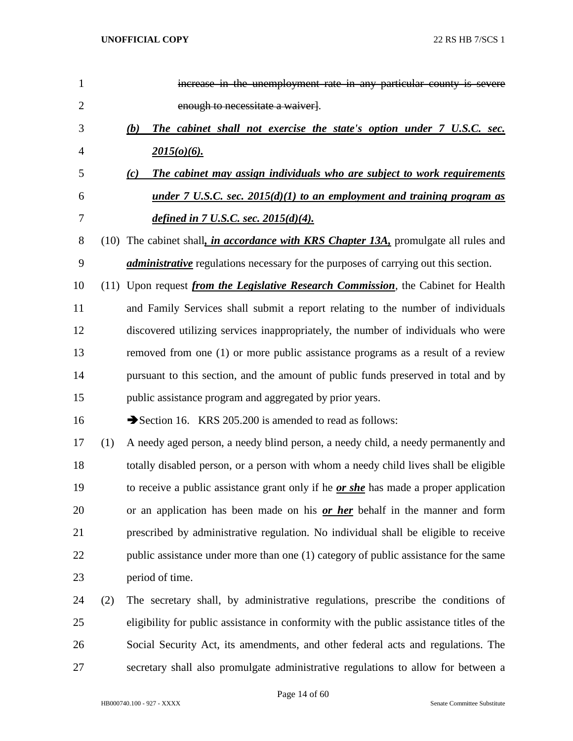~~increase in the unemployment rate in any particular county is severe enough to necessitate a waiver]~~.

(b) ***The cabinet shall not exercise the state's option under 7 U.S.C. sec. 2015(o)(6).***

(c) ***The cabinet may assign individuals who are subject to work requirements under 7 U.S.C. sec. 2015(d)(1) to an employment and training program as defined in 7 U.S.C. sec. 2015(d)(4).***

(10) The cabinet shall***, in accordance with KRS Chapter 13A,*** promulgate all rules and ***administrative*** regulations necessary for the purposes of carrying out this section.

(11) Upon request ***from the Legislative Research Commission***, the Cabinet for Health and Family Services shall submit a report relating to the number of individuals discovered utilizing services inappropriately, the number of individuals who were removed from one (1) or more public assistance programs as a result of a review pursuant to this section, and the amount of public funds preserved in total and by public assistance program and aggregated by prior years.

➔Section 16. KRS 205.200 is amended to read as follows:

(1) A needy aged person, a needy blind person, a needy child, a needy permanently and totally disabled person, or a person with whom a needy child lives shall be eligible to receive a public assistance grant only if he ***or she*** has made a proper application or an application has been made on his ***or her*** behalf in the manner and form prescribed by administrative regulation. No individual shall be eligible to receive public assistance under more than one (1) category of public assistance for the same period of time.

(2) The secretary shall, by administrative regulations, prescribe the conditions of eligibility for public assistance in conformity with the public assistance titles of the Social Security Act, its amendments, and other federal acts and regulations. The secretary shall also promulgate administrative regulations to allow for between a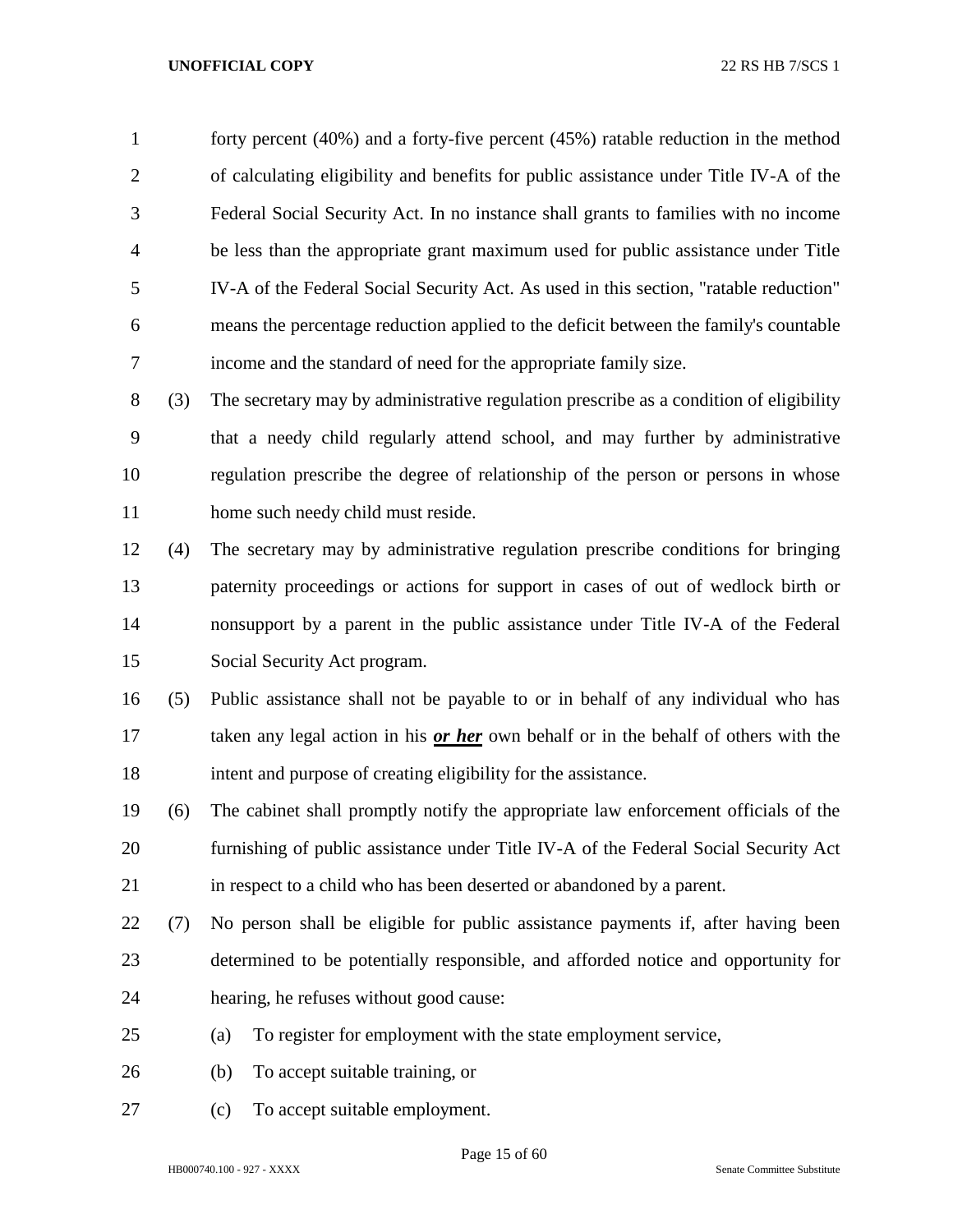forty percent (40%) and a forty-five percent (45%) ratable reduction in the method of calculating eligibility and benefits for public assistance under Title IV-A of the Federal Social Security Act. In no instance shall grants to families with no income be less than the appropriate grant maximum used for public assistance under Title IV-A of the Federal Social Security Act. As used in this section, "ratable reduction" means the percentage reduction applied to the deficit between the family's countable income and the standard of need for the appropriate family size.

(3) The secretary may by administrative regulation prescribe as a condition of eligibility that a needy child regularly attend school, and may further by administrative regulation prescribe the degree of relationship of the person or persons in whose home such needy child must reside.

(4) The secretary may by administrative regulation prescribe conditions for bringing paternity proceedings or actions for support in cases of out of wedlock birth or nonsupport by a parent in the public assistance under Title IV-A of the Federal Social Security Act program.

(5) Public assistance shall not be payable to or in behalf of any individual who has taken any legal action in his ***or her*** own behalf or in the behalf of others with the intent and purpose of creating eligibility for the assistance.

(6) The cabinet shall promptly notify the appropriate law enforcement officials of the furnishing of public assistance under Title IV-A of the Federal Social Security Act in respect to a child who has been deserted or abandoned by a parent.

(7) No person shall be eligible for public assistance payments if, after having been determined to be potentially responsible, and afforded notice and opportunity for hearing, he refuses without good cause:

(a) To register for employment with the state employment service,

(b) To accept suitable training, or

(c) To accept suitable employment.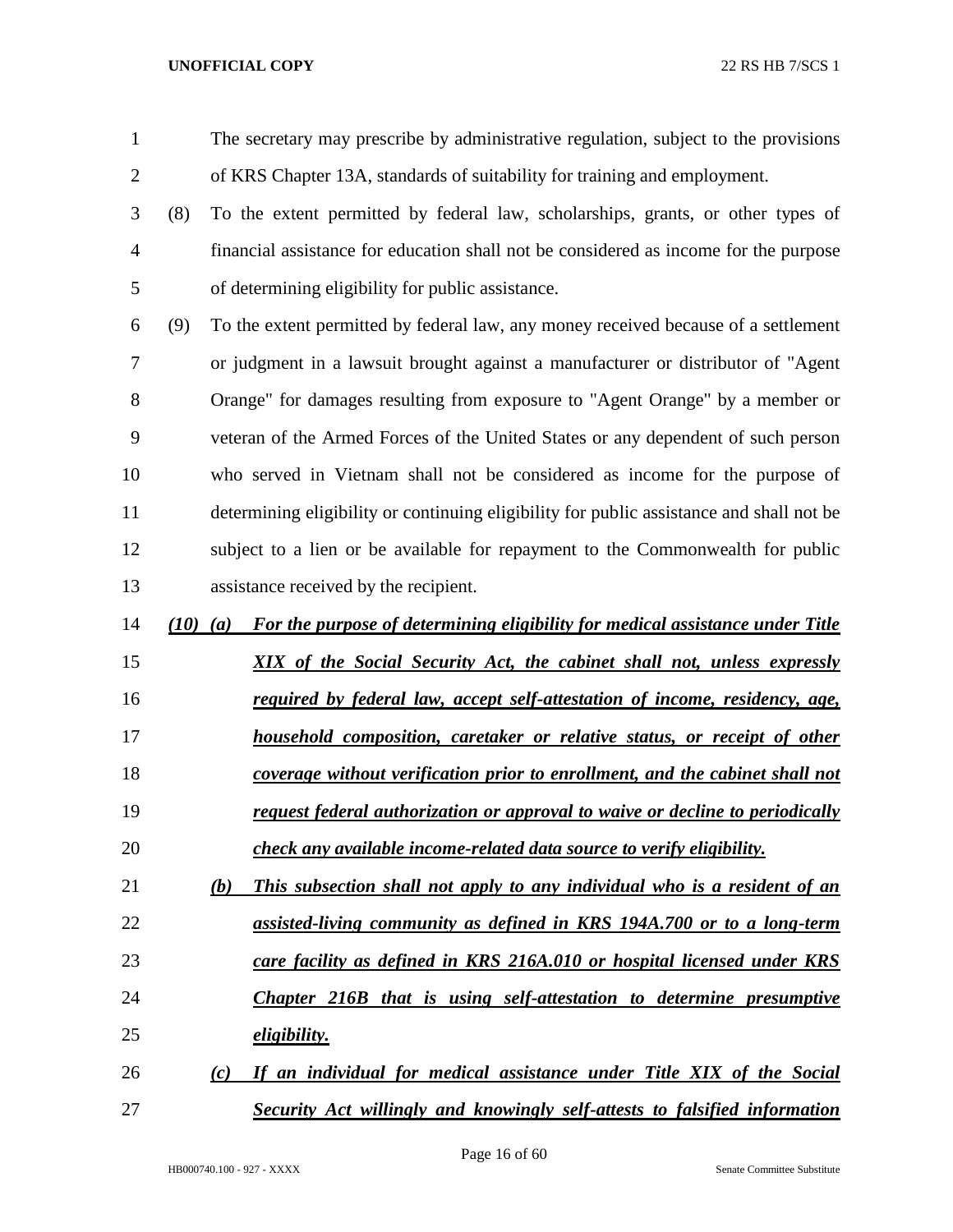The secretary may prescribe by administrative regulation, subject to the provisions of KRS Chapter 13A, standards of suitability for training and employment.

(8) To the extent permitted by federal law, scholarships, grants, or other types of financial assistance for education shall not be considered as income for the purpose of determining eligibility for public assistance.

(9) To the extent permitted by federal law, any money received because of a settlement or judgment in a lawsuit brought against a manufacturer or distributor of "Agent Orange" for damages resulting from exposure to "Agent Orange" by a member or veteran of the Armed Forces of the United States or any dependent of such person who served in Vietnam shall not be considered as income for the purpose of determining eligibility or continuing eligibility for public assistance and shall not be subject to a lien or be available for repayment to the Commonwealth for public assistance received by the recipient.

***(10) (a) For the purpose of determining eligibility for medical assistance under Title XIX of the Social Security Act, the cabinet shall not, unless expressly required by federal law, accept self-attestation of income, residency, age, household composition, caretaker or relative status, or receipt of other coverage without verification prior to enrollment, and the cabinet shall not request federal authorization or approval to waive or decline to periodically check any available income-related data source to verify eligibility.***

***(b) This subsection shall not apply to any individual who is a resident of an assisted-living community as defined in KRS 194A.700 or to a long-term care facility as defined in KRS 216A.010 or hospital licensed under KRS Chapter 216B that is using self-attestation to determine presumptive eligibility.***

***(c) If an individual for medical assistance under Title XIX of the Social Security Act willingly and knowingly self-attests to falsified information***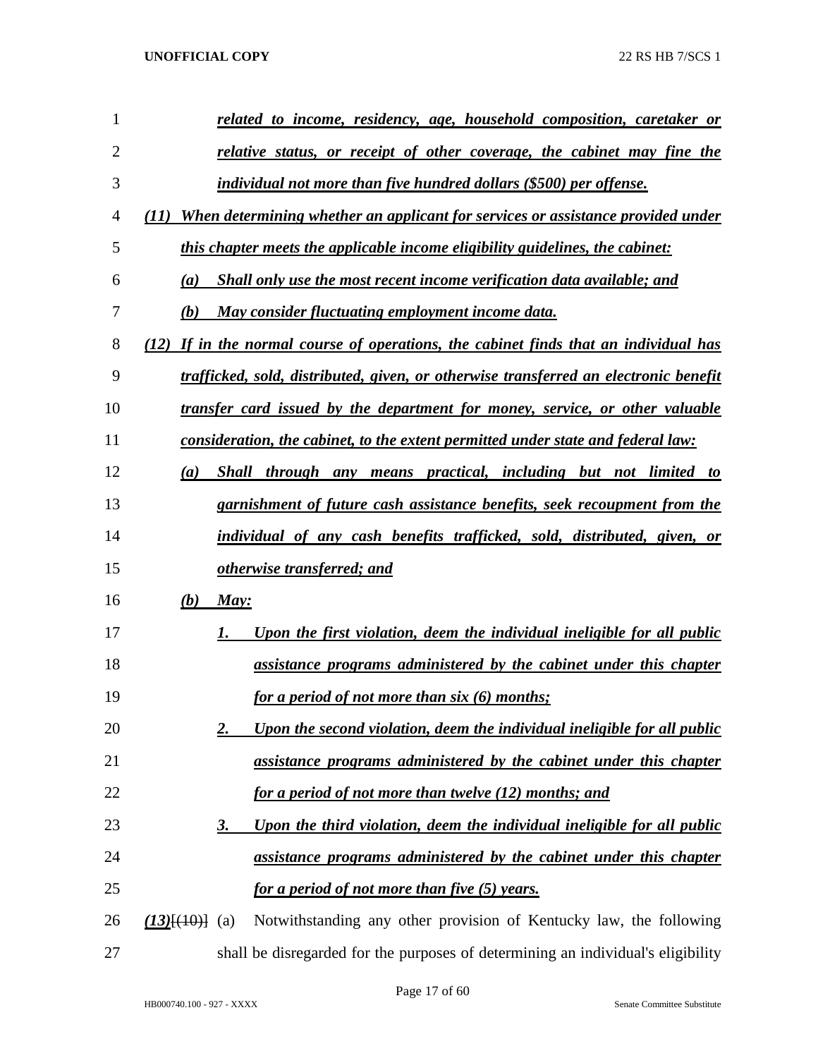***related to income, residency, age, household composition, caretaker or relative status, or receipt of other coverage, the cabinet may fine the individual not more than five hundred dollars ($500) per offense.***

***(11) When determining whether an applicant for services or assistance provided under this chapter meets the applicable income eligibility guidelines, the cabinet:***

***(a) Shall only use the most recent income verification data available; and***

***(b) May consider fluctuating employment income data.***

***(12) If in the normal course of operations, the cabinet finds that an individual has trafficked, sold, distributed, given, or otherwise transferred an electronic benefit transfer card issued by the department for money, service, or other valuable consideration, the cabinet, to the extent permitted under state and federal law:***

***(a) Shall through any means practical, including but not limited to garnishment of future cash assistance benefits, seek recoupment from the individual of any cash benefits trafficked, sold, distributed, given, or otherwise transferred; and***

***(b) May:***

***1. Upon the first violation, deem the individual ineligible for all public assistance programs administered by the cabinet under this chapter for a period of not more than six (6) months;***

***2. Upon the second violation, deem the individual ineligible for all public assistance programs administered by the cabinet under this chapter for a period of not more than twelve (12) months; and***

***3. Upon the third violation, deem the individual ineligible for all public assistance programs administered by the cabinet under this chapter for a period of not more than five (5) years.***

***(13)***[(10)] (a) Notwithstanding any other provision of Kentucky law, the following shall be disregarded for the purposes of determining an individual's eligibility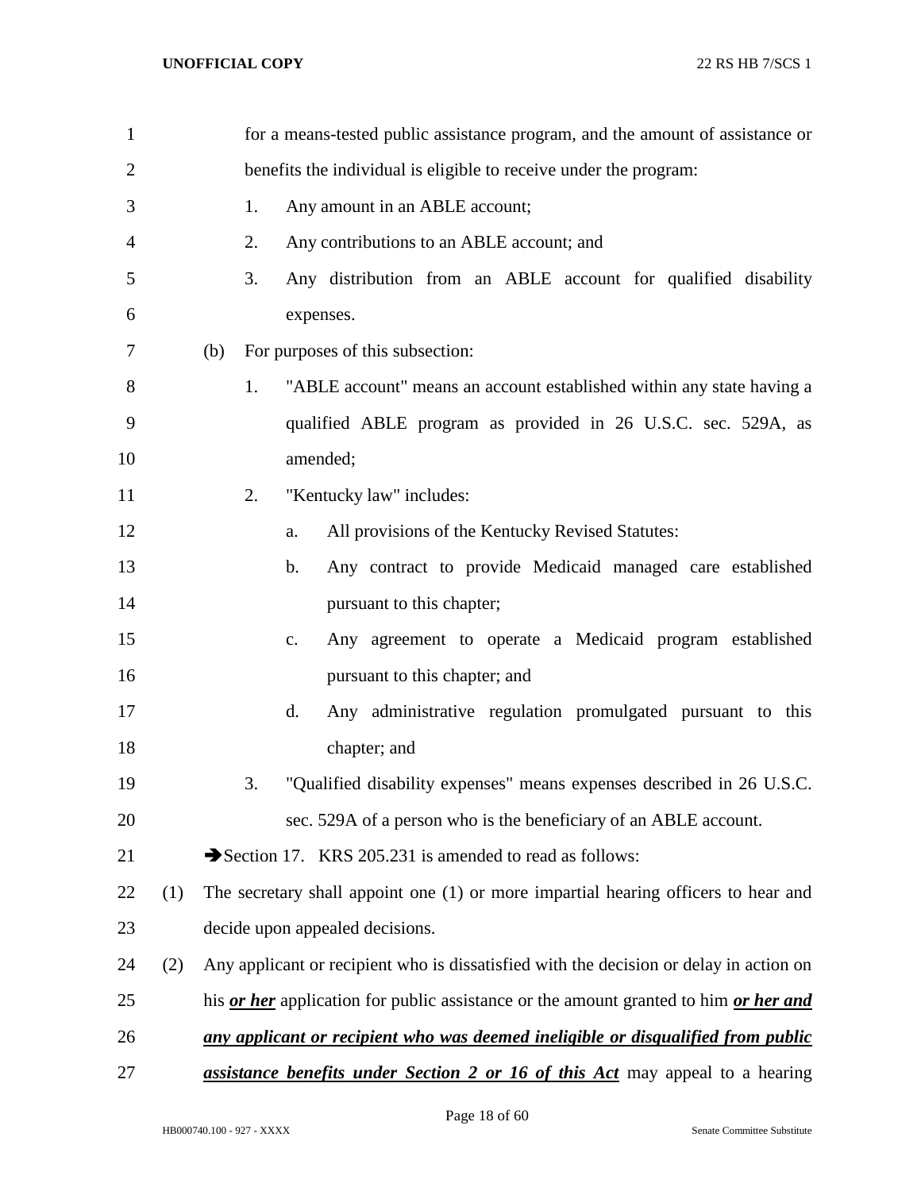for a means-tested public assistance program, and the amount of assistance or benefits the individual is eligible to receive under the program:

1. Any amount in an ABLE account;
2. Any contributions to an ABLE account; and
3. Any distribution from an ABLE account for qualified disability expenses.

(b) For purposes of this subsection:

1. "ABLE account" means an account established within any state having a qualified ABLE program as provided in 26 U.S.C. sec. 529A, as amended;
2. "Kentucky law" includes:
   a. All provisions of the Kentucky Revised Statutes:
   b. Any contract to provide Medicaid managed care established pursuant to this chapter;
   c. Any agreement to operate a Medicaid program established pursuant to this chapter; and
   d. Any administrative regulation promulgated pursuant to this chapter; and
3. "Qualified disability expenses" means expenses described in 26 U.S.C. sec. 529A of a person who is the beneficiary of an ABLE account.

➔Section 17. KRS 205.231 is amended to read as follows:

(1) The secretary shall appoint one (1) or more impartial hearing officers to hear and decide upon appealed decisions.

(2) Any applicant or recipient who is dissatisfied with the decision or delay in action on his ***or her*** application for public assistance or the amount granted to him ***or her and any applicant or recipient who was deemed ineligible or disqualified from public assistance benefits under Section 2 or 16 of this Act*** may appeal to a hearing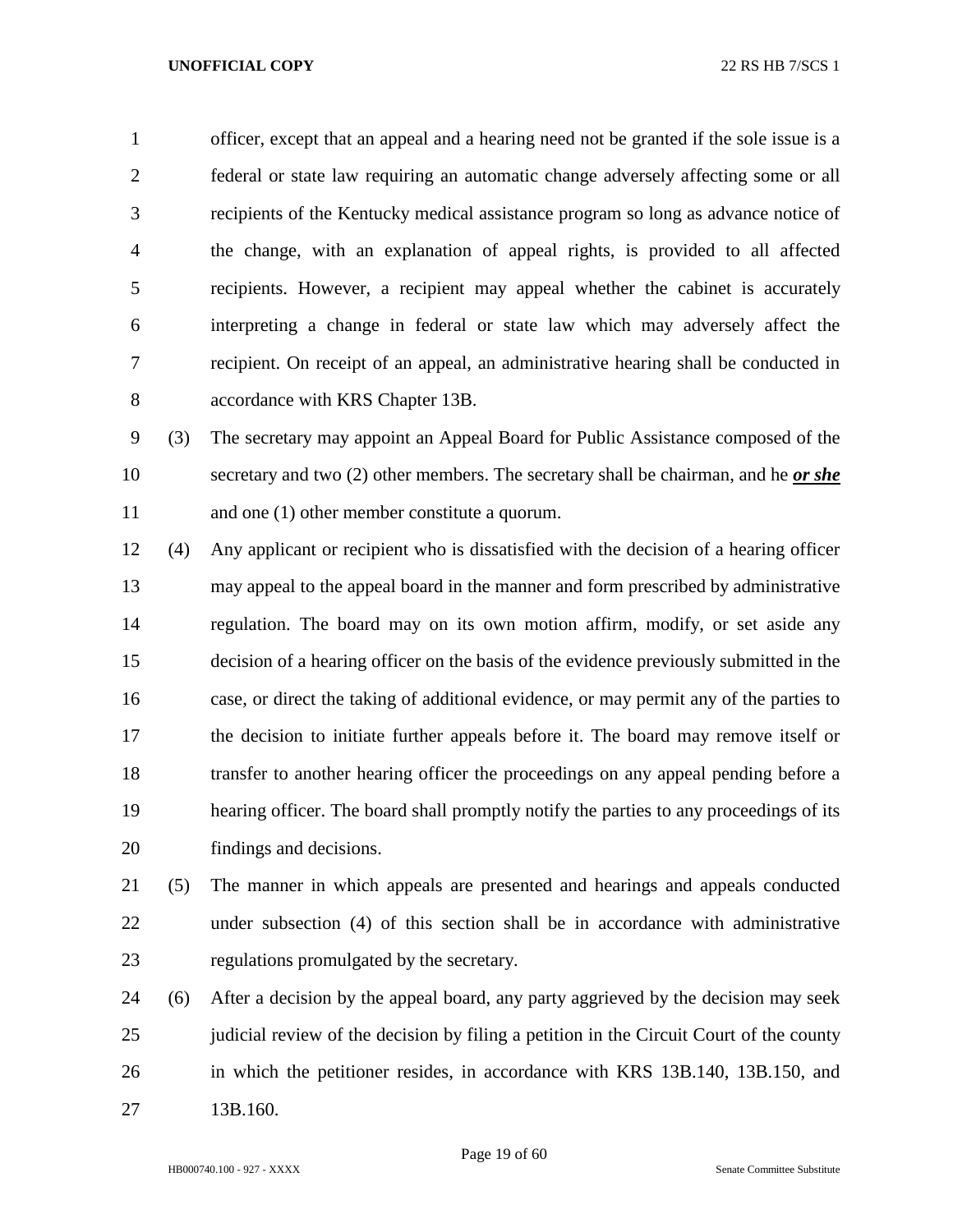officer, except that an appeal and a hearing need not be granted if the sole issue is a federal or state law requiring an automatic change adversely affecting some or all recipients of the Kentucky medical assistance program so long as advance notice of the change, with an explanation of appeal rights, is provided to all affected recipients. However, a recipient may appeal whether the cabinet is accurately interpreting a change in federal or state law which may adversely affect the recipient. On receipt of an appeal, an administrative hearing shall be conducted in accordance with KRS Chapter 13B.

(3) The secretary may appoint an Appeal Board for Public Assistance composed of the secretary and two (2) other members. The secretary shall be chairman, and he ***or she*** and one (1) other member constitute a quorum.

(4) Any applicant or recipient who is dissatisfied with the decision of a hearing officer may appeal to the appeal board in the manner and form prescribed by administrative regulation. The board may on its own motion affirm, modify, or set aside any decision of a hearing officer on the basis of the evidence previously submitted in the case, or direct the taking of additional evidence, or may permit any of the parties to the decision to initiate further appeals before it. The board may remove itself or transfer to another hearing officer the proceedings on any appeal pending before a hearing officer. The board shall promptly notify the parties to any proceedings of its findings and decisions.

(5) The manner in which appeals are presented and hearings and appeals conducted under subsection (4) of this section shall be in accordance with administrative regulations promulgated by the secretary.

(6) After a decision by the appeal board, any party aggrieved by the decision may seek judicial review of the decision by filing a petition in the Circuit Court of the county in which the petitioner resides, in accordance with KRS 13B.140, 13B.150, and 13B.160.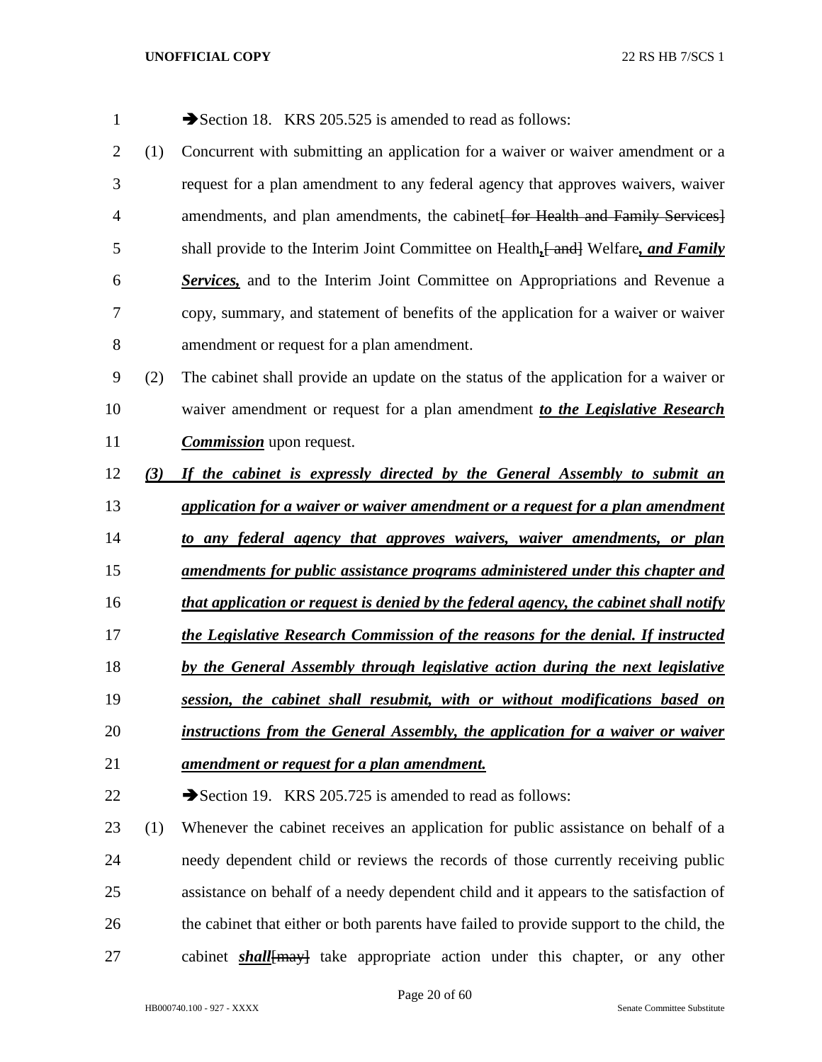➔Section 18.   KRS 205.525 is amended to read as follows:

(1) Concurrent with submitting an application for a waiver or waiver amendment or a request for a plan amendment to any federal agency that approves waivers, waiver amendments, and plan amendments, the cabinet~~[ for Health and Family Services]~~ shall provide to the Interim Joint Committee on Health***,***~~[ and]~~ Welfare***, and Family Services,*** and to the Interim Joint Committee on Appropriations and Revenue a copy, summary, and statement of benefits of the application for a waiver or waiver amendment or request for a plan amendment.

(2) The cabinet shall provide an update on the status of the application for a waiver or waiver amendment or request for a plan amendment ***to the Legislative Research Commission*** upon request.

***(3) If the cabinet is expressly directed by the General Assembly to submit an application for a waiver or waiver amendment or a request for a plan amendment to any federal agency that approves waivers, waiver amendments, or plan amendments for public assistance programs administered under this chapter and that application or request is denied by the federal agency, the cabinet shall notify the Legislative Research Commission of the reasons for the denial. If instructed by the General Assembly through legislative action during the next legislative session, the cabinet shall resubmit, with or without modifications based on instructions from the General Assembly, the application for a waiver or waiver amendment or request for a plan amendment.***

➔Section 19.   KRS 205.725 is amended to read as follows:

(1) Whenever the cabinet receives an application for public assistance on behalf of a needy dependent child or reviews the records of those currently receiving public assistance on behalf of a needy dependent child and it appears to the satisfaction of the cabinet that either or both parents have failed to provide support to the child, the cabinet ***shall***~~[may]~~ take appropriate action under this chapter, or any other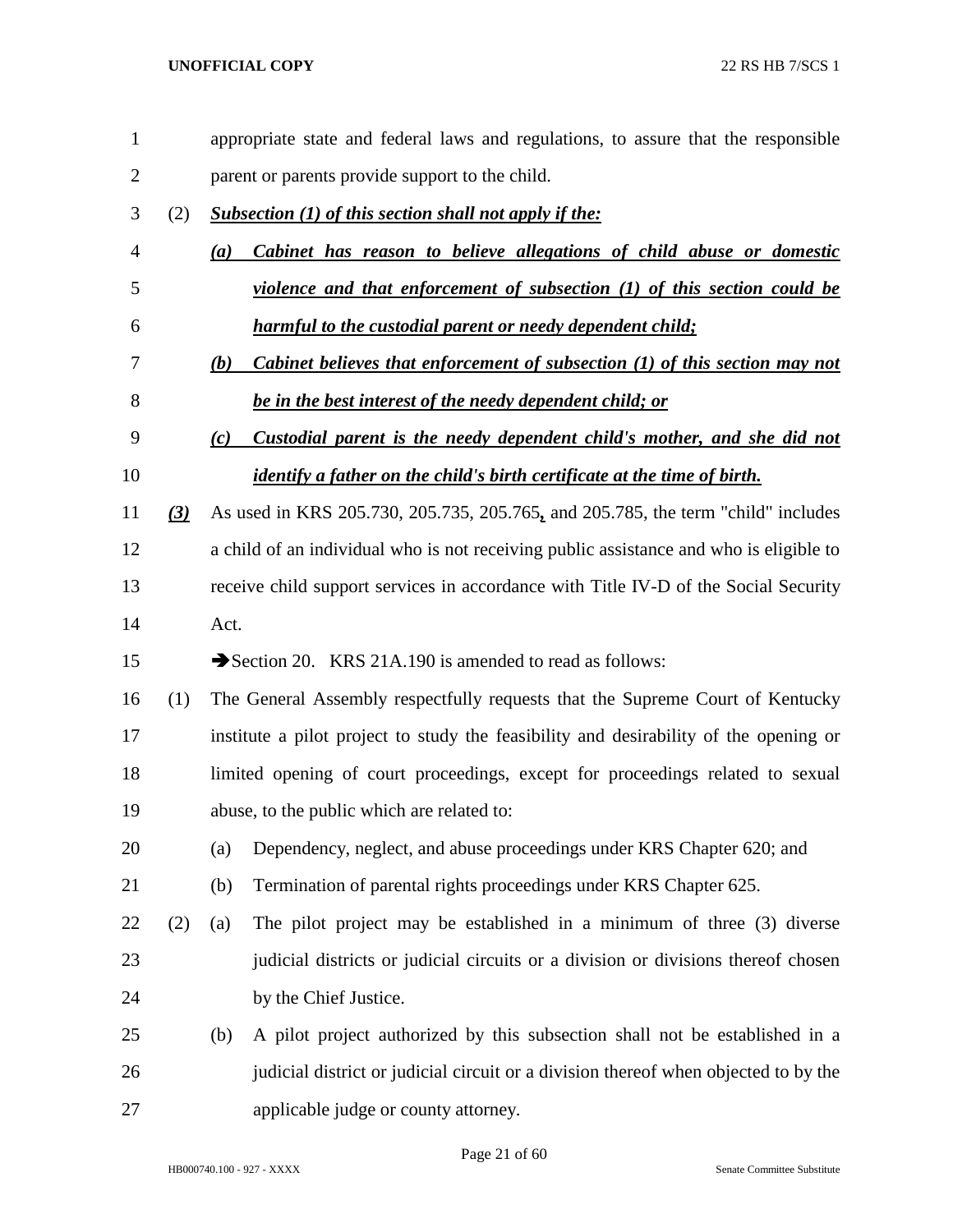appropriate state and federal laws and regulations, to assure that the responsible parent or parents provide support to the child.

(2) ***Subsection (1) of this section shall not apply if the:***

***(a) Cabinet has reason to believe allegations of child abuse or domestic violence and that enforcement of subsection (1) of this section could be harmful to the custodial parent or needy dependent child;***

***(b) Cabinet believes that enforcement of subsection (1) of this section may not be in the best interest of the needy dependent child; or***

***(c) Custodial parent is the needy dependent child's mother, and she did not identify a father on the child's birth certificate at the time of birth.***

***(3)*** As used in KRS 205.730, 205.735, 205.765***,*** and 205.785, the term "child" includes a child of an individual who is not receiving public assistance and who is eligible to receive child support services in accordance with Title IV-D of the Social Security Act.

➔Section 20. KRS 21A.190 is amended to read as follows:

(1) The General Assembly respectfully requests that the Supreme Court of Kentucky institute a pilot project to study the feasibility and desirability of the opening or limited opening of court proceedings, except for proceedings related to sexual abuse, to the public which are related to:

(a) Dependency, neglect, and abuse proceedings under KRS Chapter 620; and

(b) Termination of parental rights proceedings under KRS Chapter 625.

(2) (a) The pilot project may be established in a minimum of three (3) diverse judicial districts or judicial circuits or a division or divisions thereof chosen by the Chief Justice.

(b) A pilot project authorized by this subsection shall not be established in a judicial district or judicial circuit or a division thereof when objected to by the applicable judge or county attorney.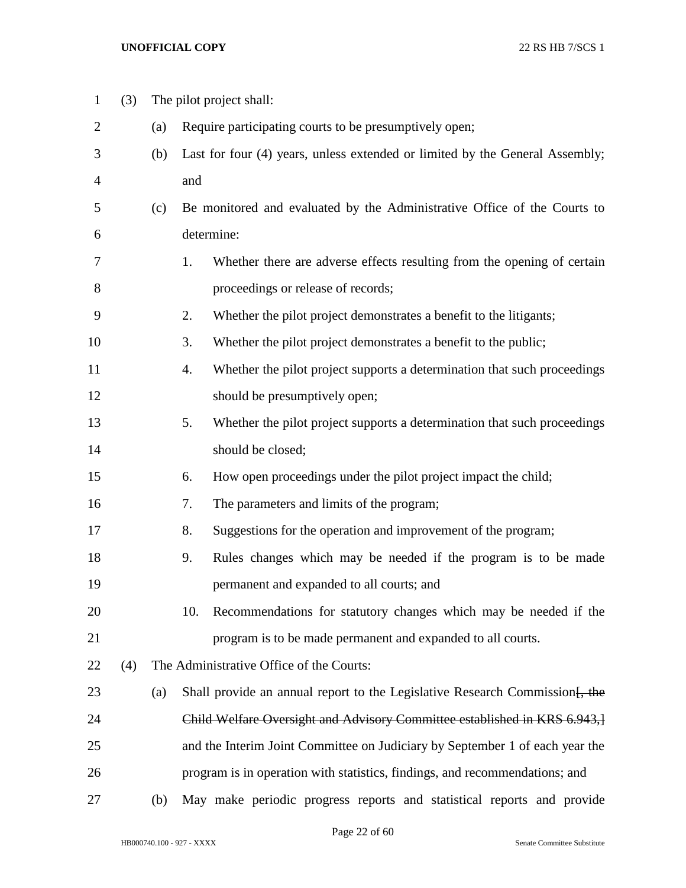(3) The pilot project shall:

(a) Require participating courts to be presumptively open;

(b) Last for four (4) years, unless extended or limited by the General Assembly; and

(c) Be monitored and evaluated by the Administrative Office of the Courts to determine:

1. Whether there are adverse effects resulting from the opening of certain proceedings or release of records;

2. Whether the pilot project demonstrates a benefit to the litigants;

3. Whether the pilot project demonstrates a benefit to the public;

4. Whether the pilot project supports a determination that such proceedings should be presumptively open;

5. Whether the pilot project supports a determination that such proceedings should be closed;

6. How open proceedings under the pilot project impact the child;

7. The parameters and limits of the program;

8. Suggestions for the operation and improvement of the program;

9. Rules changes which may be needed if the program is to be made permanent and expanded to all courts; and

10. Recommendations for statutory changes which may be needed if the program is to be made permanent and expanded to all courts.

(4) The Administrative Office of the Courts:

(a) Shall provide an annual report to the Legislative Research Commission~~[, the Child Welfare Oversight and Advisory Committee established in KRS 6.943,]~~ and the Interim Joint Committee on Judiciary by September 1 of each year the program is in operation with statistics, findings, and recommendations; and

(b) May make periodic progress reports and statistical reports and provide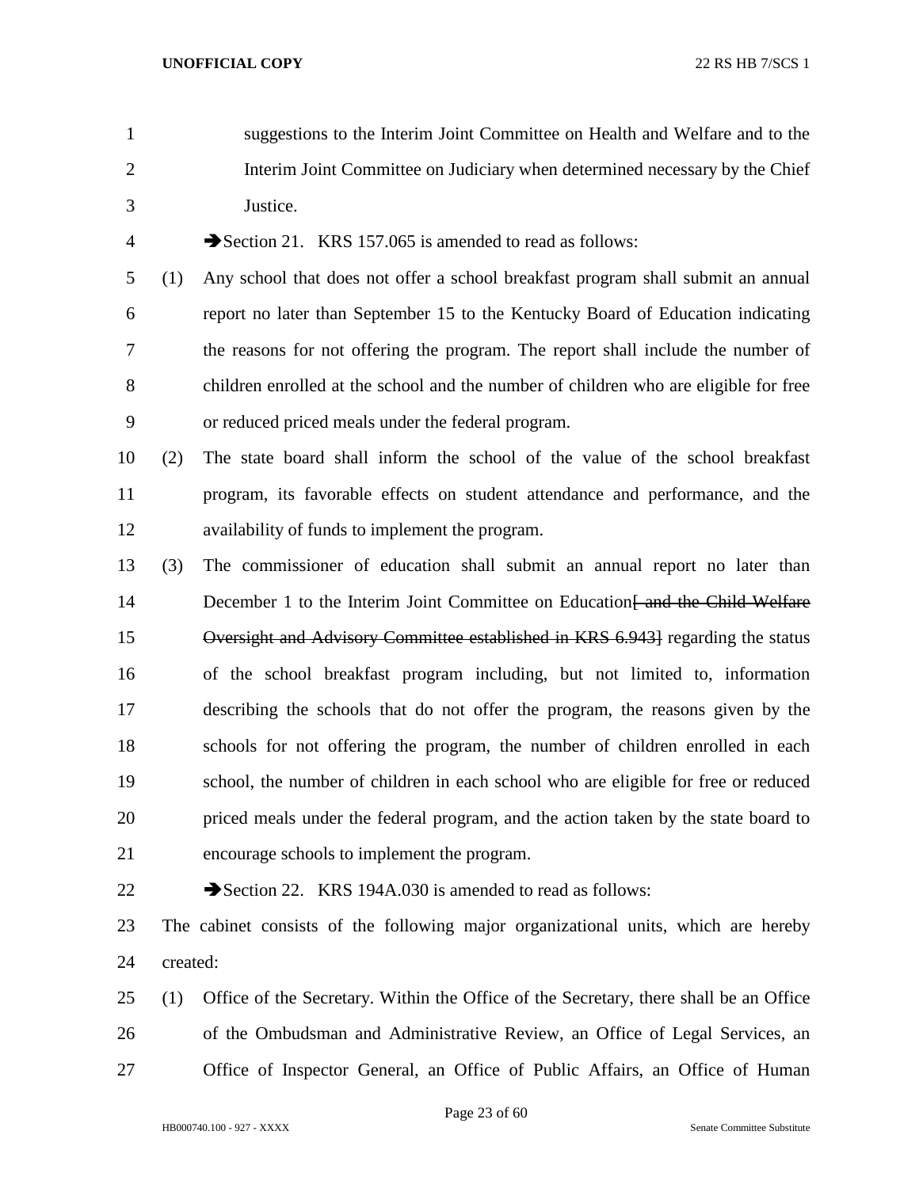suggestions to the Interim Joint Committee on Health and Welfare and to the Interim Joint Committee on Judiciary when determined necessary by the Chief Justice.

➔Section 21. KRS 157.065 is amended to read as follows:

(1) Any school that does not offer a school breakfast program shall submit an annual report no later than September 15 to the Kentucky Board of Education indicating the reasons for not offering the program. The report shall include the number of children enrolled at the school and the number of children who are eligible for free or reduced priced meals under the federal program.

(2) The state board shall inform the school of the value of the school breakfast program, its favorable effects on student attendance and performance, and the availability of funds to implement the program.

(3) The commissioner of education shall submit an annual report no later than December 1 to the Interim Joint Committee on Education~~[ and the Child Welfare Oversight and Advisory Committee established in KRS 6.943]~~ regarding the status of the school breakfast program including, but not limited to, information describing the schools that do not offer the program, the reasons given by the schools for not offering the program, the number of children enrolled in each school, the number of children in each school who are eligible for free or reduced priced meals under the federal program, and the action taken by the state board to encourage schools to implement the program.

➔Section 22. KRS 194A.030 is amended to read as follows:

The cabinet consists of the following major organizational units, which are hereby created:

(1) Office of the Secretary. Within the Office of the Secretary, there shall be an Office of the Ombudsman and Administrative Review, an Office of Legal Services, an Office of Inspector General, an Office of Public Affairs, an Office of Human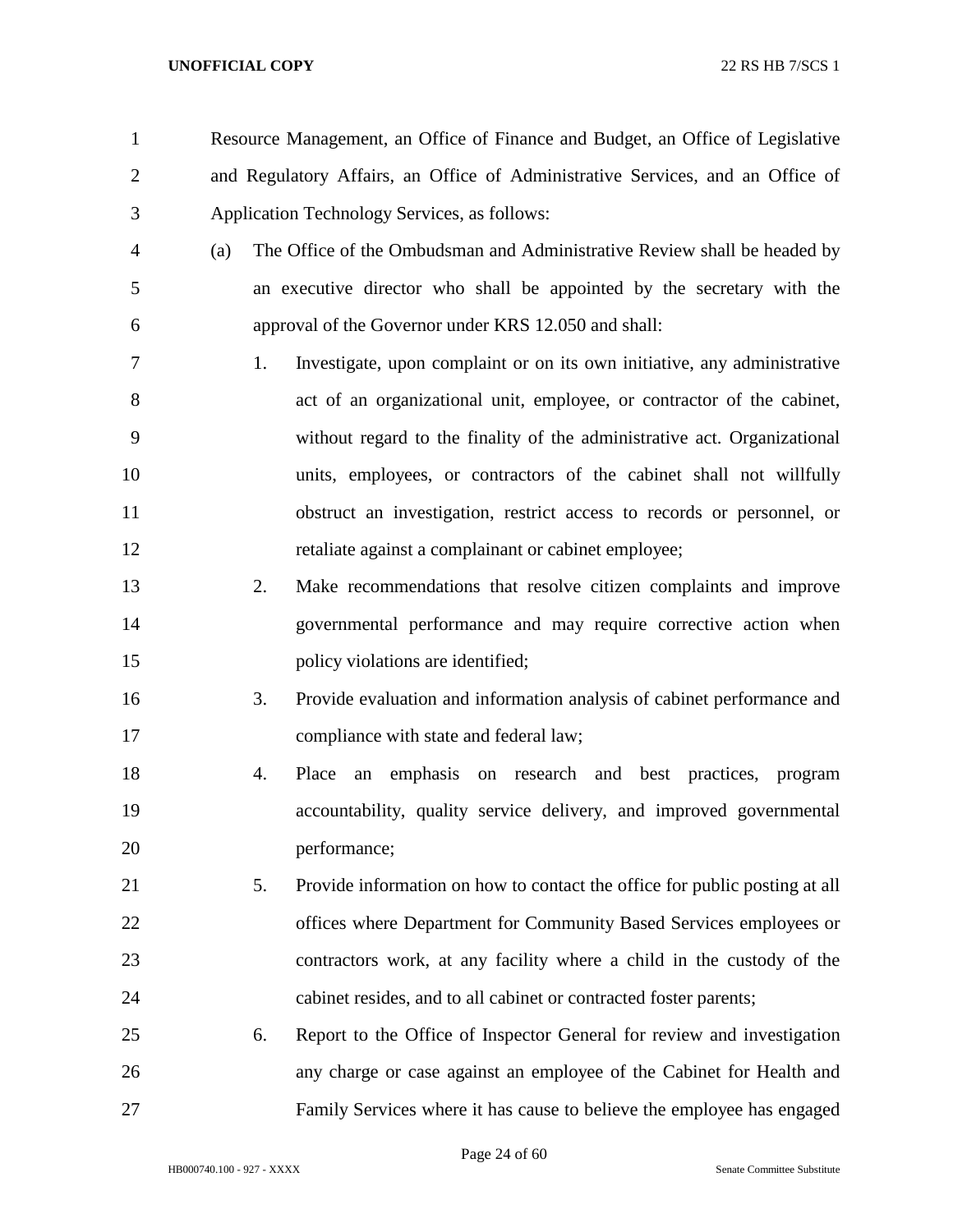Resource Management, an Office of Finance and Budget, an Office of Legislative and Regulatory Affairs, an Office of Administrative Services, and an Office of Application Technology Services, as follows:

(a) The Office of the Ombudsman and Administrative Review shall be headed by an executive director who shall be appointed by the secretary with the approval of the Governor under KRS 12.050 and shall:

1. Investigate, upon complaint or on its own initiative, any administrative act of an organizational unit, employee, or contractor of the cabinet, without regard to the finality of the administrative act. Organizational units, employees, or contractors of the cabinet shall not willfully obstruct an investigation, restrict access to records or personnel, or retaliate against a complainant or cabinet employee;

2. Make recommendations that resolve citizen complaints and improve governmental performance and may require corrective action when policy violations are identified;

3. Provide evaluation and information analysis of cabinet performance and compliance with state and federal law;

4. Place an emphasis on research and best practices, program accountability, quality service delivery, and improved governmental performance;

5. Provide information on how to contact the office for public posting at all offices where Department for Community Based Services employees or contractors work, at any facility where a child in the custody of the cabinet resides, and to all cabinet or contracted foster parents;

6. Report to the Office of Inspector General for review and investigation any charge or case against an employee of the Cabinet for Health and Family Services where it has cause to believe the employee has engaged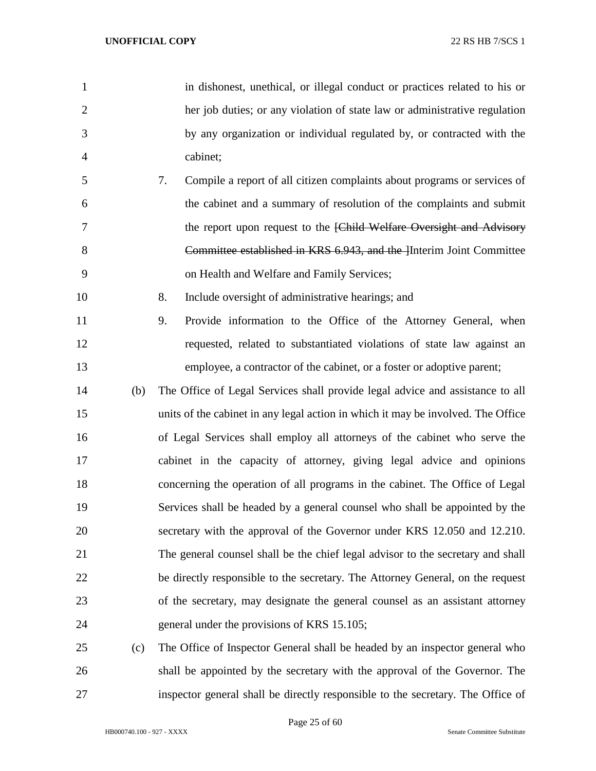in dishonest, unethical, or illegal conduct or practices related to his or her job duties; or any violation of state law or administrative regulation by any organization or individual regulated by, or contracted with the cabinet;

7. Compile a report of all citizen complaints about programs or services of the cabinet and a summary of resolution of the complaints and submit the report upon request to the ~~[Child Welfare Oversight and Advisory Committee established in KRS 6.943, and the ]~~Interim Joint Committee on Health and Welfare and Family Services;

8. Include oversight of administrative hearings; and

9. Provide information to the Office of the Attorney General, when requested, related to substantiated violations of state law against an employee, a contractor of the cabinet, or a foster or adoptive parent;

(b) The Office of Legal Services shall provide legal advice and assistance to all units of the cabinet in any legal action in which it may be involved. The Office of Legal Services shall employ all attorneys of the cabinet who serve the cabinet in the capacity of attorney, giving legal advice and opinions concerning the operation of all programs in the cabinet. The Office of Legal Services shall be headed by a general counsel who shall be appointed by the secretary with the approval of the Governor under KRS 12.050 and 12.210. The general counsel shall be the chief legal advisor to the secretary and shall be directly responsible to the secretary. The Attorney General, on the request of the secretary, may designate the general counsel as an assistant attorney general under the provisions of KRS 15.105;

(c) The Office of Inspector General shall be headed by an inspector general who shall be appointed by the secretary with the approval of the Governor. The inspector general shall be directly responsible to the secretary. The Office of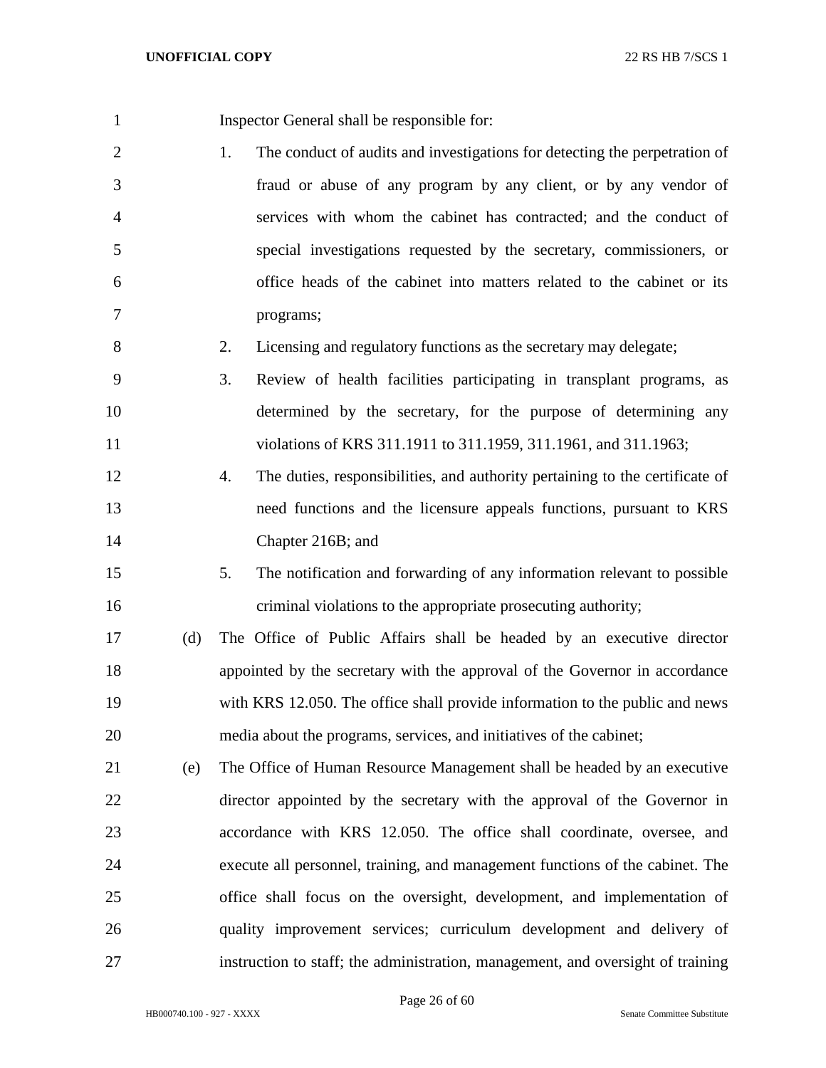Inspector General shall be responsible for:

1. The conduct of audits and investigations for detecting the perpetration of fraud or abuse of any program by any client, or by any vendor of services with whom the cabinet has contracted; and the conduct of special investigations requested by the secretary, commissioners, or office heads of the cabinet into matters related to the cabinet or its programs;
2. Licensing and regulatory functions as the secretary may delegate;
3. Review of health facilities participating in transplant programs, as determined by the secretary, for the purpose of determining any violations of KRS 311.1911 to 311.1959, 311.1961, and 311.1963;
4. The duties, responsibilities, and authority pertaining to the certificate of need functions and the licensure appeals functions, pursuant to KRS Chapter 216B; and
5. The notification and forwarding of any information relevant to possible criminal violations to the appropriate prosecuting authority;

(d) The Office of Public Affairs shall be headed by an executive director appointed by the secretary with the approval of the Governor in accordance with KRS 12.050. The office shall provide information to the public and news media about the programs, services, and initiatives of the cabinet;

(e) The Office of Human Resource Management shall be headed by an executive director appointed by the secretary with the approval of the Governor in accordance with KRS 12.050. The office shall coordinate, oversee, and execute all personnel, training, and management functions of the cabinet. The office shall focus on the oversight, development, and implementation of quality improvement services; curriculum development and delivery of instruction to staff; the administration, management, and oversight of training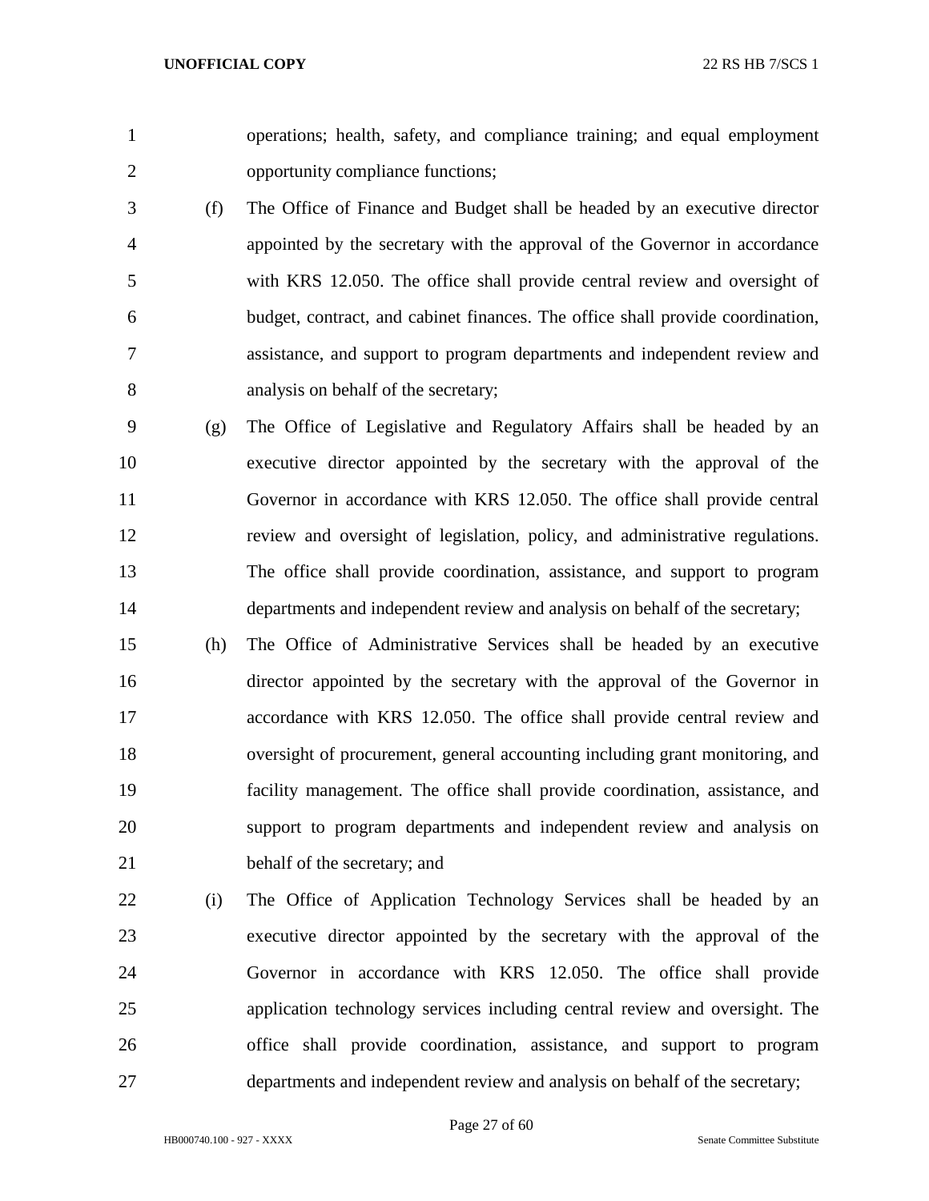operations; health, safety, and compliance training; and equal employment opportunity compliance functions;

(f) The Office of Finance and Budget shall be headed by an executive director appointed by the secretary with the approval of the Governor in accordance with KRS 12.050. The office shall provide central review and oversight of budget, contract, and cabinet finances. The office shall provide coordination, assistance, and support to program departments and independent review and analysis on behalf of the secretary;

(g) The Office of Legislative and Regulatory Affairs shall be headed by an executive director appointed by the secretary with the approval of the Governor in accordance with KRS 12.050. The office shall provide central review and oversight of legislation, policy, and administrative regulations. The office shall provide coordination, assistance, and support to program departments and independent review and analysis on behalf of the secretary;

(h) The Office of Administrative Services shall be headed by an executive director appointed by the secretary with the approval of the Governor in accordance with KRS 12.050. The office shall provide central review and oversight of procurement, general accounting including grant monitoring, and facility management. The office shall provide coordination, assistance, and support to program departments and independent review and analysis on behalf of the secretary; and

(i) The Office of Application Technology Services shall be headed by an executive director appointed by the secretary with the approval of the Governor in accordance with KRS 12.050. The office shall provide application technology services including central review and oversight. The office shall provide coordination, assistance, and support to program departments and independent review and analysis on behalf of the secretary;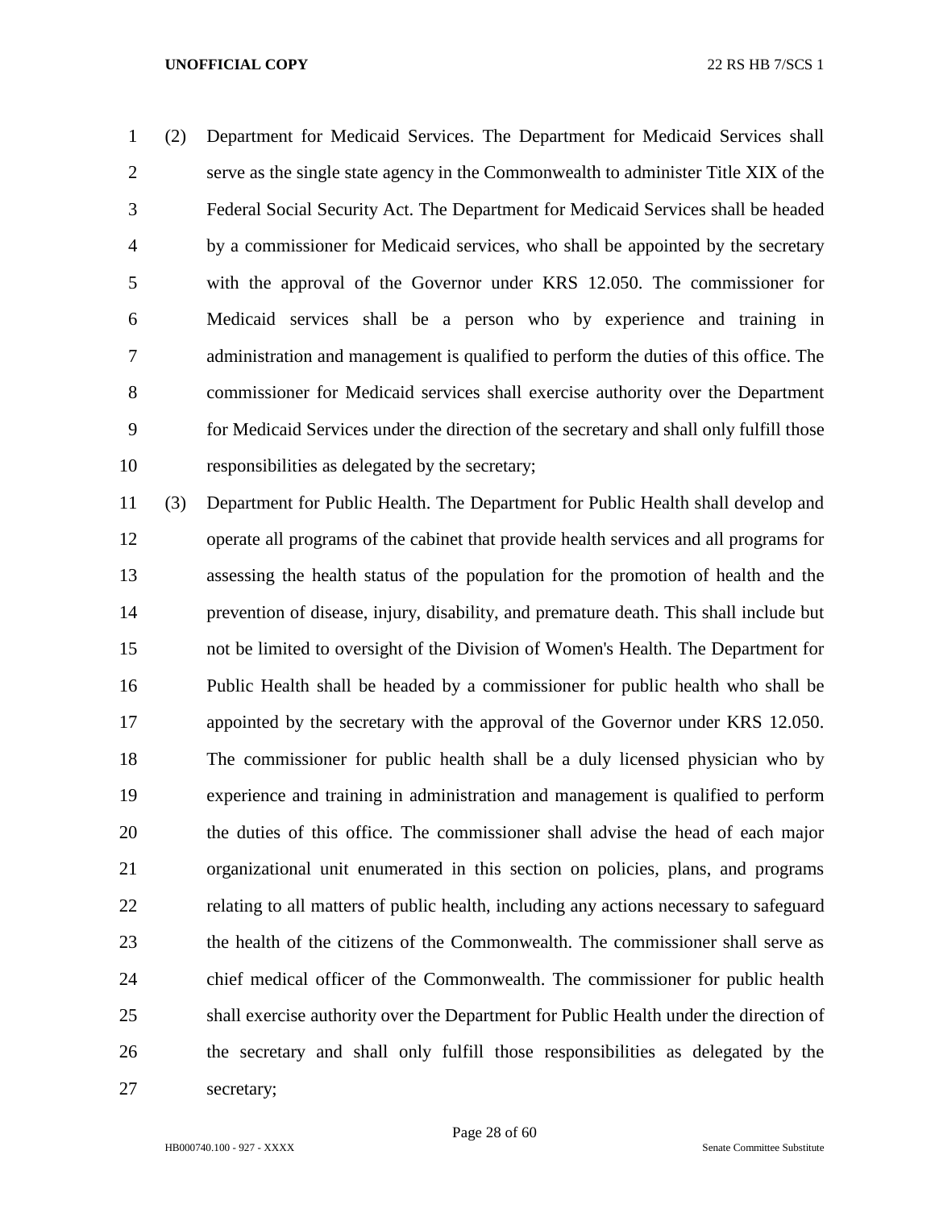(2) Department for Medicaid Services. The Department for Medicaid Services shall serve as the single state agency in the Commonwealth to administer Title XIX of the Federal Social Security Act. The Department for Medicaid Services shall be headed by a commissioner for Medicaid services, who shall be appointed by the secretary with the approval of the Governor under KRS 12.050. The commissioner for Medicaid services shall be a person who by experience and training in administration and management is qualified to perform the duties of this office. The commissioner for Medicaid services shall exercise authority over the Department for Medicaid Services under the direction of the secretary and shall only fulfill those responsibilities as delegated by the secretary;

(3) Department for Public Health. The Department for Public Health shall develop and operate all programs of the cabinet that provide health services and all programs for assessing the health status of the population for the promotion of health and the prevention of disease, injury, disability, and premature death. This shall include but not be limited to oversight of the Division of Women's Health. The Department for Public Health shall be headed by a commissioner for public health who shall be appointed by the secretary with the approval of the Governor under KRS 12.050. The commissioner for public health shall be a duly licensed physician who by experience and training in administration and management is qualified to perform the duties of this office. The commissioner shall advise the head of each major organizational unit enumerated in this section on policies, plans, and programs relating to all matters of public health, including any actions necessary to safeguard the health of the citizens of the Commonwealth. The commissioner shall serve as chief medical officer of the Commonwealth. The commissioner for public health shall exercise authority over the Department for Public Health under the direction of the secretary and shall only fulfill those responsibilities as delegated by the secretary;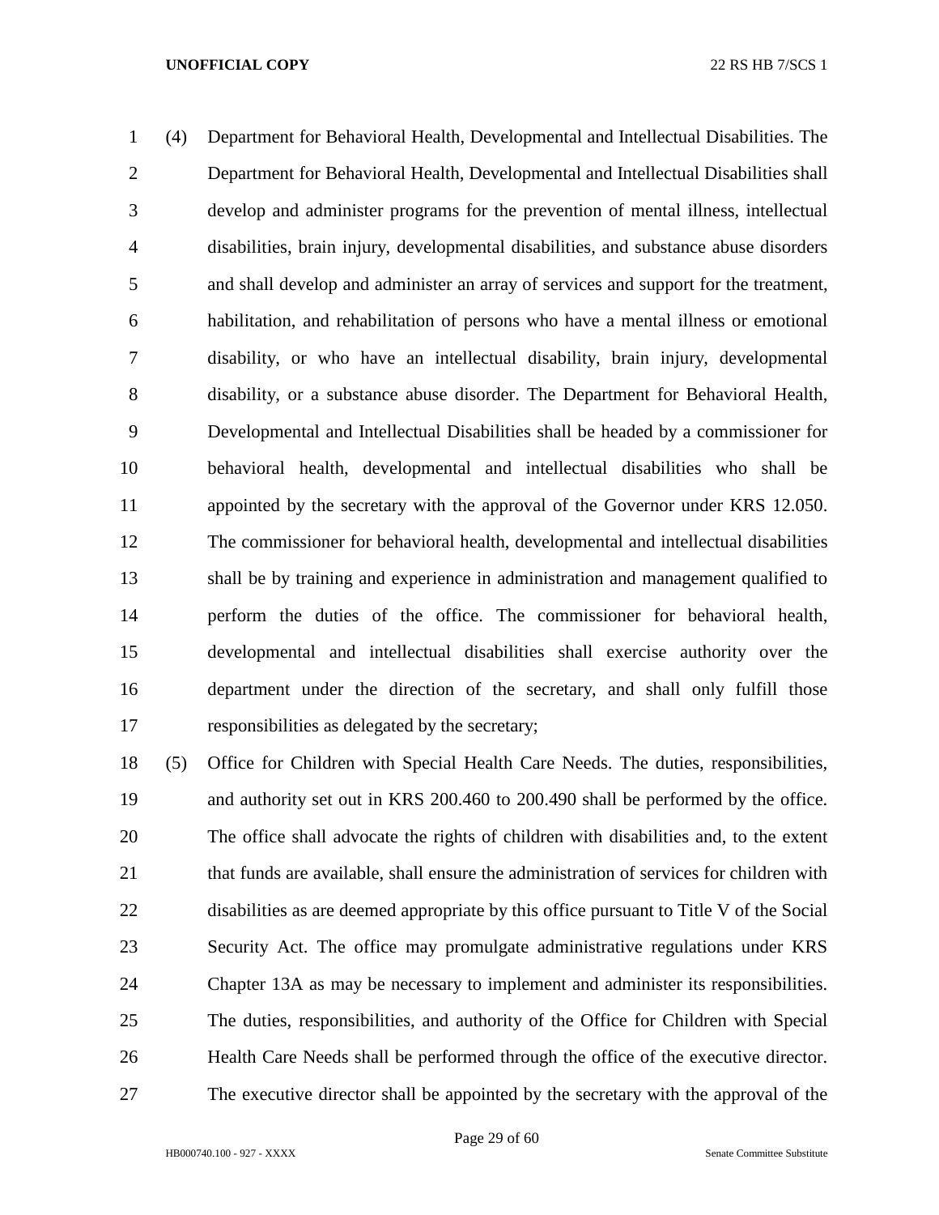(4) Department for Behavioral Health, Developmental and Intellectual Disabilities. The Department for Behavioral Health, Developmental and Intellectual Disabilities shall develop and administer programs for the prevention of mental illness, intellectual disabilities, brain injury, developmental disabilities, and substance abuse disorders and shall develop and administer an array of services and support for the treatment, habilitation, and rehabilitation of persons who have a mental illness or emotional disability, or who have an intellectual disability, brain injury, developmental disability, or a substance abuse disorder. The Department for Behavioral Health, Developmental and Intellectual Disabilities shall be headed by a commissioner for behavioral health, developmental and intellectual disabilities who shall be appointed by the secretary with the approval of the Governor under KRS 12.050. The commissioner for behavioral health, developmental and intellectual disabilities shall be by training and experience in administration and management qualified to perform the duties of the office. The commissioner for behavioral health, developmental and intellectual disabilities shall exercise authority over the department under the direction of the secretary, and shall only fulfill those responsibilities as delegated by the secretary;

(5) Office for Children with Special Health Care Needs. The duties, responsibilities, and authority set out in KRS 200.460 to 200.490 shall be performed by the office. The office shall advocate the rights of children with disabilities and, to the extent that funds are available, shall ensure the administration of services for children with disabilities as are deemed appropriate by this office pursuant to Title V of the Social Security Act. The office may promulgate administrative regulations under KRS Chapter 13A as may be necessary to implement and administer its responsibilities. The duties, responsibilities, and authority of the Office for Children with Special Health Care Needs shall be performed through the office of the executive director. The executive director shall be appointed by the secretary with the approval of the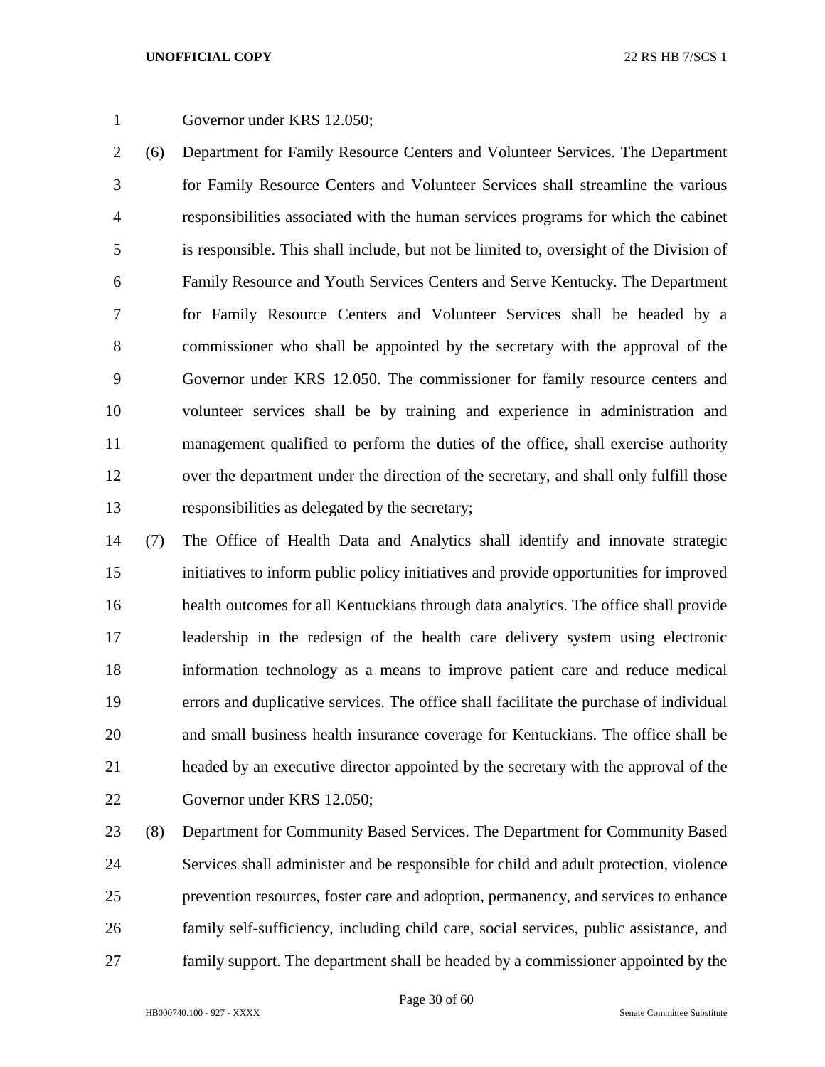Governor under KRS 12.050;

(6) Department for Family Resource Centers and Volunteer Services. The Department for Family Resource Centers and Volunteer Services shall streamline the various responsibilities associated with the human services programs for which the cabinet is responsible. This shall include, but not be limited to, oversight of the Division of Family Resource and Youth Services Centers and Serve Kentucky. The Department for Family Resource Centers and Volunteer Services shall be headed by a commissioner who shall be appointed by the secretary with the approval of the Governor under KRS 12.050. The commissioner for family resource centers and volunteer services shall be by training and experience in administration and management qualified to perform the duties of the office, shall exercise authority over the department under the direction of the secretary, and shall only fulfill those responsibilities as delegated by the secretary;

(7) The Office of Health Data and Analytics shall identify and innovate strategic initiatives to inform public policy initiatives and provide opportunities for improved health outcomes for all Kentuckians through data analytics. The office shall provide leadership in the redesign of the health care delivery system using electronic information technology as a means to improve patient care and reduce medical errors and duplicative services. The office shall facilitate the purchase of individual and small business health insurance coverage for Kentuckians. The office shall be headed by an executive director appointed by the secretary with the approval of the Governor under KRS 12.050;

(8) Department for Community Based Services. The Department for Community Based Services shall administer and be responsible for child and adult protection, violence prevention resources, foster care and adoption, permanency, and services to enhance family self-sufficiency, including child care, social services, public assistance, and family support. The department shall be headed by a commissioner appointed by the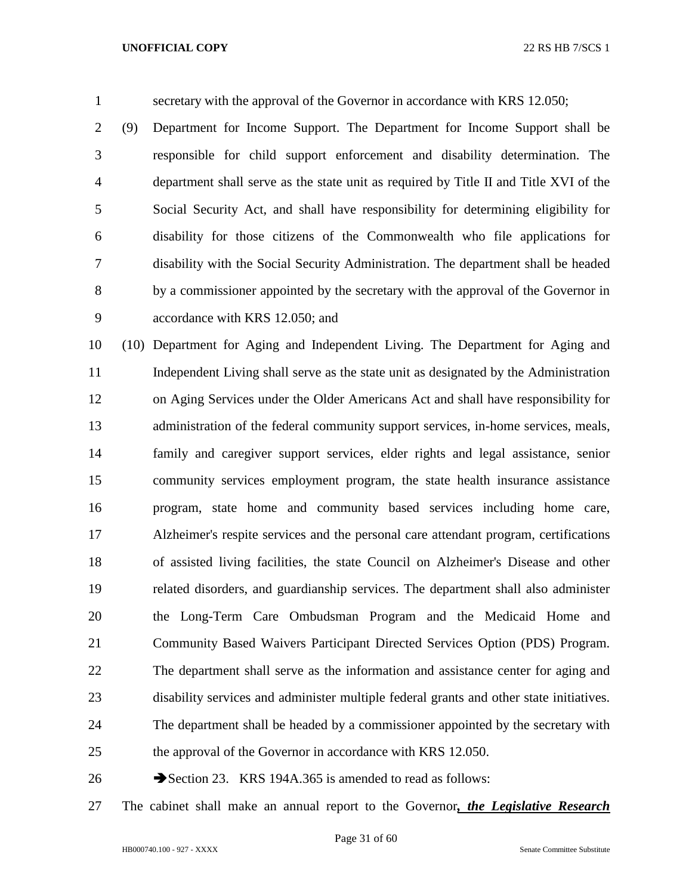secretary with the approval of the Governor in accordance with KRS 12.050;

(9) Department for Income Support. The Department for Income Support shall be responsible for child support enforcement and disability determination. The department shall serve as the state unit as required by Title II and Title XVI of the Social Security Act, and shall have responsibility for determining eligibility for disability for those citizens of the Commonwealth who file applications for disability with the Social Security Administration. The department shall be headed by a commissioner appointed by the secretary with the approval of the Governor in accordance with KRS 12.050; and

(10) Department for Aging and Independent Living. The Department for Aging and Independent Living shall serve as the state unit as designated by the Administration on Aging Services under the Older Americans Act and shall have responsibility for administration of the federal community support services, in-home services, meals, family and caregiver support services, elder rights and legal assistance, senior community services employment program, the state health insurance assistance program, state home and community based services including home care, Alzheimer's respite services and the personal care attendant program, certifications of assisted living facilities, the state Council on Alzheimer's Disease and other related disorders, and guardianship services. The department shall also administer the Long-Term Care Ombudsman Program and the Medicaid Home and Community Based Waivers Participant Directed Services Option (PDS) Program. The department shall serve as the information and assistance center for aging and disability services and administer multiple federal grants and other state initiatives. The department shall be headed by a commissioner appointed by the secretary with the approval of the Governor in accordance with KRS 12.050.

➔Section 23. KRS 194A.365 is amended to read as follows:

The cabinet shall make an annual report to the Governor***, the Legislative Research***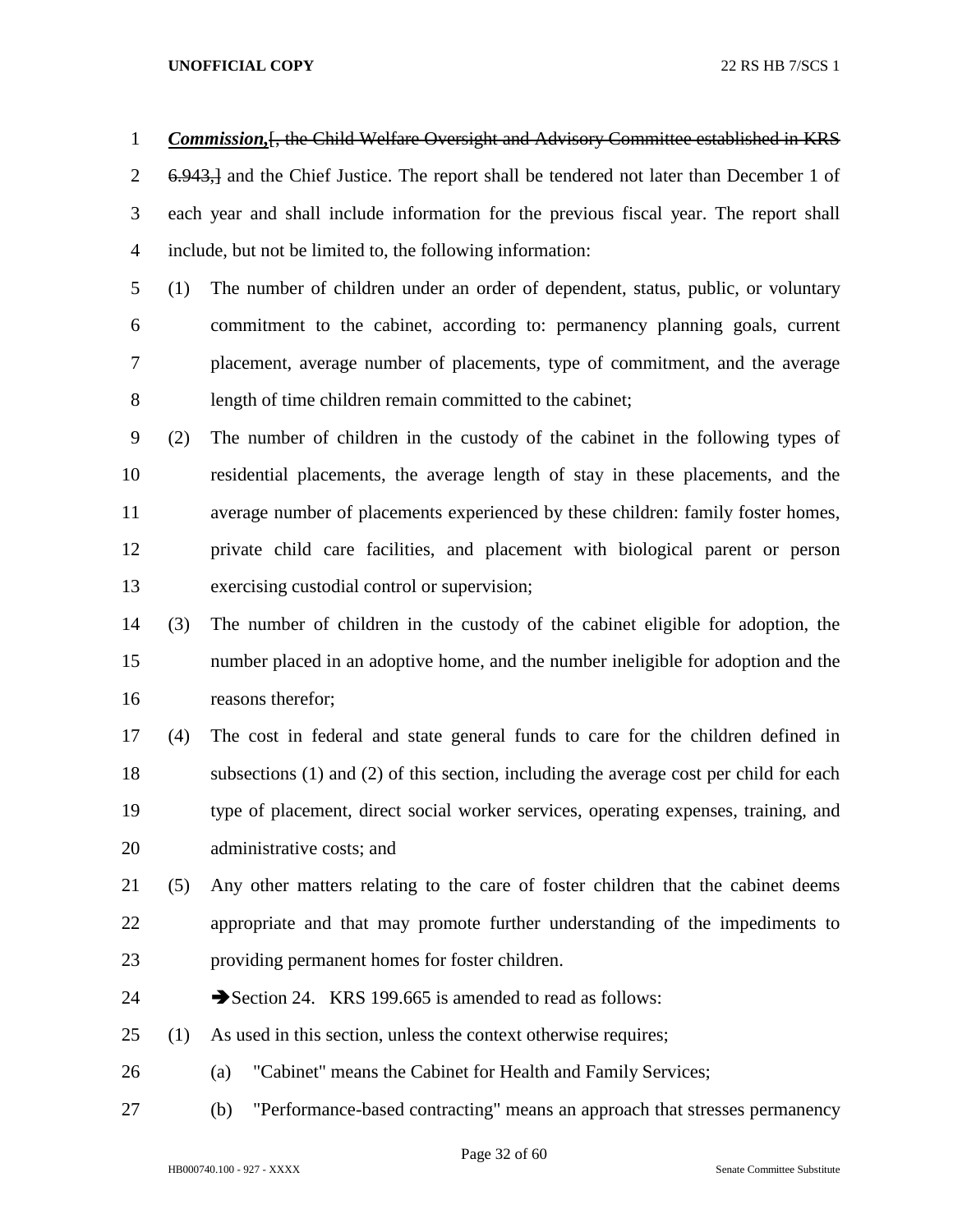***Commission,***~~[, the Child Welfare Oversight and Advisory Committee established in KRS 6.943,]~~ and the Chief Justice. The report shall be tendered not later than December 1 of each year and shall include information for the previous fiscal year. The report shall include, but not be limited to, the following information:

(1) The number of children under an order of dependent, status, public, or voluntary commitment to the cabinet, according to: permanency planning goals, current placement, average number of placements, type of commitment, and the average length of time children remain committed to the cabinet;

(2) The number of children in the custody of the cabinet in the following types of residential placements, the average length of stay in these placements, and the average number of placements experienced by these children: family foster homes, private child care facilities, and placement with biological parent or person exercising custodial control or supervision;

(3) The number of children in the custody of the cabinet eligible for adoption, the number placed in an adoptive home, and the number ineligible for adoption and the reasons therefor;

(4) The cost in federal and state general funds to care for the children defined in subsections (1) and (2) of this section, including the average cost per child for each type of placement, direct social worker services, operating expenses, training, and administrative costs; and

(5) Any other matters relating to the care of foster children that the cabinet deems appropriate and that may promote further understanding of the impediments to providing permanent homes for foster children.

➔Section 24. KRS 199.665 is amended to read as follows:

(1) As used in this section, unless the context otherwise requires;

(a) "Cabinet" means the Cabinet for Health and Family Services;

(b) "Performance-based contracting" means an approach that stresses permanency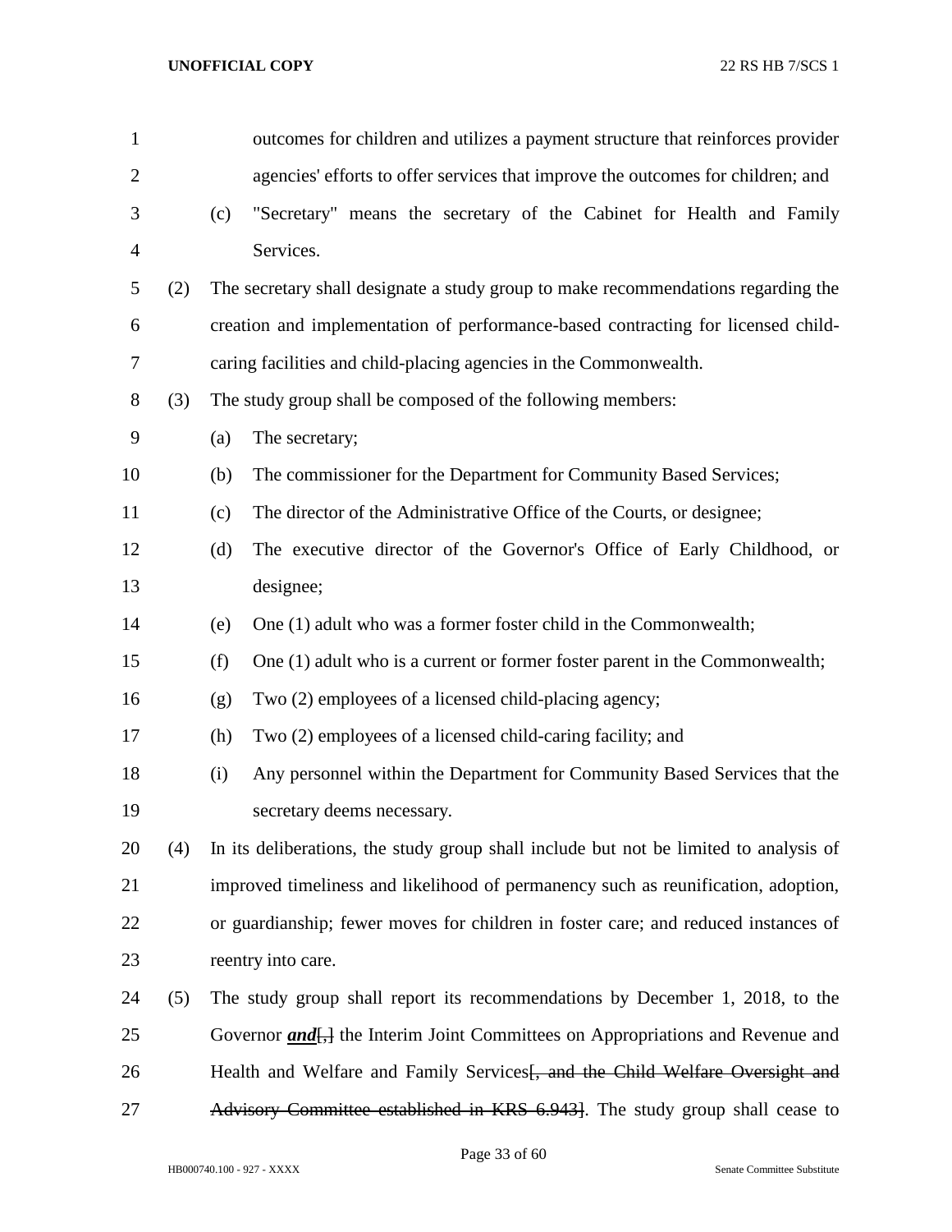outcomes for children and utilizes a payment structure that reinforces provider agencies' efforts to offer services that improve the outcomes for children; and

(c) "Secretary" means the secretary of the Cabinet for Health and Family Services.

(2) The secretary shall designate a study group to make recommendations regarding the creation and implementation of performance-based contracting for licensed child-caring facilities and child-placing agencies in the Commonwealth.

(3) The study group shall be composed of the following members:

(a) The secretary;

(b) The commissioner for the Department for Community Based Services;

(c) The director of the Administrative Office of the Courts, or designee;

(d) The executive director of the Governor's Office of Early Childhood, or designee;

(e) One (1) adult who was a former foster child in the Commonwealth;

(f) One (1) adult who is a current or former foster parent in the Commonwealth;

(g) Two (2) employees of a licensed child-placing agency;

(h) Two (2) employees of a licensed child-caring facility; and

(i) Any personnel within the Department for Community Based Services that the secretary deems necessary.

(4) In its deliberations, the study group shall include but not be limited to analysis of improved timeliness and likelihood of permanency such as reunification, adoption, or guardianship; fewer moves for children in foster care; and reduced instances of reentry into care.

(5) The study group shall report its recommendations by December 1, 2018, to the Governor ***and***[,] the Interim Joint Committees on Appropriations and Revenue and Health and Welfare and Family Services[~~, and the Child Welfare Oversight and Advisory Committee established in KRS 6.943~~]. The study group shall cease to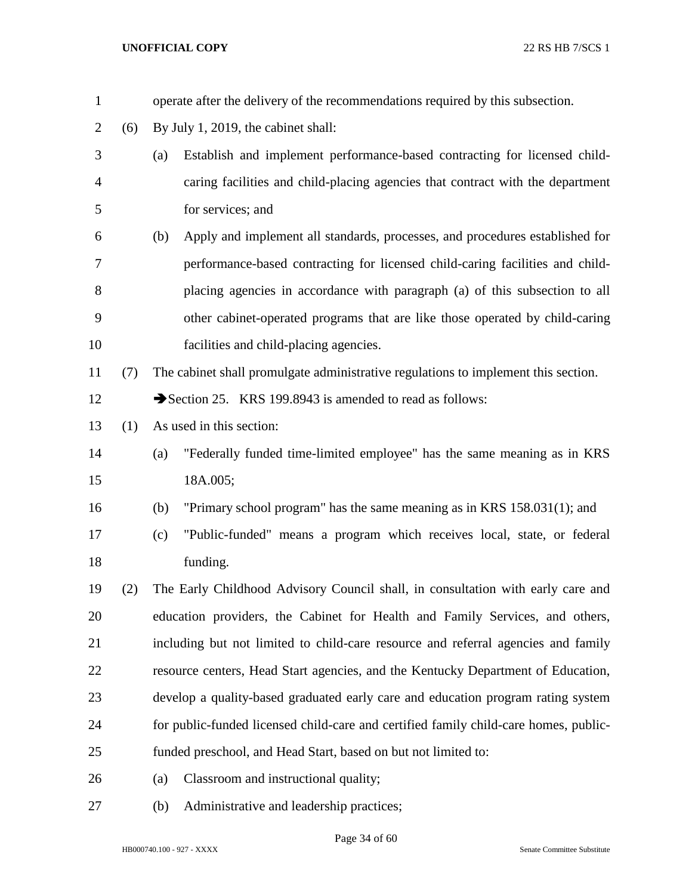operate after the delivery of the recommendations required by this subsection.

(6) By July 1, 2019, the cabinet shall:

(a) Establish and implement performance-based contracting for licensed child-caring facilities and child-placing agencies that contract with the department for services; and

(b) Apply and implement all standards, processes, and procedures established for performance-based contracting for licensed child-caring facilities and child-placing agencies in accordance with paragraph (a) of this subsection to all other cabinet-operated programs that are like those operated by child-caring facilities and child-placing agencies.

(7) The cabinet shall promulgate administrative regulations to implement this section.

➔Section 25. KRS 199.8943 is amended to read as follows:

(1) As used in this section:

(a) "Federally funded time-limited employee" has the same meaning as in KRS 18A.005;

(b) "Primary school program" has the same meaning as in KRS 158.031(1); and

(c) "Public-funded" means a program which receives local, state, or federal funding.

(2) The Early Childhood Advisory Council shall, in consultation with early care and education providers, the Cabinet for Health and Family Services, and others, including but not limited to child-care resource and referral agencies and family resource centers, Head Start agencies, and the Kentucky Department of Education, develop a quality-based graduated early care and education program rating system for public-funded licensed child-care and certified family child-care homes, public-funded preschool, and Head Start, based on but not limited to:

(a) Classroom and instructional quality;

(b) Administrative and leadership practices;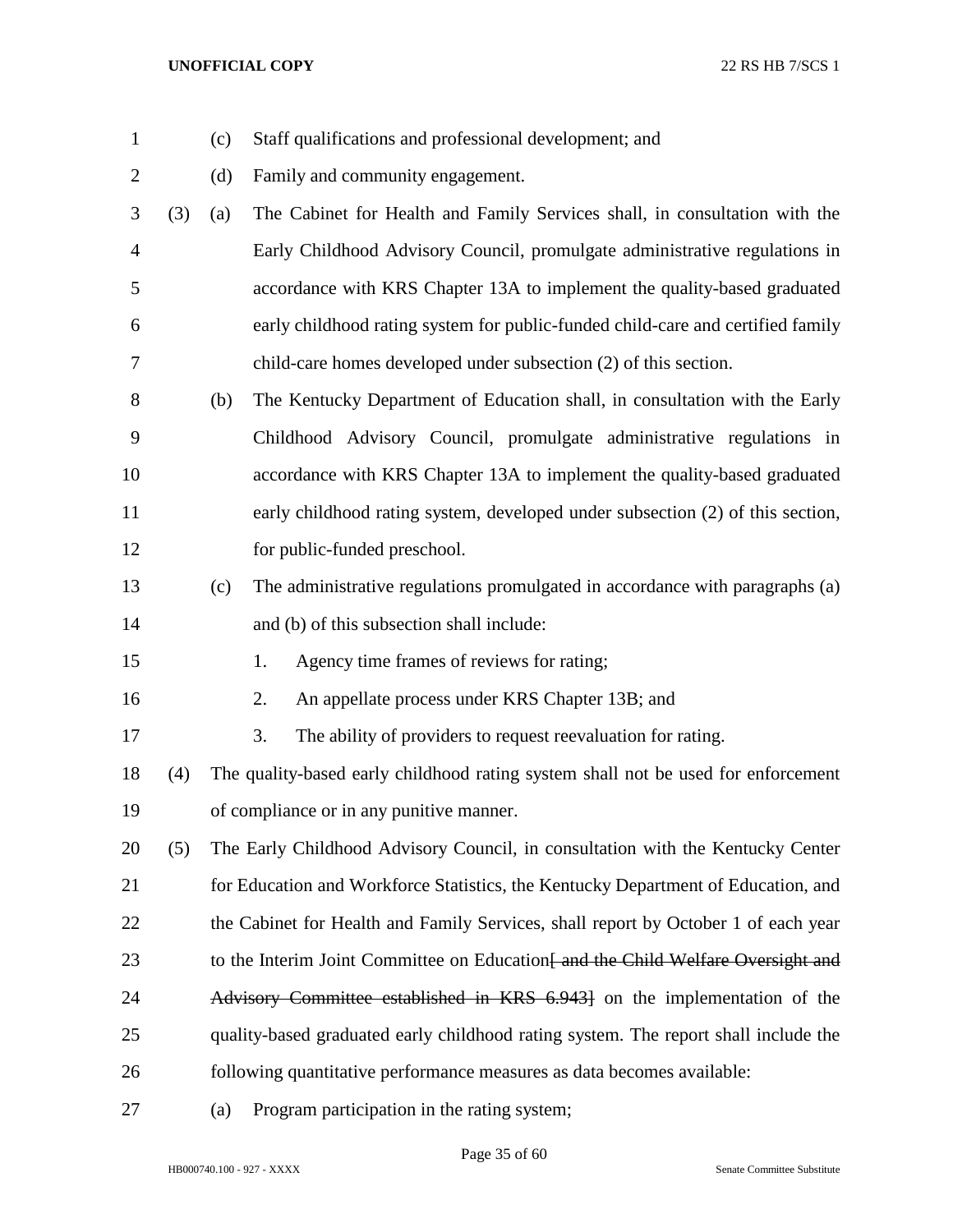(c) Staff qualifications and professional development; and

(d) Family and community engagement.

(3) (a) The Cabinet for Health and Family Services shall, in consultation with the Early Childhood Advisory Council, promulgate administrative regulations in accordance with KRS Chapter 13A to implement the quality-based graduated early childhood rating system for public-funded child-care and certified family child-care homes developed under subsection (2) of this section.

(b) The Kentucky Department of Education shall, in consultation with the Early Childhood Advisory Council, promulgate administrative regulations in accordance with KRS Chapter 13A to implement the quality-based graduated early childhood rating system, developed under subsection (2) of this section, for public-funded preschool.

(c) The administrative regulations promulgated in accordance with paragraphs (a) and (b) of this subsection shall include:

1. Agency time frames of reviews for rating;
2. An appellate process under KRS Chapter 13B; and
3. The ability of providers to request reevaluation for rating.

(4) The quality-based early childhood rating system shall not be used for enforcement of compliance or in any punitive manner.

(5) The Early Childhood Advisory Council, in consultation with the Kentucky Center for Education and Workforce Statistics, the Kentucky Department of Education, and the Cabinet for Health and Family Services, shall report by October 1 of each year to the Interim Joint Committee on Education~~[ and the Child Welfare Oversight and Advisory Committee established in KRS 6.943]~~ on the implementation of the quality-based graduated early childhood rating system. The report shall include the following quantitative performance measures as data becomes available:

(a) Program participation in the rating system;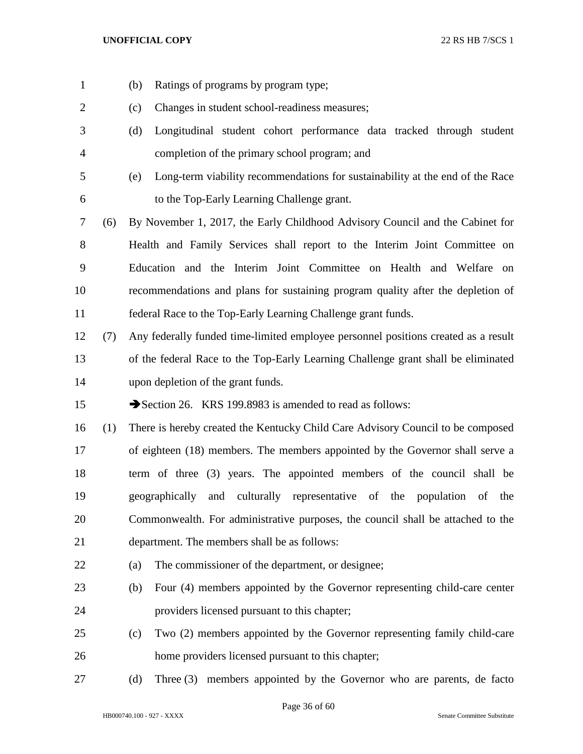(b) Ratings of programs by program type;

(c) Changes in student school-readiness measures;

(d) Longitudinal student cohort performance data tracked through student completion of the primary school program; and

(e) Long-term viability recommendations for sustainability at the end of the Race to the Top-Early Learning Challenge grant.

(6) By November 1, 2017, the Early Childhood Advisory Council and the Cabinet for Health and Family Services shall report to the Interim Joint Committee on Education and the Interim Joint Committee on Health and Welfare on recommendations and plans for sustaining program quality after the depletion of federal Race to the Top-Early Learning Challenge grant funds.

(7) Any federally funded time-limited employee personnel positions created as a result of the federal Race to the Top-Early Learning Challenge grant shall be eliminated upon depletion of the grant funds.

➔Section 26. KRS 199.8983 is amended to read as follows:

(1) There is hereby created the Kentucky Child Care Advisory Council to be composed of eighteen (18) members. The members appointed by the Governor shall serve a term of three (3) years. The appointed members of the council shall be geographically and culturally representative of the population of the Commonwealth. For administrative purposes, the council shall be attached to the department. The members shall be as follows:

(a) The commissioner of the department, or designee;

(b) Four (4) members appointed by the Governor representing child-care center providers licensed pursuant to this chapter;

(c) Two (2) members appointed by the Governor representing family child-care home providers licensed pursuant to this chapter;

(d) Three (3) members appointed by the Governor who are parents, de facto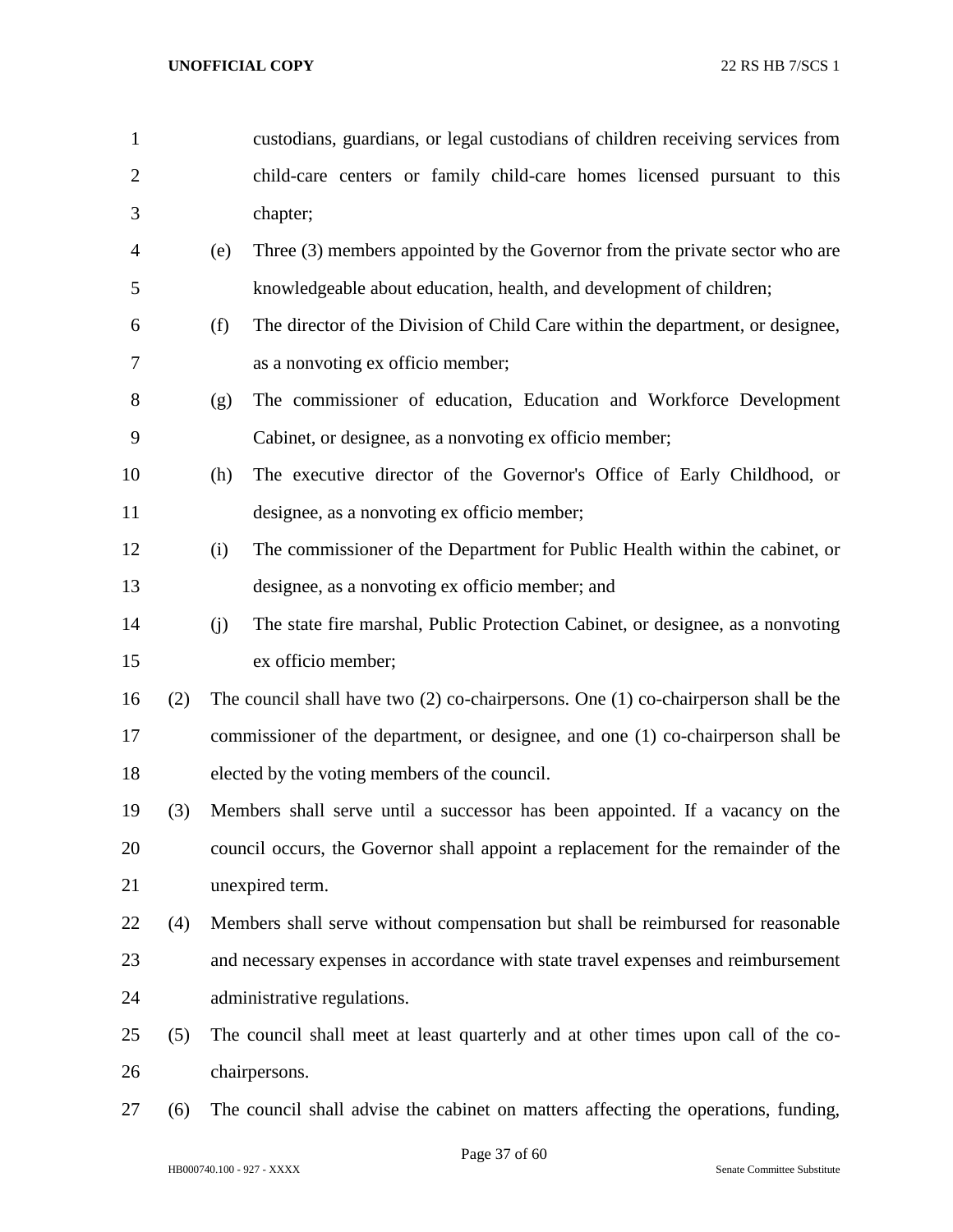custodians, guardians, or legal custodians of children receiving services from child-care centers or family child-care homes licensed pursuant to this chapter;

(e) Three (3) members appointed by the Governor from the private sector who are knowledgeable about education, health, and development of children;

(f) The director of the Division of Child Care within the department, or designee, as a nonvoting ex officio member;

(g) The commissioner of education, Education and Workforce Development Cabinet, or designee, as a nonvoting ex officio member;

(h) The executive director of the Governor's Office of Early Childhood, or designee, as a nonvoting ex officio member;

(i) The commissioner of the Department for Public Health within the cabinet, or designee, as a nonvoting ex officio member; and

(j) The state fire marshal, Public Protection Cabinet, or designee, as a nonvoting ex officio member;

(2) The council shall have two (2) co-chairpersons. One (1) co-chairperson shall be the commissioner of the department, or designee, and one (1) co-chairperson shall be elected by the voting members of the council.

(3) Members shall serve until a successor has been appointed. If a vacancy on the council occurs, the Governor shall appoint a replacement for the remainder of the unexpired term.

(4) Members shall serve without compensation but shall be reimbursed for reasonable and necessary expenses in accordance with state travel expenses and reimbursement administrative regulations.

(5) The council shall meet at least quarterly and at other times upon call of the co-chairpersons.

(6) The council shall advise the cabinet on matters affecting the operations, funding,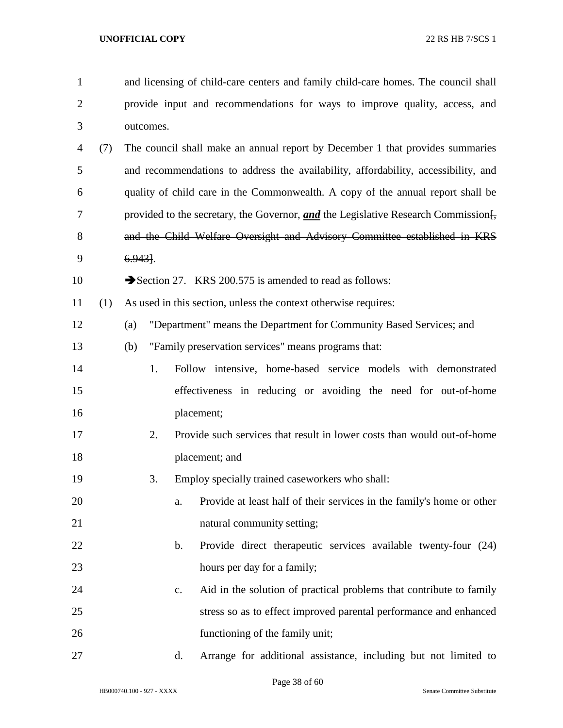and licensing of child-care centers and family child-care homes. The council shall provide input and recommendations for ways to improve quality, access, and outcomes.

(7) The council shall make an annual report by December 1 that provides summaries and recommendations to address the availability, affordability, accessibility, and quality of child care in the Commonwealth. A copy of the annual report shall be provided to the secretary, the Governor, ***and*** the Legislative Commission[~~, and the Child Welfare Oversight and Advisory Committee established in KRS 6.943~~].

➔Section 27. KRS 200.575 is amended to read as follows:

(1) As used in this section, unless the context otherwise requires:

(a) "Department" means the Department for Community Based Services; and

(b) "Family preservation services" means programs that:

1. Follow intensive, home-based service models with demonstrated effectiveness in reducing or avoiding the need for out-of-home placement;

2. Provide such services that result in lower costs than would out-of-home placement; and

3. Employ specially trained caseworkers who shall:

a. Provide at least half of their services in the family's home or other natural community setting;

b. Provide direct therapeutic services available twenty-four (24) hours per day for a family;

c. Aid in the solution of practical problems that contribute to family stress so as to effect improved parental performance and enhanced functioning of the family unit;

d. Arrange for additional assistance, including but not limited to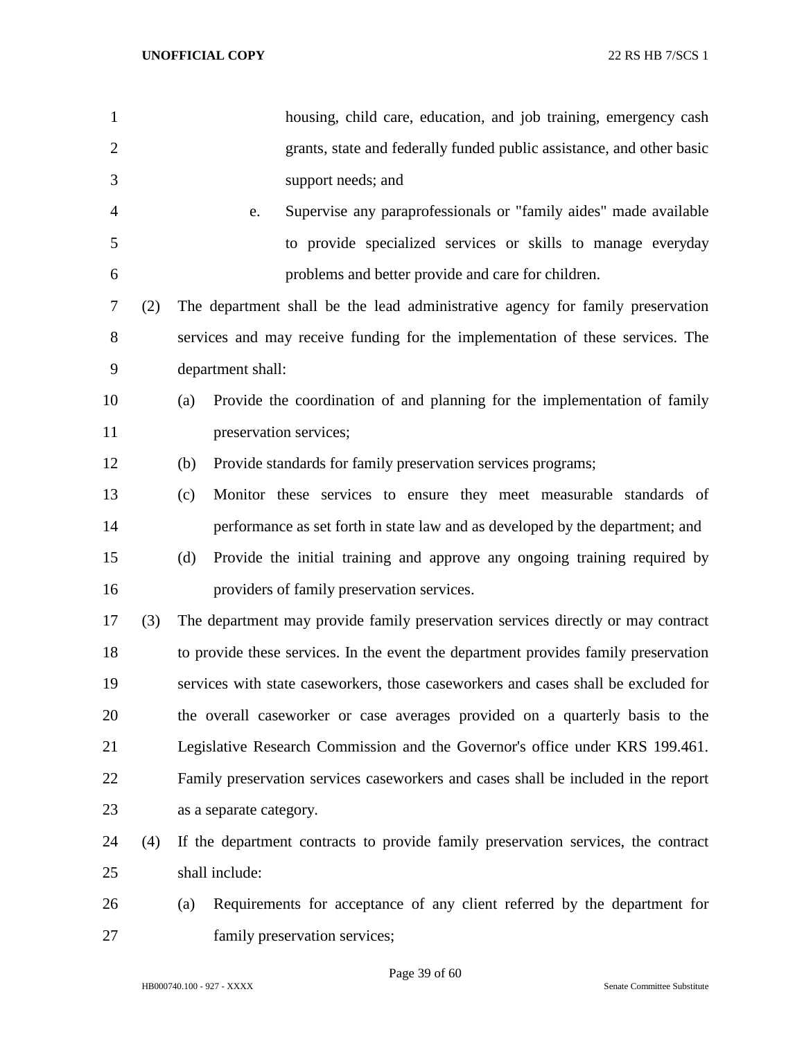housing, child care, education, and job training, emergency cash grants, state and federally funded public assistance, and other basic support needs; and

e. Supervise any paraprofessionals or "family aides" made available to provide specialized services or skills to manage everyday problems and better provide and care for children.

(2) The department shall be the lead administrative agency for family preservation services and may receive funding for the implementation of these services. The department shall:

(a) Provide the coordination of and planning for the implementation of family preservation services;

(b) Provide standards for family preservation services programs;

(c) Monitor these services to ensure they meet measurable standards of performance as set forth in state law and as developed by the department; and

(d) Provide the initial training and approve any ongoing training required by providers of family preservation services.

(3) The department may provide family preservation services directly or may contract to provide these services. In the event the department provides family preservation services with state caseworkers, those caseworkers and cases shall be excluded for the overall caseworker or case averages provided on a quarterly basis to the Legislative Research Commission and the Governor's office under KRS 199.461. Family preservation services caseworkers and cases shall be included in the report as a separate category.

(4) If the department contracts to provide family preservation services, the contract shall include:

(a) Requirements for acceptance of any client referred by the department for family preservation services;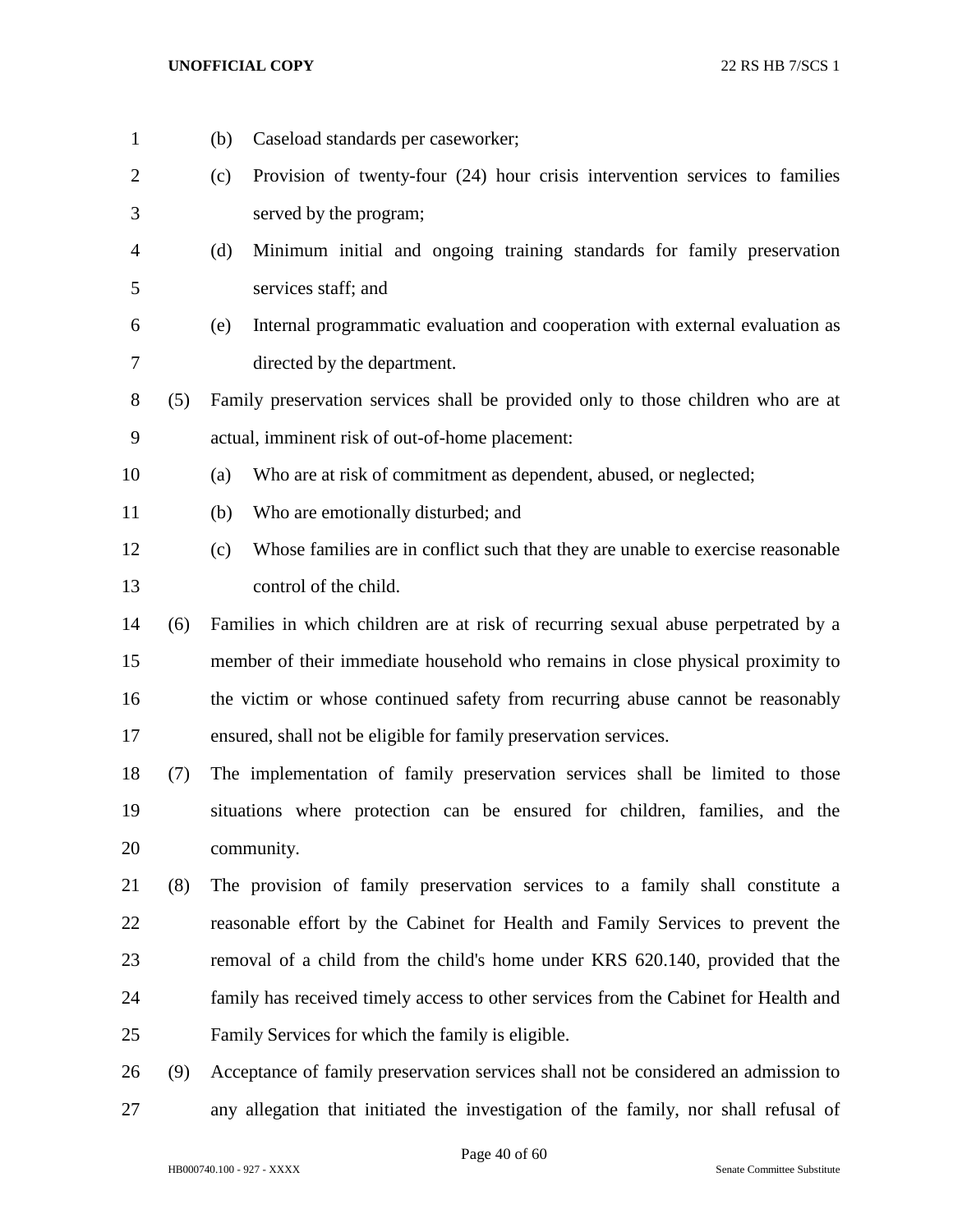(b) Caseload standards per caseworker;

(c) Provision of twenty-four (24) hour crisis intervention services to families served by the program;

(d) Minimum initial and ongoing training standards for family preservation services staff; and

(e) Internal programmatic evaluation and cooperation with external evaluation as directed by the department.

(5) Family preservation services shall be provided only to those children who are at actual, imminent risk of out-of-home placement:

(a) Who are at risk of commitment as dependent, abused, or neglected;

(b) Who are emotionally disturbed; and

(c) Whose families are in conflict such that they are unable to exercise reasonable control of the child.

(6) Families in which children are at risk of recurring sexual abuse perpetrated by a member of their immediate household who remains in close physical proximity to the victim or whose continued safety from recurring abuse cannot be reasonably ensured, shall not be eligible for family preservation services.

(7) The implementation of family preservation services shall be limited to those situations where protection can be ensured for children, families, and the community.

(8) The provision of family preservation services to a family shall constitute a reasonable effort by the Cabinet for Health and Family Services to prevent the removal of a child from the child's home under KRS 620.140, provided that the family has received timely access to other services from the Cabinet for Health and Family Services for which the family is eligible.

(9) Acceptance of family preservation services shall not be considered an admission to any allegation that initiated the investigation of the family, nor shall refusal of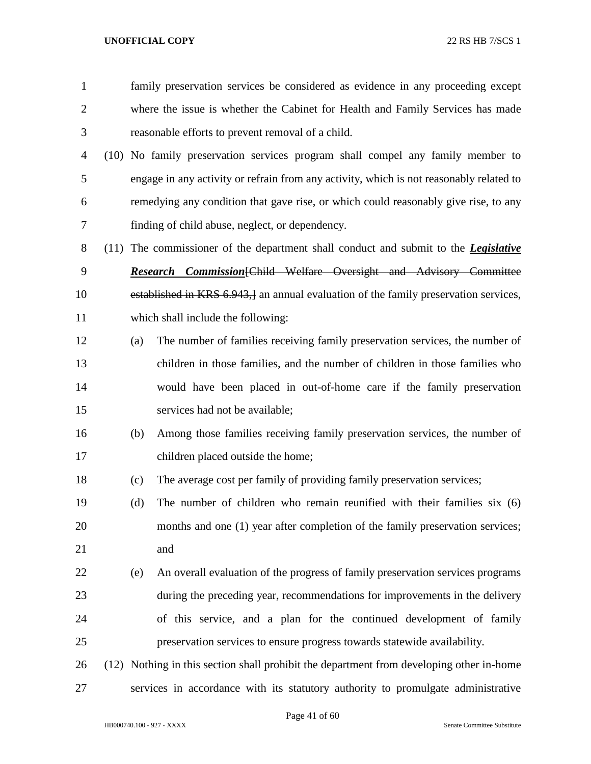family preservation services be considered as evidence in any proceeding except where the issue is whether the Cabinet for Health and Family Services has made reasonable efforts to prevent removal of a child.

(10) No family preservation services program shall compel any family member to engage in any activity or refrain from any activity, which is not reasonably related to remedying any condition that gave rise, or which could reasonably give rise, to any finding of child abuse, neglect, or dependency.

(11) The commissioner of the department shall conduct and submit to the ***Legislative Research Commission***[~~Child Welfare Oversight and Advisory Committee established in KRS 6.943,~~] an annual evaluation of the family preservation services, which shall include the following:

(a) The number of families receiving family preservation services, the number of children in those families, and the number of children in those families who would have been placed in out-of-home care if the family preservation services had not be available;

(b) Among those families receiving family preservation services, the number of children placed outside the home;

(c) The average cost per family of providing family preservation services;

(d) The number of children who remain reunified with their families six (6) months and one (1) year after completion of the family preservation services; and

(e) An overall evaluation of the progress of family preservation services programs during the preceding year, recommendations for improvements in the delivery of this service, and a plan for the continued development of family preservation services to ensure progress towards statewide availability.

(12) Nothing in this section shall prohibit the department from developing other in-home services in accordance with its statutory authority to promulgate administrative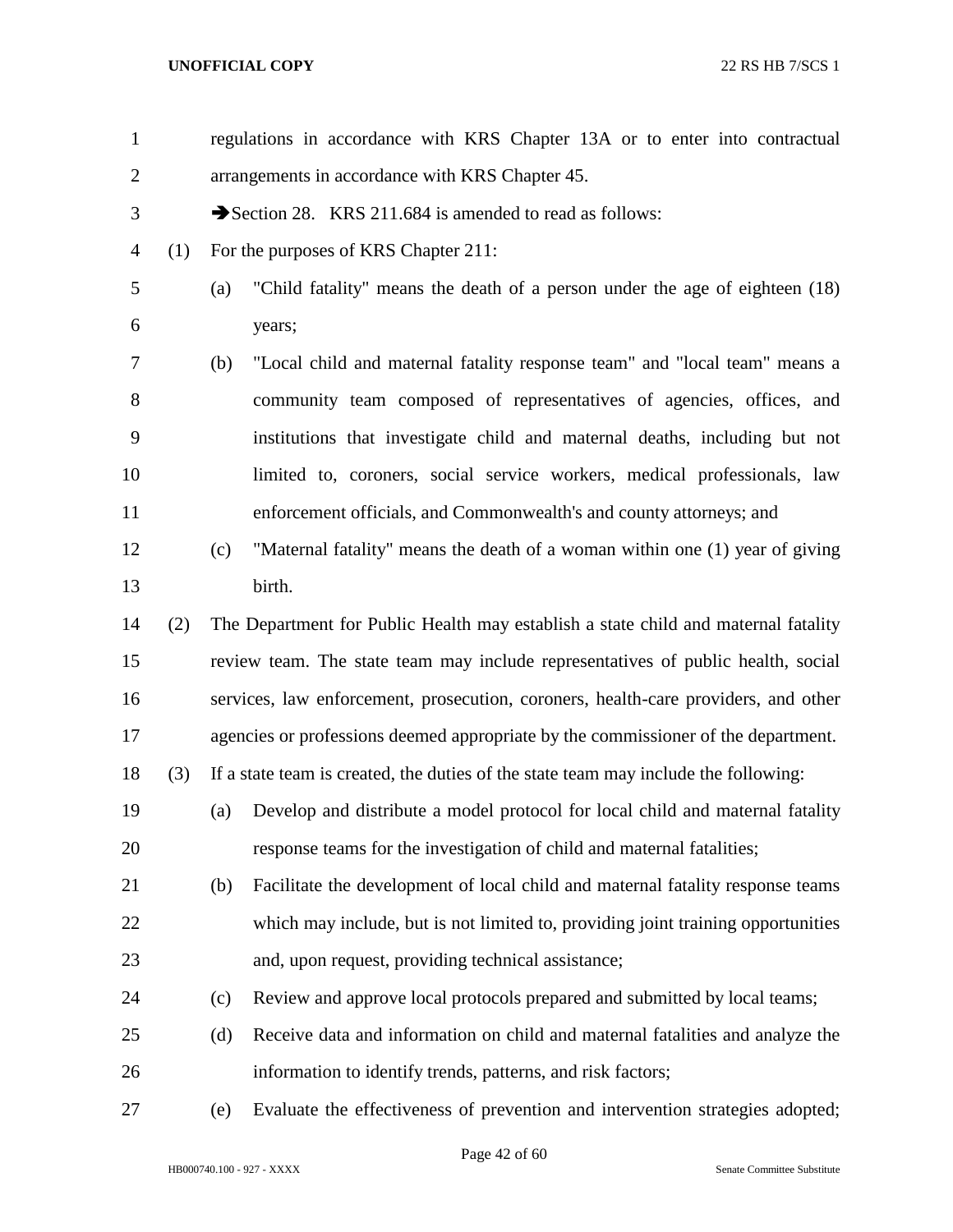regulations in accordance with KRS Chapter 13A or to enter into contractual arrangements in accordance with KRS Chapter 45.

➔Section 28. KRS 211.684 is amended to read as follows:

(1) For the purposes of KRS Chapter 211:

(a) "Child fatality" means the death of a person under the age of eighteen (18) years;

(b) "Local child and maternal fatality response team" and "local team" means a community team composed of representatives of agencies, offices, and institutions that investigate child and maternal deaths, including but not limited to, coroners, social service workers, medical professionals, law enforcement officials, and Commonwealth's and county attorneys; and

(c) "Maternal fatality" means the death of a woman within one (1) year of giving birth.

(2) The Department for Public Health may establish a state child and maternal fatality review team. The state team may include representatives of public health, social services, law enforcement, prosecution, coroners, health-care providers, and other agencies or professions deemed appropriate by the commissioner of the department.

(3) If a state team is created, the duties of the state team may include the following:

(a) Develop and distribute a model protocol for local child and maternal fatality response teams for the investigation of child and maternal fatalities;

(b) Facilitate the development of local child and maternal fatality response teams which may include, but is not limited to, providing joint training opportunities and, upon request, providing technical assistance;

(c) Review and approve local protocols prepared and submitted by local teams;

(d) Receive data and information on child and maternal fatalities and analyze the information to identify trends, patterns, and risk factors;

(e) Evaluate the effectiveness of prevention and intervention strategies adopted;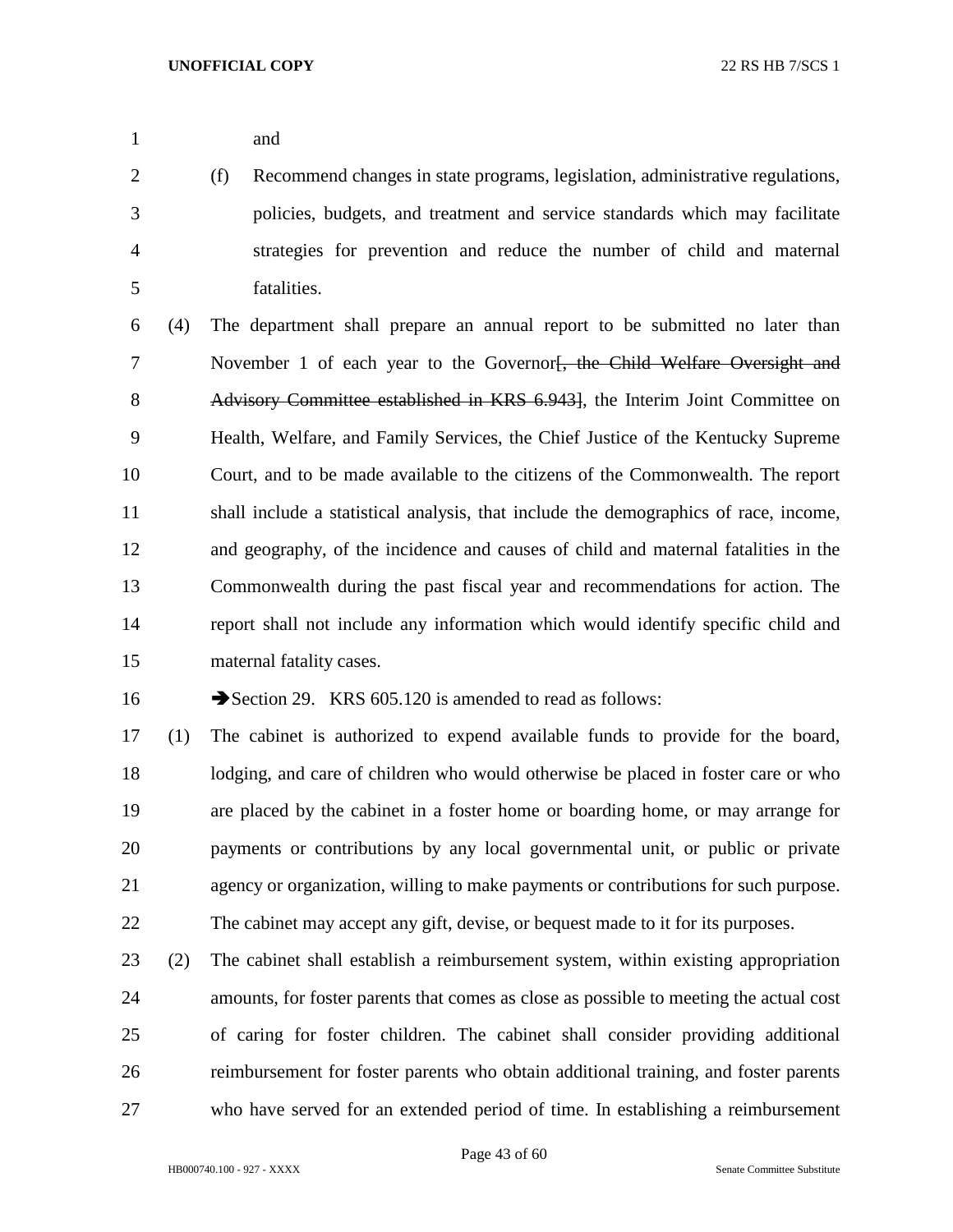and

(f) Recommend changes in state programs, legislation, administrative regulations, policies, budgets, and treatment and service standards which may facilitate strategies for prevention and reduce the number of child and maternal fatalities.

(4) The department shall prepare an annual report to be submitted no later than November 1 of each year to the Governor[~~, the Child Welfare Oversight and Advisory Committee established in KRS 6.943~~], the Interim Joint Committee on Health, Welfare, and Family Services, the Chief Justice of the Kentucky Supreme Court, and to be made available to the citizens of the Commonwealth. The report shall include a statistical analysis, that include the demographics of race, income, and geography, of the incidence and causes of child and maternal fatalities in the Commonwealth during the past fiscal year and recommendations for action. The report shall not include any information which would identify specific child and maternal fatality cases.

➔Section 29. KRS 605.120 is amended to read as follows:

(1) The cabinet is authorized to expend available funds to provide for the board, lodging, and care of children who would otherwise be placed in foster care or who are placed by the cabinet in a foster home or boarding home, or may arrange for payments or contributions by any local governmental unit, or public or private agency or organization, willing to make payments or contributions for such purpose. The cabinet may accept any gift, devise, or bequest made to it for its purposes.

(2) The cabinet shall establish a reimbursement system, within existing appropriation amounts, for foster parents that comes as close as possible to meeting the actual cost of caring for foster children. The cabinet shall consider providing additional reimbursement for foster parents who obtain additional training, and foster parents who have served for an extended period of time. In establishing a reimbursement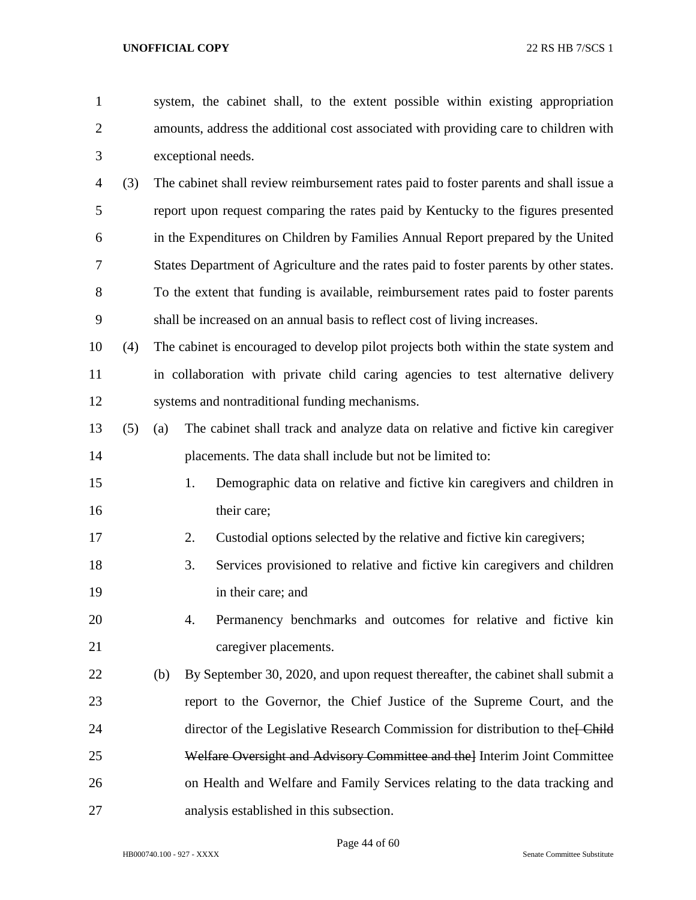system, the cabinet shall, to the extent possible within existing appropriation amounts, address the additional cost associated with providing care to children with exceptional needs.

(3) The cabinet shall review reimbursement rates paid to foster parents and shall issue a report upon request comparing the rates paid by Kentucky to the figures presented in the Expenditures on Children by Families Annual Report prepared by the United States Department of Agriculture and the rates paid to foster parents by other states. To the extent that funding is available, reimbursement rates paid to foster parents shall be increased on an annual basis to reflect cost of living increases.

(4) The cabinet is encouraged to develop pilot projects both within the state system and in collaboration with private child caring agencies to test alternative delivery systems and nontraditional funding mechanisms.

(5) (a) The cabinet shall track and analyze data on relative and fictive kin caregiver placements. The data shall include but not be limited to:

1. Demographic data on relative and fictive kin caregivers and children in their care;
2. Custodial options selected by the relative and fictive kin caregivers;
3. Services provisioned to relative and fictive kin caregivers and children in their care; and
4. Permanency benchmarks and outcomes for relative and fictive kin caregiver placements.

(b) By September 30, 2020, and upon request thereafter, the cabinet shall submit a report to the Governor, the Chief Justice of the Supreme Court, and the director of the Legislative Research Commission for distribution to the~~[ Child Welfare Oversight and Advisory Committee and the]~~ Interim Joint Committee on Health and Welfare and Family Services relating to the data tracking and analysis established in this subsection.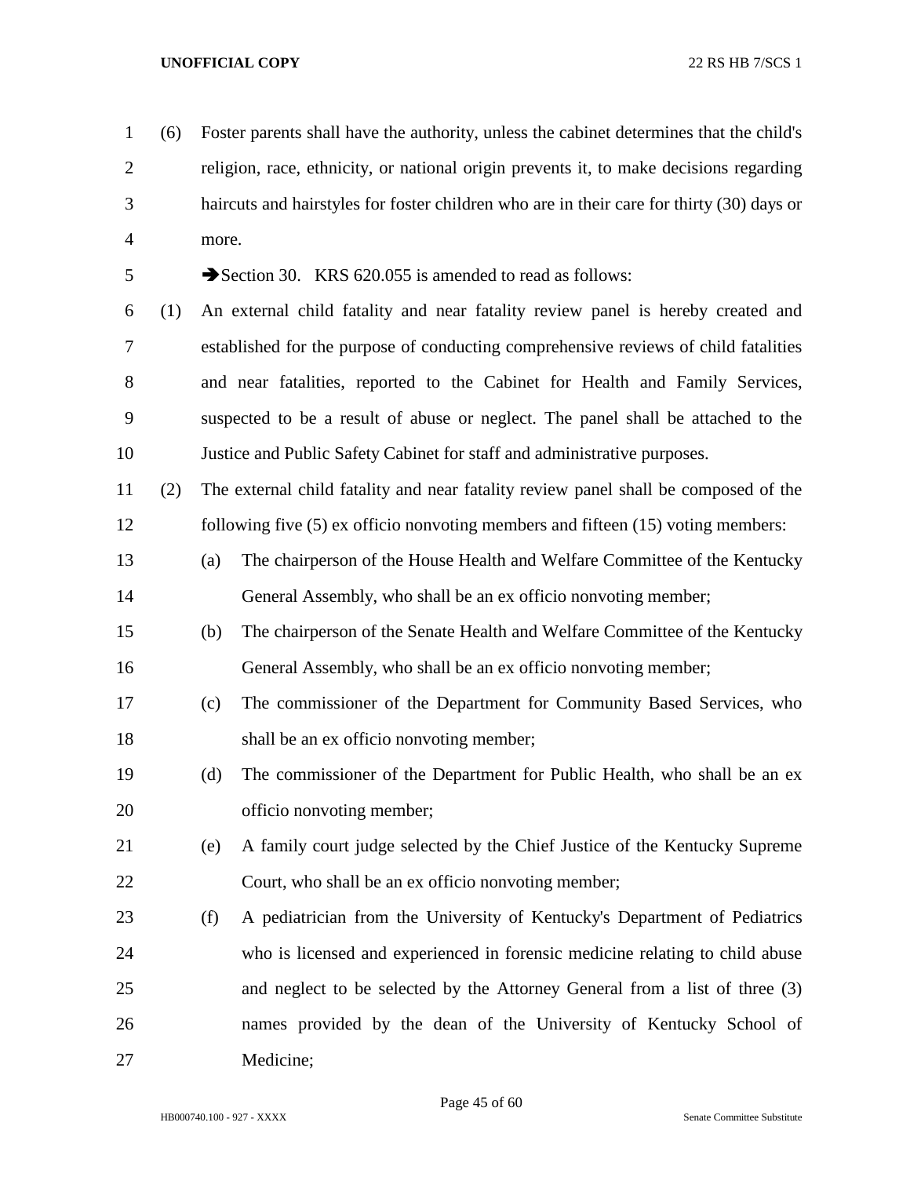(6) Foster parents shall have the authority, unless the cabinet determines that the child's religion, race, ethnicity, or national origin prevents it, to make decisions regarding haircuts and hairstyles for foster children who are in their care for thirty (30) days or more.

➔Section 30. KRS 620.055 is amended to read as follows:

(1) An external child fatality and near fatality review panel is hereby created and established for the purpose of conducting comprehensive reviews of child fatalities and near fatalities, reported to the Cabinet for Health and Family Services, suspected to be a result of abuse or neglect. The panel shall be attached to the Justice and Public Safety Cabinet for staff and administrative purposes.

(2) The external child fatality and near fatality review panel shall be composed of the following five (5) ex officio nonvoting members and fifteen (15) voting members:

(a) The chairperson of the House Health and Welfare Committee of the Kentucky General Assembly, who shall be an ex officio nonvoting member;

(b) The chairperson of the Senate Health and Welfare Committee of the Kentucky General Assembly, who shall be an ex officio nonvoting member;

(c) The commissioner of the Department for Community Based Services, who shall be an ex officio nonvoting member;

(d) The commissioner of the Department for Public Health, who shall be an ex officio nonvoting member;

(e) A family court judge selected by the Chief Justice of the Kentucky Supreme Court, who shall be an ex officio nonvoting member;

(f) A pediatrician from the University of Kentucky's Department of Pediatrics who is licensed and experienced in forensic medicine relating to child abuse and neglect to be selected by the Attorney General from a list of three (3) names provided by the dean of the University of Kentucky School of Medicine;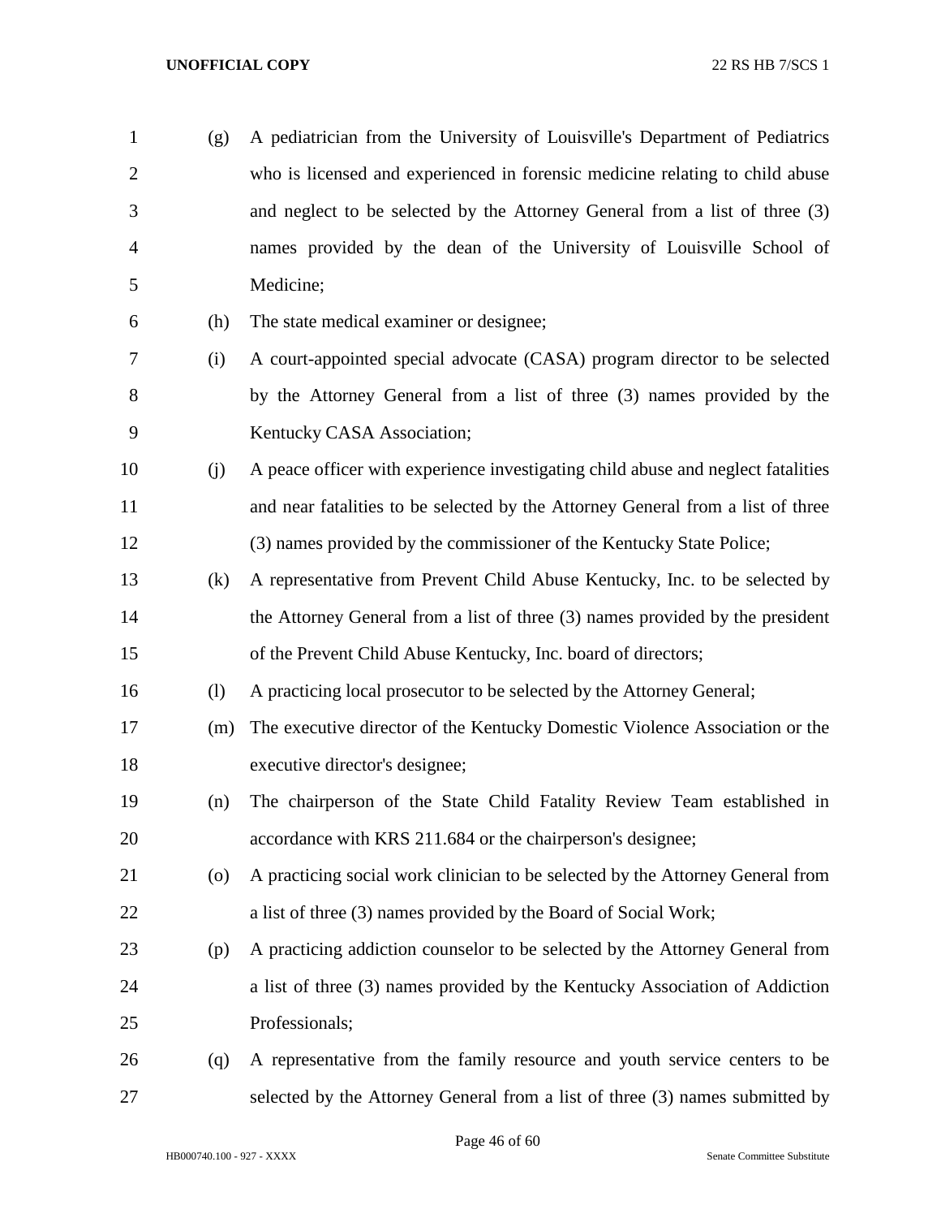(g) A pediatrician from the University of Louisville's Department of Pediatrics who is licensed and experienced in forensic medicine relating to child abuse and neglect to be selected by the Attorney General from a list of three (3) names provided by the dean of the University of Louisville School of Medicine;

(h) The state medical examiner or designee;

(i) A court-appointed special advocate (CASA) program director to be selected by the Attorney General from a list of three (3) names provided by the Kentucky CASA Association;

(j) A peace officer with experience investigating child abuse and neglect fatalities and near fatalities to be selected by the Attorney General from a list of three (3) names provided by the commissioner of the Kentucky State Police;

(k) A representative from Prevent Child Abuse Kentucky, Inc. to be selected by the Attorney General from a list of three (3) names provided by the president of the Prevent Child Abuse Kentucky, Inc. board of directors;

(l) A practicing local prosecutor to be selected by the Attorney General;

(m) The executive director of the Kentucky Domestic Violence Association or the executive director's designee;

(n) The chairperson of the State Child Fatality Review Team established in accordance with KRS 211.684 or the chairperson's designee;

(o) A practicing social work clinician to be selected by the Attorney General from a list of three (3) names provided by the Board of Social Work;

(p) A practicing addiction counselor to be selected by the Attorney General from a list of three (3) names provided by the Kentucky Association of Addiction Professionals;

(q) A representative from the family resource and youth service centers to be selected by the Attorney General from a list of three (3) names submitted by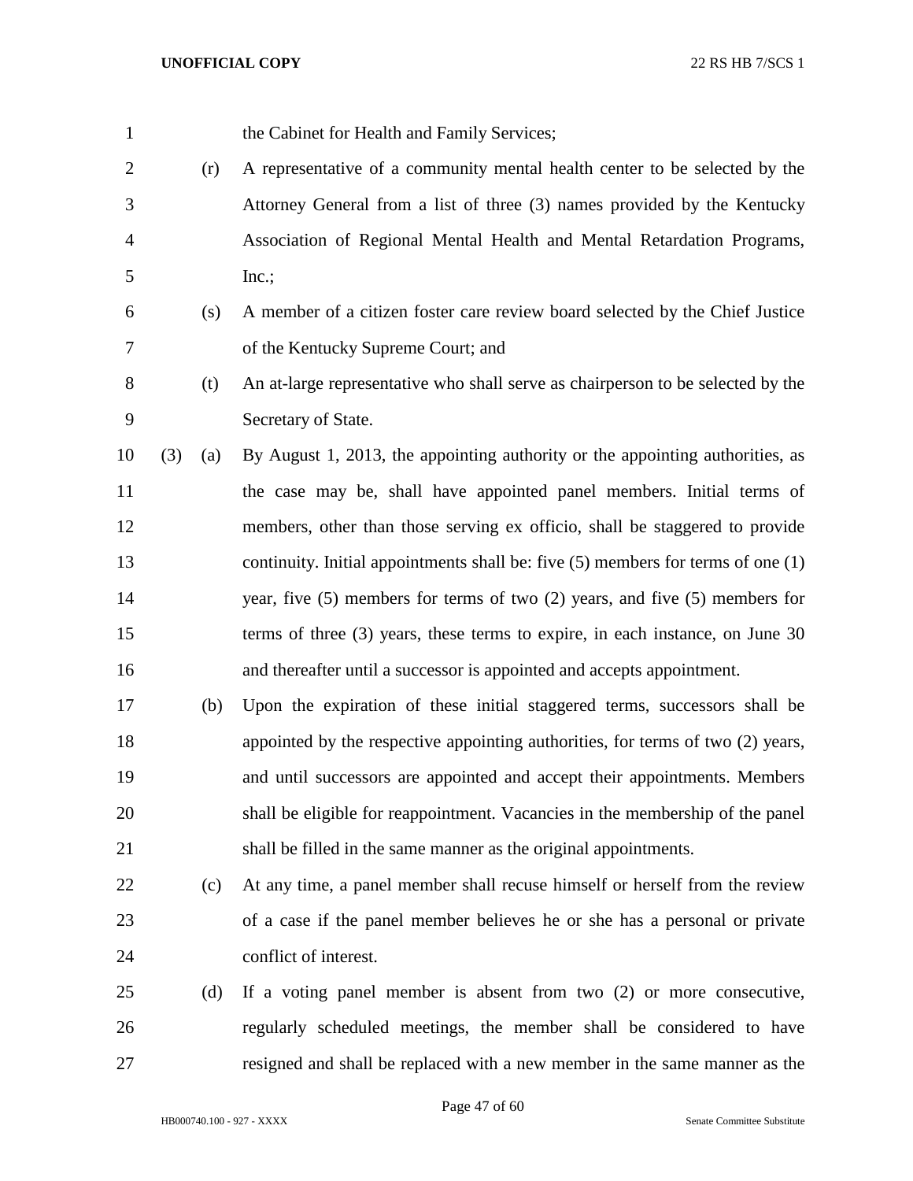the Cabinet for Health and Family Services;

(r) A representative of a community mental health center to be selected by the Attorney General from a list of three (3) names provided by the Kentucky Association of Regional Mental Health and Mental Retardation Programs, Inc.;

(s) A member of a citizen foster care review board selected by the Chief Justice of the Kentucky Supreme Court; and

(t) An at-large representative who shall serve as chairperson to be selected by the Secretary of State.

(3) (a) By August 1, 2013, the appointing authority or the appointing authorities, as the case may be, shall have appointed panel members. Initial terms of members, other than those serving ex officio, shall be staggered to provide continuity. Initial appointments shall be: five (5) members for terms of one (1) year, five (5) members for terms of two (2) years, and five (5) members for terms of three (3) years, these terms to expire, in each instance, on June 30 and thereafter until a successor is appointed and accepts appointment.

(b) Upon the expiration of these initial staggered terms, successors shall be appointed by the respective appointing authorities, for terms of two (2) years, and until successors are appointed and accept their appointments. Members shall be eligible for reappointment. Vacancies in the membership of the panel shall be filled in the same manner as the original appointments.

(c) At any time, a panel member shall recuse himself or herself from the review of a case if the panel member believes he or she has a personal or private conflict of interest.

(d) If a voting panel member is absent from two (2) or more consecutive, regularly scheduled meetings, the member shall be considered to have resigned and shall be replaced with a new member in the same manner as the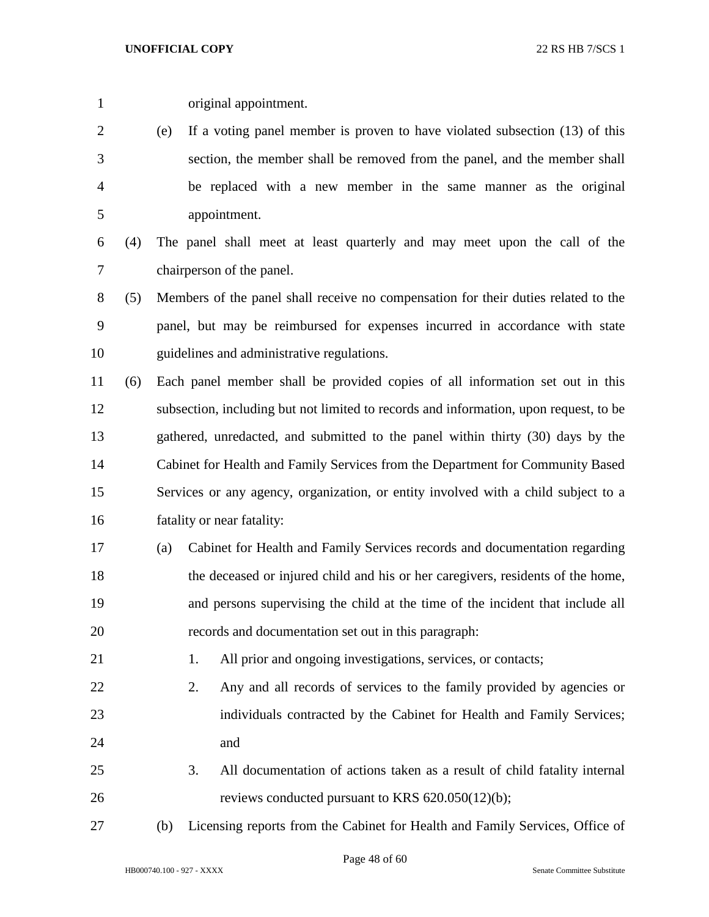original appointment.

(e) If a voting panel member is proven to have violated subsection (13) of this section, the member shall be removed from the panel, and the member shall be replaced with a new member in the same manner as the original appointment.

(4) The panel shall meet at least quarterly and may meet upon the call of the chairperson of the panel.

(5) Members of the panel shall receive no compensation for their duties related to the panel, but may be reimbursed for expenses incurred in accordance with state guidelines and administrative regulations.

(6) Each panel member shall be provided copies of all information set out in this subsection, including but not limited to records and information, upon request, to be gathered, unredacted, and submitted to the panel within thirty (30) days by the Cabinet for Health and Family Services from the Department for Community Based Services or any agency, organization, or entity involved with a child subject to a fatality or near fatality:

(a) Cabinet for Health and Family Services records and documentation regarding the deceased or injured child and his or her caregivers, residents of the home, and persons supervising the child at the time of the incident that include all records and documentation set out in this paragraph:

1. All prior and ongoing investigations, services, or contacts;
2. Any and all records of services to the family provided by agencies or individuals contracted by the Cabinet for Health and Family Services; and
3. All documentation of actions taken as a result of child fatality internal reviews conducted pursuant to KRS 620.050(12)(b);

(b) Licensing reports from the Cabinet for Health and Family Services, Office of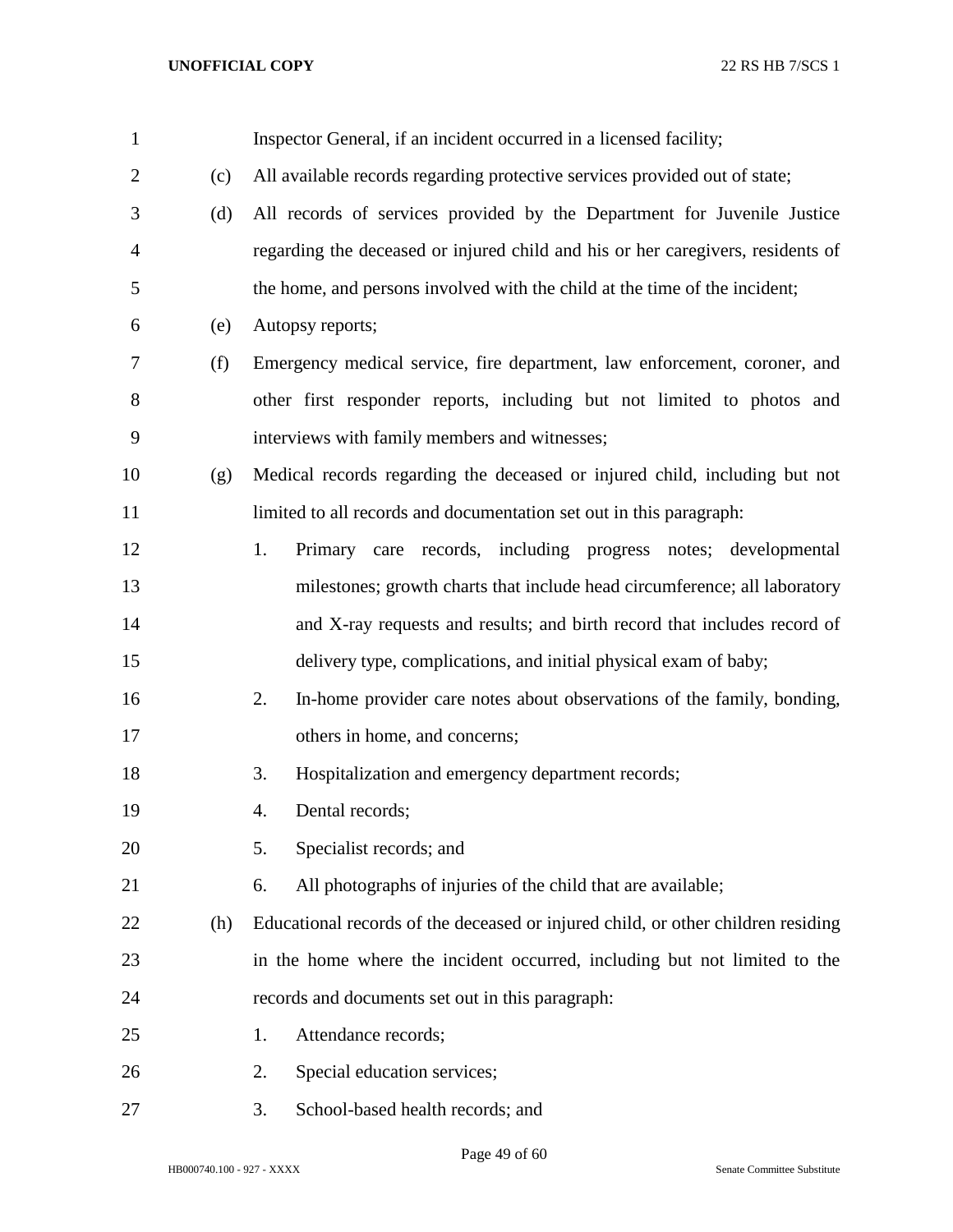Inspector General, if an incident occurred in a licensed facility;

(c) All available records regarding protective services provided out of state;

(d) All records of services provided by the Department for Juvenile Justice regarding the deceased or injured child and his or her caregivers, residents of the home, and persons involved with the child at the time of the incident;

(e) Autopsy reports;

(f) Emergency medical service, fire department, law enforcement, coroner, and other first responder reports, including but not limited to photos and interviews with family members and witnesses;

(g) Medical records regarding the deceased or injured child, including but not limited to all records and documentation set out in this paragraph:

1. Primary care records, including progress notes; developmental milestones; growth charts that include head circumference; all laboratory and X-ray requests and results; and birth record that includes record of delivery type, complications, and initial physical exam of baby;
2. In-home provider care notes about observations of the family, bonding, others in home, and concerns;
3. Hospitalization and emergency department records;
4. Dental records;
5. Specialist records; and
6. All photographs of injuries of the child that are available;

(h) Educational records of the deceased or injured child, or other children residing in the home where the incident occurred, including but not limited to the records and documents set out in this paragraph:

1. Attendance records;
2. Special education services;
3. School-based health records; and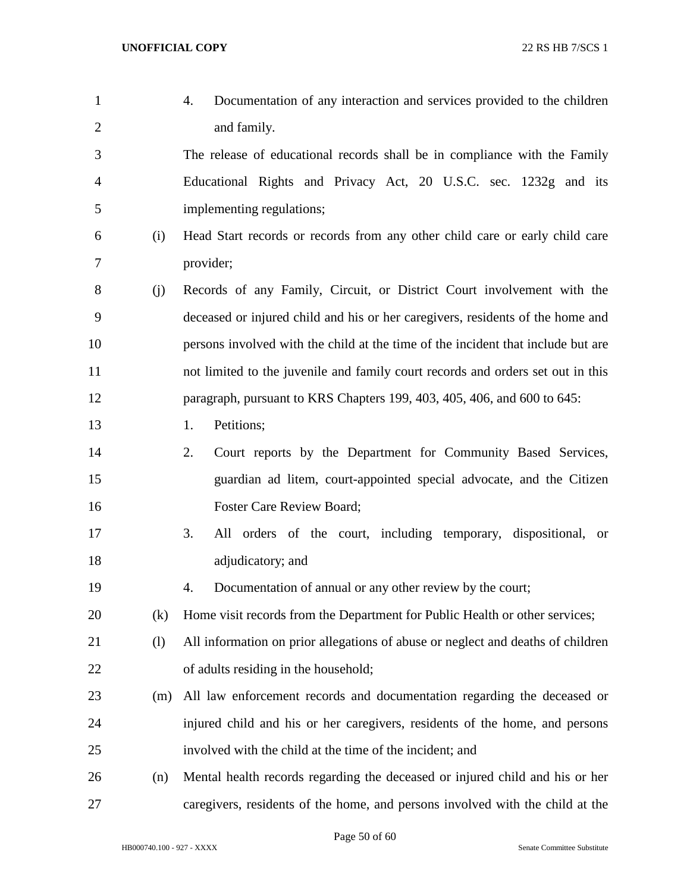4. Documentation of any interaction and services provided to the children and family.

The release of educational records shall be in compliance with the Family Educational Rights and Privacy Act, 20 U.S.C. sec. 1232g and its implementing regulations;

(i) Head Start records or records from any other child care or early child care provider;

(j) Records of any Family, Circuit, or District Court involvement with the deceased or injured child and his or her caregivers, residents of the home and persons involved with the child at the time of the incident that include but are not limited to the juvenile and family court records and orders set out in this paragraph, pursuant to KRS Chapters 199, 403, 405, 406, and 600 to 645:

1. Petitions;
2. Court reports by the Department for Community Based Services, guardian ad litem, court-appointed special advocate, and the Citizen Foster Care Review Board;
3. All orders of the court, including temporary, dispositional, or adjudicatory; and
4. Documentation of annual or any other review by the court;

(k) Home visit records from the Department for Public Health or other services;

(l) All information on prior allegations of abuse or neglect and deaths of children of adults residing in the household;

(m) All law enforcement records and documentation regarding the deceased or injured child and his or her caregivers, residents of the home, and persons involved with the child at the time of the incident; and

(n) Mental health records regarding the deceased or injured child and his or her caregivers, residents of the home, and persons involved with the child at the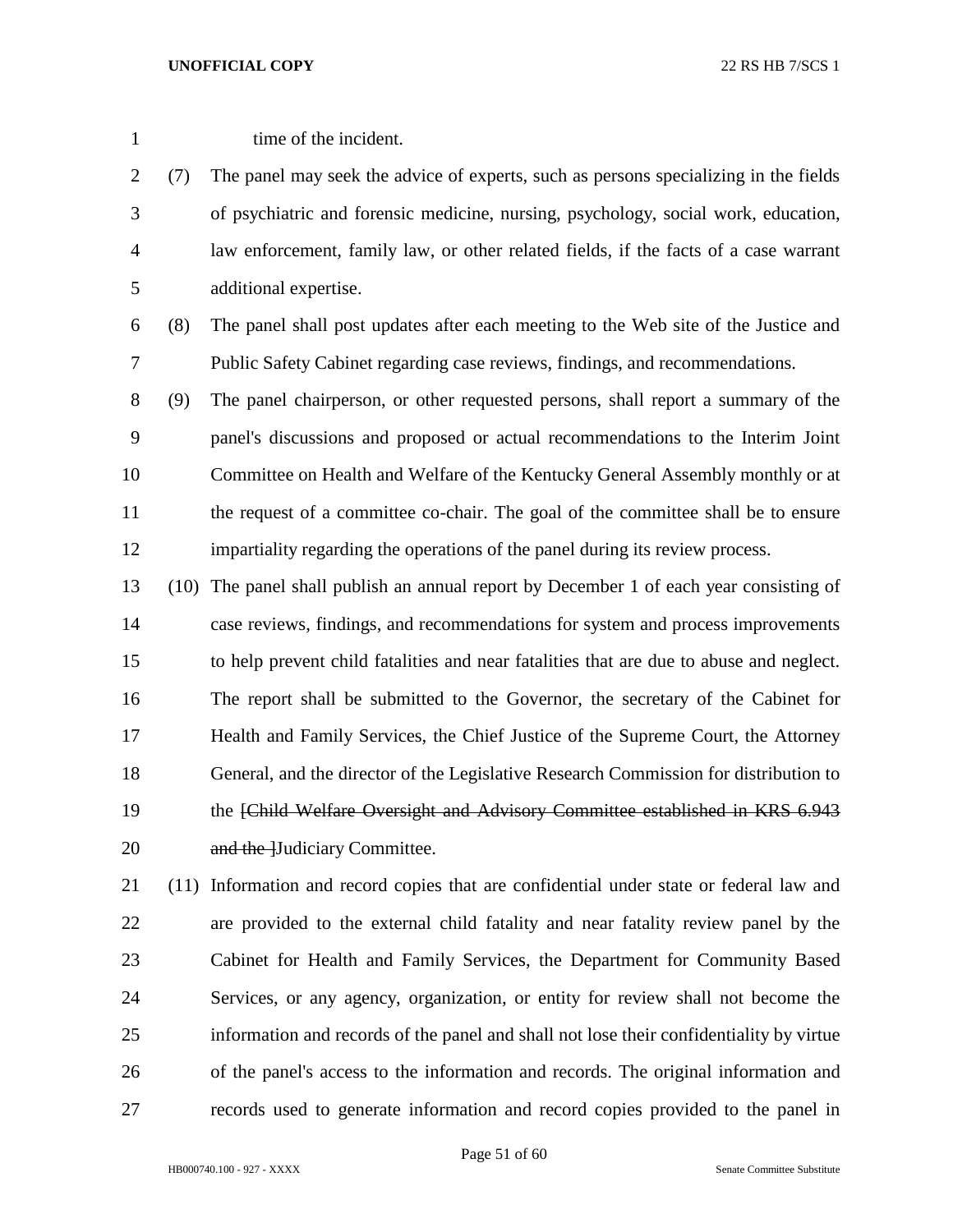time of the incident.

(7) The panel may seek the advice of experts, such as persons specializing in the fields of psychiatric and forensic medicine, nursing, psychology, social work, education, law enforcement, family law, or other related fields, if the facts of a case warrant additional expertise.

(8) The panel shall post updates after each meeting to the Web site of the Justice and Public Safety Cabinet regarding case reviews, findings, and recommendations.

(9) The panel chairperson, or other requested persons, shall report a summary of the panel's discussions and proposed or actual recommendations to the Interim Joint Committee on Health and Welfare of the Kentucky General Assembly monthly or at the request of a committee co-chair. The goal of the committee shall be to ensure impartiality regarding the operations of the panel during its review process.

(10) The panel shall publish an annual report by December 1 of each year consisting of case reviews, findings, and recommendations for system and process improvements to help prevent child fatalities and near fatalities that are due to abuse and neglect. The report shall be submitted to the Governor, the secretary of the Cabinet for Health and Family Services, the Chief Justice of the Supreme Court, the Attorney General, and the director of the Legislative Research Commission for distribution to the ~~[Child Welfare Oversight and Advisory Committee established in KRS 6.943 and the ]~~Judiciary Committee.

(11) Information and record copies that are confidential under state or federal law and are provided to the external child fatality and near fatality review panel by the Cabinet for Health and Family Services, the Department for Community Based Services, or any agency, organization, or entity for review shall not become the information and records of the panel and shall not lose their confidentiality by virtue of the panel's access to the information and records. The original information and records used to generate information and record copies provided to the panel in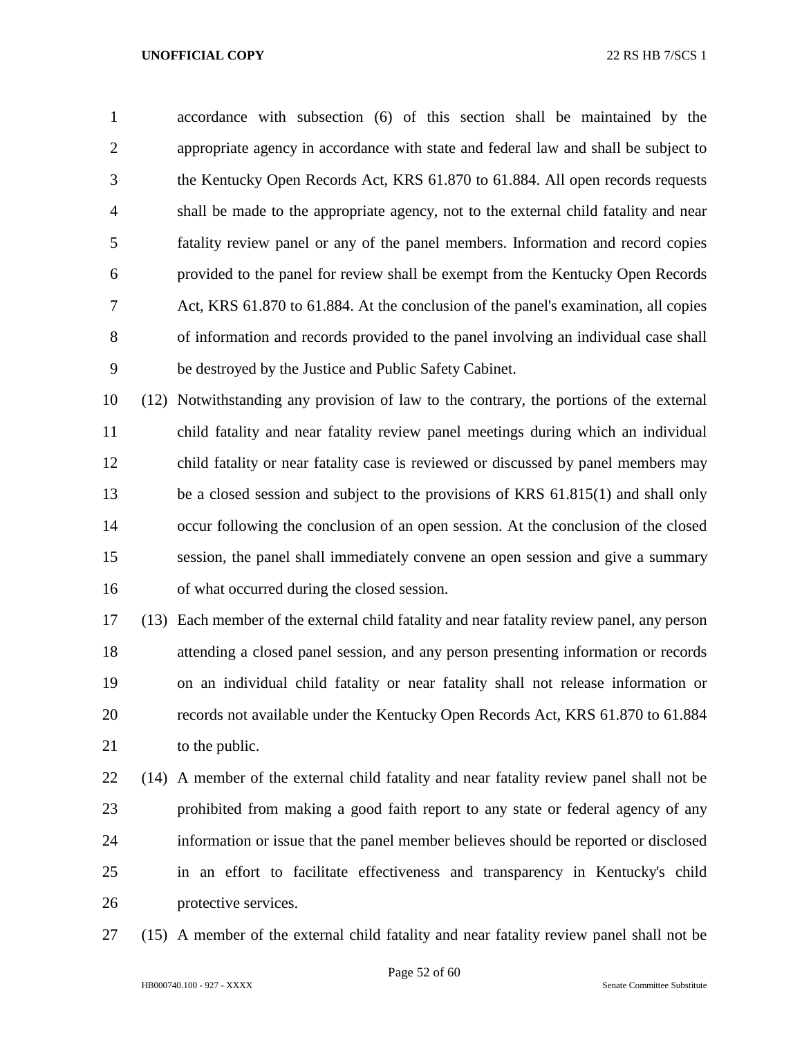accordance with subsection (6) of this section shall be maintained by the appropriate agency in accordance with state and federal law and shall be subject to the Kentucky Open Records Act, KRS 61.870 to 61.884. All open records requests shall be made to the appropriate agency, not to the external child fatality and near fatality review panel or any of the panel members. Information and record copies provided to the panel for review shall be exempt from the Kentucky Open Records Act, KRS 61.870 to 61.884. At the conclusion of the panel's examination, all copies of information and records provided to the panel involving an individual case shall be destroyed by the Justice and Public Safety Cabinet.

(12) Notwithstanding any provision of law to the contrary, the portions of the external child fatality and near fatality review panel meetings during which an individual child fatality or near fatality case is reviewed or discussed by panel members may be a closed session and subject to the provisions of KRS 61.815(1) and shall only occur following the conclusion of an open session. At the conclusion of the closed session, the panel shall immediately convene an open session and give a summary of what occurred during the closed session.

(13) Each member of the external child fatality and near fatality review panel, any person attending a closed panel session, and any person presenting information or records on an individual child fatality or near fatality shall not release information or records not available under the Kentucky Open Records Act, KRS 61.870 to 61.884 to the public.

(14) A member of the external child fatality and near fatality review panel shall not be prohibited from making a good faith report to any state or federal agency of any information or issue that the panel member believes should be reported or disclosed in an effort to facilitate effectiveness and transparency in Kentucky's child protective services.

(15) A member of the external child fatality and near fatality review panel shall not be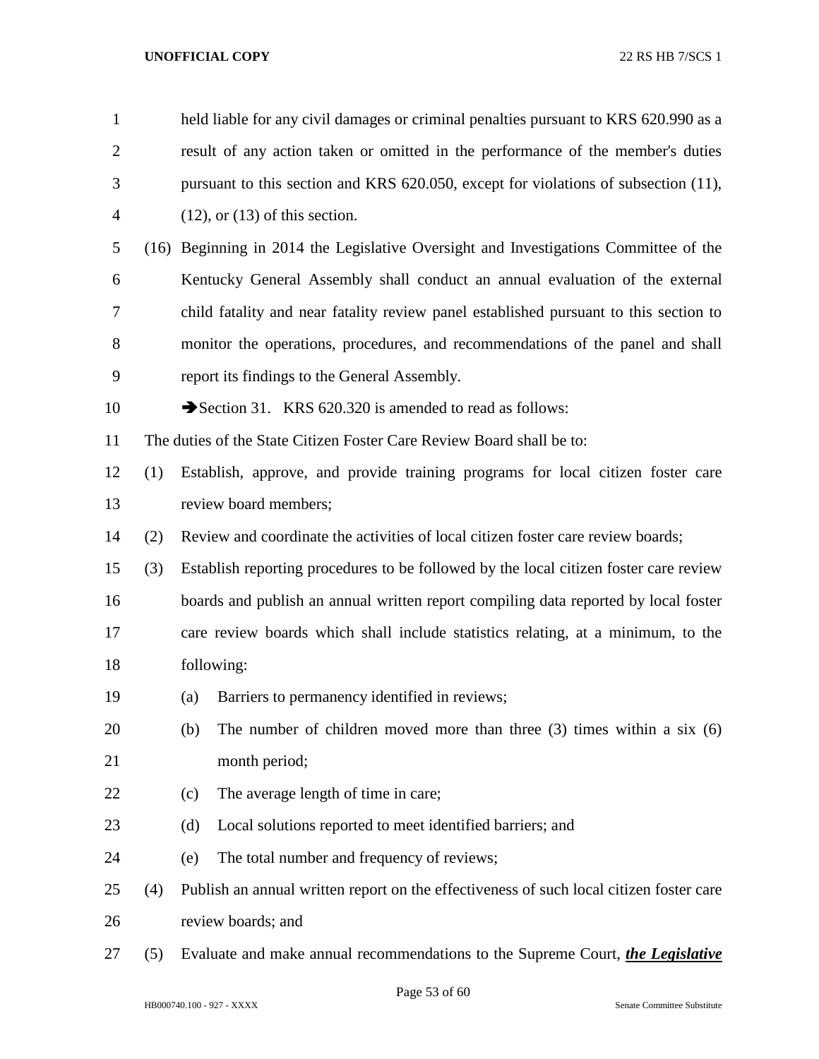held liable for any civil damages or criminal penalties pursuant to KRS 620.990 as a result of any action taken or omitted in the performance of the member's duties pursuant to this section and KRS 620.050, except for violations of subsection (11), (12), or (13) of this section.

(16) Beginning in 2014 the Legislative Oversight and Investigations Committee of the Kentucky General Assembly shall conduct an annual evaluation of the external child fatality and near fatality review panel established pursuant to this section to monitor the operations, procedures, and recommendations of the panel and shall report its findings to the General Assembly.

➔Section 31. KRS 620.320 is amended to read as follows:

The duties of the State Citizen Foster Care Review Board shall be to:

(1) Establish, approve, and provide training programs for local citizen foster care review board members;

(2) Review and coordinate the activities of local citizen foster care review boards;

(3) Establish reporting procedures to be followed by the local citizen foster care review boards and publish an annual written report compiling data reported by local foster care review boards which shall include statistics relating, at a minimum, to the following:

   (a) Barriers to permanency identified in reviews;

   (b) The number of children moved more than three (3) times within a six (6) month period;

   (c) The average length of time in care;

   (d) Local solutions reported to meet identified barriers; and

   (e) The total number and frequency of reviews;

(4) Publish an annual written report on the effectiveness of such local citizen foster care review boards; and

(5) Evaluate and make annual recommendations to the Supreme Court, ***the Legislative***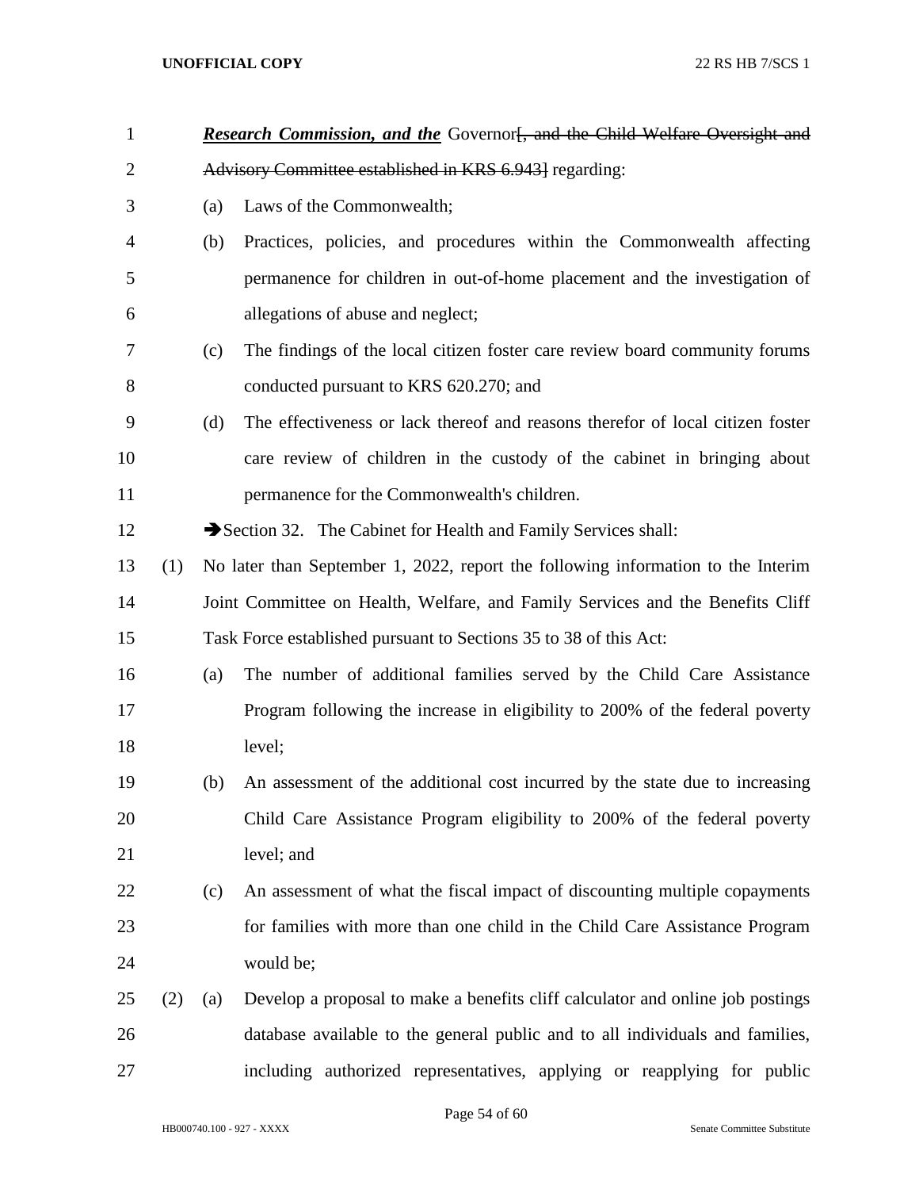***Research Commission, and the*** Governor~~[, and the Child Welfare Oversight and Advisory Committee established in KRS 6.943]~~ regarding:

(a) Laws of the Commonwealth;

(b) Practices, policies, and procedures within the Commonwealth affecting permanence for children in out-of-home placement and the investigation of allegations of abuse and neglect;

(c) The findings of the local citizen foster care review board community forums conducted pursuant to KRS 620.270; and

(d) The effectiveness or lack thereof and reasons therefor of local citizen foster care review of children in the custody of the cabinet in bringing about permanence for the Commonwealth's children.

➔Section 32. The Cabinet for Health and Family Services shall:

(1) No later than September 1, 2022, report the following information to the Interim Joint Committee on Health, Welfare, and Family Services and the Benefits Cliff Task Force established pursuant to Sections 35 to 38 of this Act:

(a) The number of additional families served by the Child Care Assistance Program following the increase in eligibility to 200% of the federal poverty level;

(b) An assessment of the additional cost incurred by the state due to increasing Child Care Assistance Program eligibility to 200% of the federal poverty level; and

(c) An assessment of what the fiscal impact of discounting multiple copayments for families with more than one child in the Child Care Assistance Program would be;

(2) (a) Develop a proposal to make a benefits cliff calculator and online job postings database available to the general public and to all individuals and families, including authorized representatives, applying or reapplying for public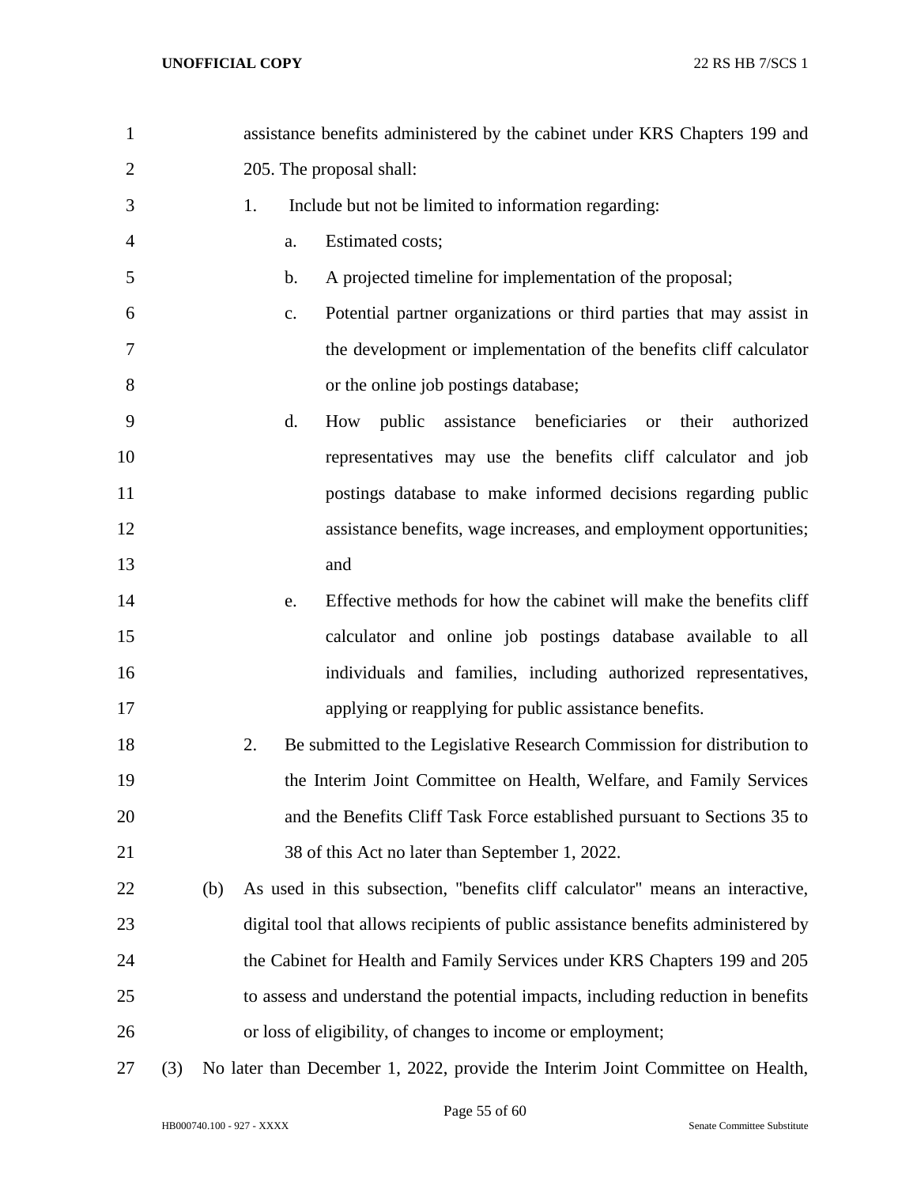assistance benefits administered by the cabinet under KRS Chapters 199 and 205. The proposal shall:

1. Include but not be limited to information regarding:
   a. Estimated costs;
   b. A projected timeline for implementation of the proposal;
   c. Potential partner organizations or third parties that may assist in the development or implementation of the benefits cliff calculator or the online job postings database;
   d. How public assistance beneficiaries or their authorized representatives may use the benefits cliff calculator and job postings database to make informed decisions regarding public assistance benefits, wage increases, and employment opportunities; and
   e. Effective methods for how the cabinet will make the benefits cliff calculator and online job postings database available to all individuals and families, including authorized representatives, applying or reapplying for public assistance benefits.
2. Be submitted to the Legislative Research Commission for distribution to the Interim Joint Committee on Health, Welfare, and Family Services and the Benefits Cliff Task Force established pursuant to Sections 35 to 38 of this Act no later than September 1, 2022.

(b) As used in this subsection, "benefits cliff calculator" means an interactive, digital tool that allows recipients of public assistance benefits administered by the Cabinet for Health and Family Services under KRS Chapters 199 and 205 to assess and understand the potential impacts, including reduction in benefits or loss of eligibility, of changes to income or employment;

(3) No later than December 1, 2022, provide the Interim Joint Committee on Health,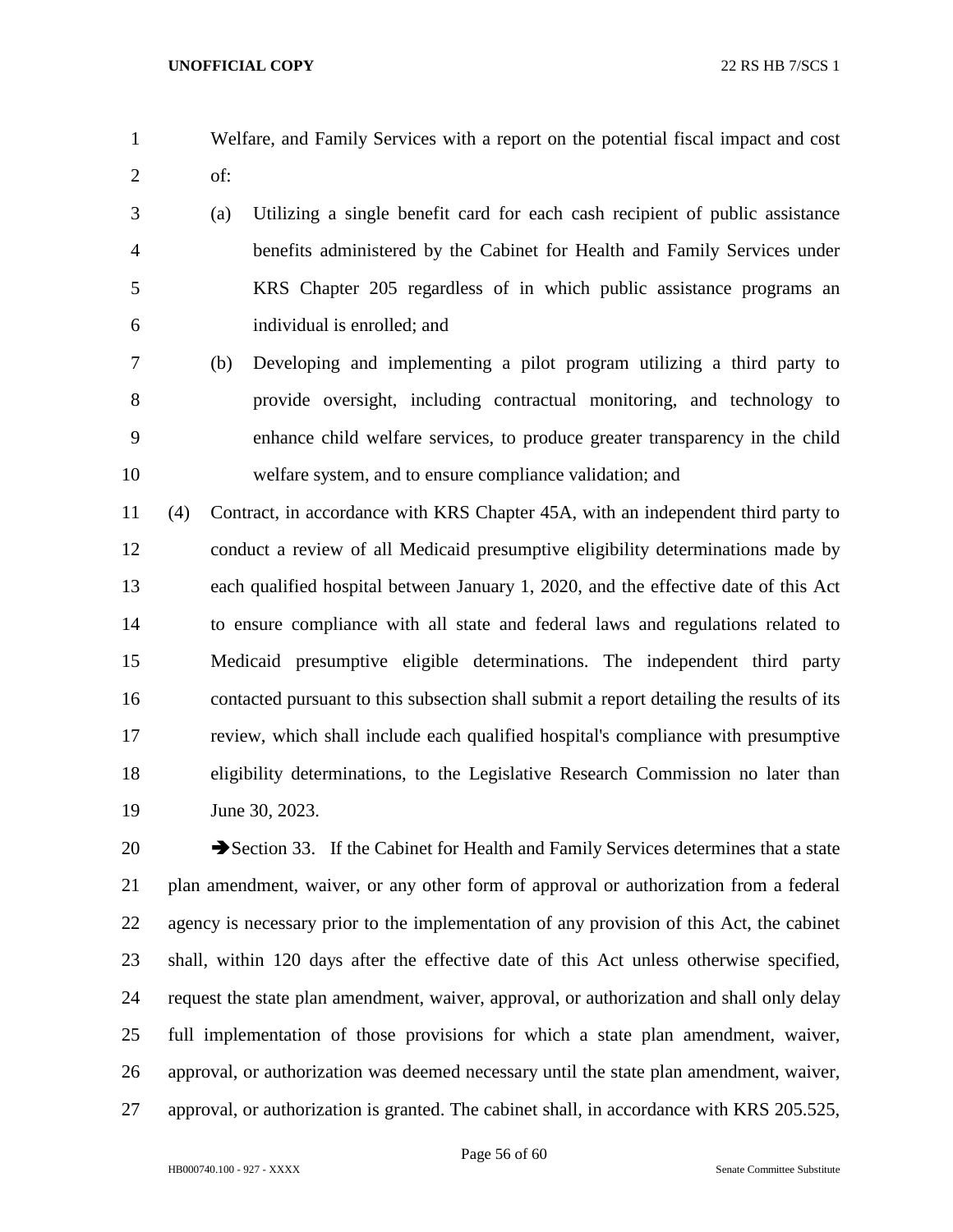Welfare, and Family Services with a report on the potential fiscal impact and cost of:

(a) Utilizing a single benefit card for each cash recipient of public assistance benefits administered by the Cabinet for Health and Family Services under KRS Chapter 205 regardless of in which public assistance programs an individual is enrolled; and

(b) Developing and implementing a pilot program utilizing a third party to provide oversight, including contractual monitoring, and technology to enhance child welfare services, to produce greater transparency in the child welfare system, and to ensure compliance validation; and

(4) Contract, in accordance with KRS Chapter 45A, with an independent third party to conduct a review of all Medicaid presumptive eligibility determinations made by each qualified hospital between January 1, 2020, and the effective date of this Act to ensure compliance with all state and federal laws and regulations related to Medicaid presumptive eligible determinations. The independent third party contacted pursuant to this subsection shall submit a report detailing the results of its review, which shall include each qualified hospital's compliance with presumptive eligibility determinations, to the Legislative Research Commission no later than June 30, 2023.

➔Section 33. If the Cabinet for Health and Family Services determines that a state plan amendment, waiver, or any other form of approval or authorization from a federal agency is necessary prior to the implementation of any provision of this Act, the cabinet shall, within 120 days after the effective date of this Act unless otherwise specified, request the state plan amendment, waiver, approval, or authorization and shall only delay full implementation of those provisions for which a state plan amendment, waiver, approval, or authorization was deemed necessary until the state plan amendment, waiver, approval, or authorization is granted. The cabinet shall, in accordance with KRS 205.525,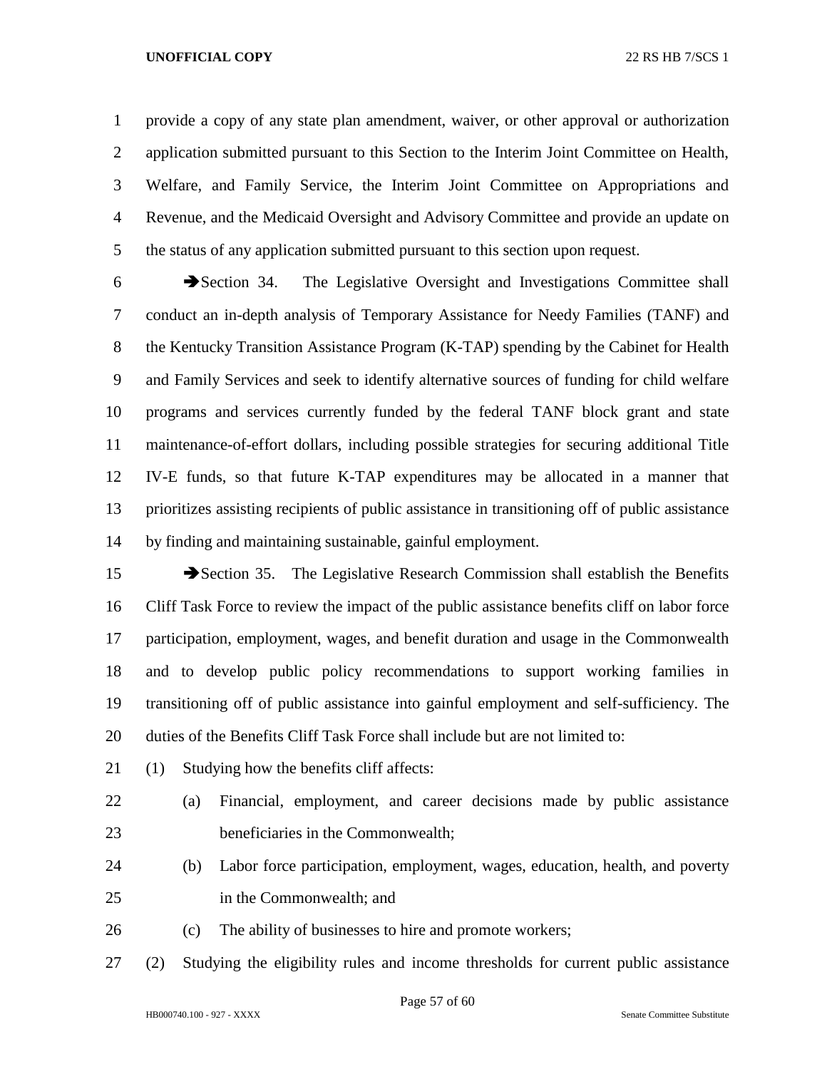provide a copy of any state plan amendment, waiver, or other approval or authorization application submitted pursuant to this Section to the Interim Joint Committee on Health, Welfare, and Family Service, the Interim Joint Committee on Appropriations and Revenue, and the Medicaid Oversight and Advisory Committee and provide an update on the status of any application submitted pursuant to this section upon request.

➔Section 34. The Legislative Oversight and Investigations Committee shall conduct an in-depth analysis of Temporary Assistance for Needy Families (TANF) and the Kentucky Transition Assistance Program (K-TAP) spending by the Cabinet for Health and Family Services and seek to identify alternative sources of funding for child welfare programs and services currently funded by the federal TANF block grant and state maintenance-of-effort dollars, including possible strategies for securing additional Title IV-E funds, so that future K-TAP expenditures may be allocated in a manner that prioritizes assisting recipients of public assistance in transitioning off of public assistance by finding and maintaining sustainable, gainful employment.

➔Section 35. The Legislative Research Commission shall establish the Benefits Cliff Task Force to review the impact of the public assistance benefits cliff on labor force participation, employment, wages, and benefit duration and usage in the Commonwealth and to develop public policy recommendations to support working families in transitioning off of public assistance into gainful employment and self-sufficiency. The duties of the Benefits Cliff Task Force shall include but are not limited to:

(1) Studying how the benefits cliff affects:
   (a) Financial, employment, and career decisions made by public assistance beneficiaries in the Commonwealth;
   (b) Labor force participation, employment, wages, education, health, and poverty in the Commonwealth; and
   (c) The ability of businesses to hire and promote workers;
(2) Studying the eligibility rules and income thresholds for current public assistance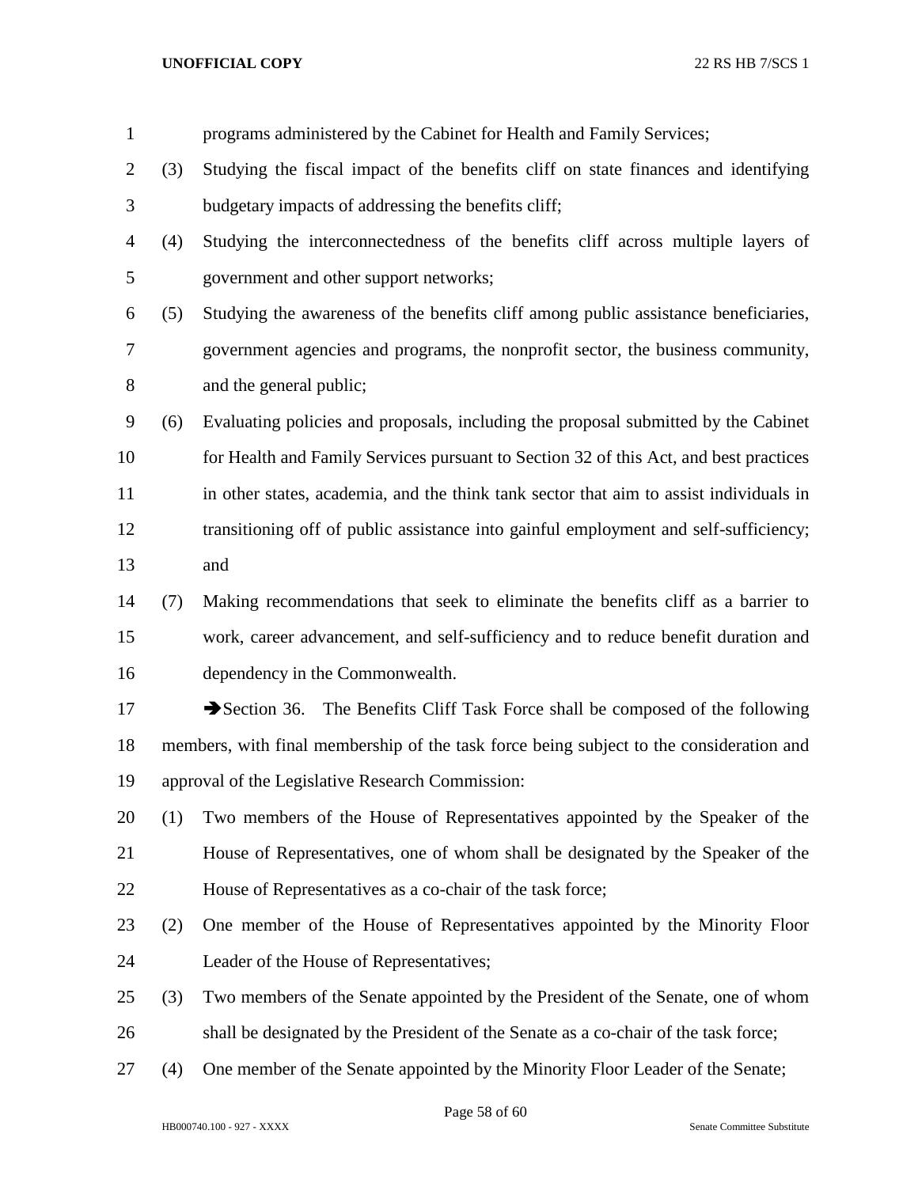programs administered by the Cabinet for Health and Family Services;

(3) Studying the fiscal impact of the benefits cliff on state finances and identifying budgetary impacts of addressing the benefits cliff;

(4) Studying the interconnectedness of the benefits cliff across multiple layers of government and other support networks;

(5) Studying the awareness of the benefits cliff among public assistance beneficiaries, government agencies and programs, the nonprofit sector, the business community, and the general public;

(6) Evaluating policies and proposals, including the proposal submitted by the Cabinet for Health and Family Services pursuant to Section 32 of this Act, and best practices in other states, academia, and the think tank sector that aim to assist individuals in transitioning off of public assistance into gainful employment and self-sufficiency; and

(7) Making recommendations that seek to eliminate the benefits cliff as a barrier to work, career advancement, and self-sufficiency and to reduce benefit duration and dependency in the Commonwealth.

➔Section 36. The Benefits Cliff Task Force shall be composed of the following members, with final membership of the task force being subject to the consideration and approval of the Legislative Research Commission:

(1) Two members of the House of Representatives appointed by the Speaker of the House of Representatives, one of whom shall be designated by the Speaker of the House of Representatives as a co-chair of the task force;

(2) One member of the House of Representatives appointed by the Minority Floor Leader of the House of Representatives;

(3) Two members of the Senate appointed by the President of the Senate, one of whom shall be designated by the President of the Senate as a co-chair of the task force;

(4) One member of the Senate appointed by the Minority Floor Leader of the Senate;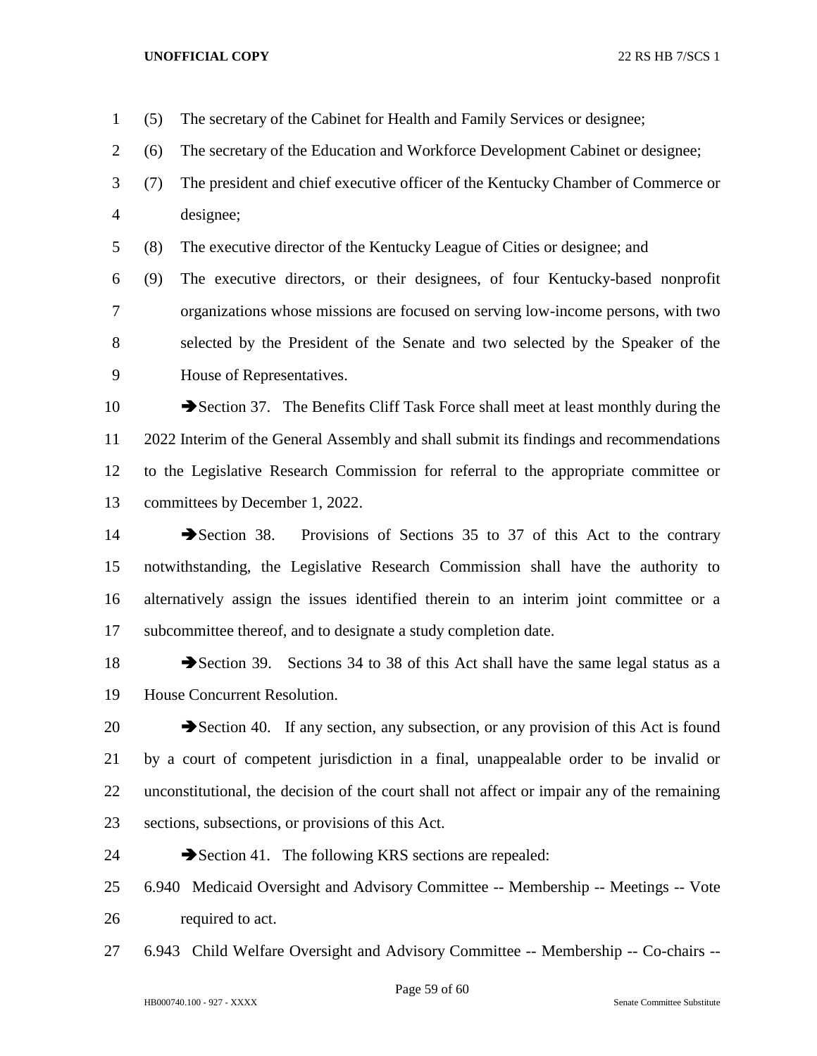(5) The secretary of the Cabinet for Health and Family Services or designee;

(6) The secretary of the Education and Workforce Development Cabinet or designee;

(7) The president and chief executive officer of the Kentucky Chamber of Commerce or designee;

(8) The executive director of the Kentucky League of Cities or designee; and

(9) The executive directors, or their designees, of four Kentucky-based nonprofit organizations whose missions are focused on serving low-income persons, with two selected by the President of the Senate and two selected by the Speaker of the House of Representatives.

➔Section 37. The Benefits Cliff Task Force shall meet at least monthly during the 2022 Interim of the General Assembly and shall submit its findings and recommendations to the Legislative Research Commission for referral to the appropriate committee or committees by December 1, 2022.

➔Section 38. Provisions of Sections 35 to 37 of this Act to the contrary notwithstanding, the Legislative Research Commission shall have the authority to alternatively assign the issues identified therein to an interim joint committee or a subcommittee thereof, and to designate a study completion date.

➔Section 39. Sections 34 to 38 of this Act shall have the same legal status as a House Concurrent Resolution.

➔Section 40. If any section, any subsection, or any provision of this Act is found by a court of competent jurisdiction in a final, unappealable order to be invalid or unconstitutional, the decision of the court shall not affect or impair any of the remaining sections, subsections, or provisions of this Act.

➔Section 41. The following KRS sections are repealed:

6.940 Medicaid Oversight and Advisory Committee -- Membership -- Meetings -- Vote required to act.

6.943 Child Welfare Oversight and Advisory Committee -- Membership -- Co-chairs --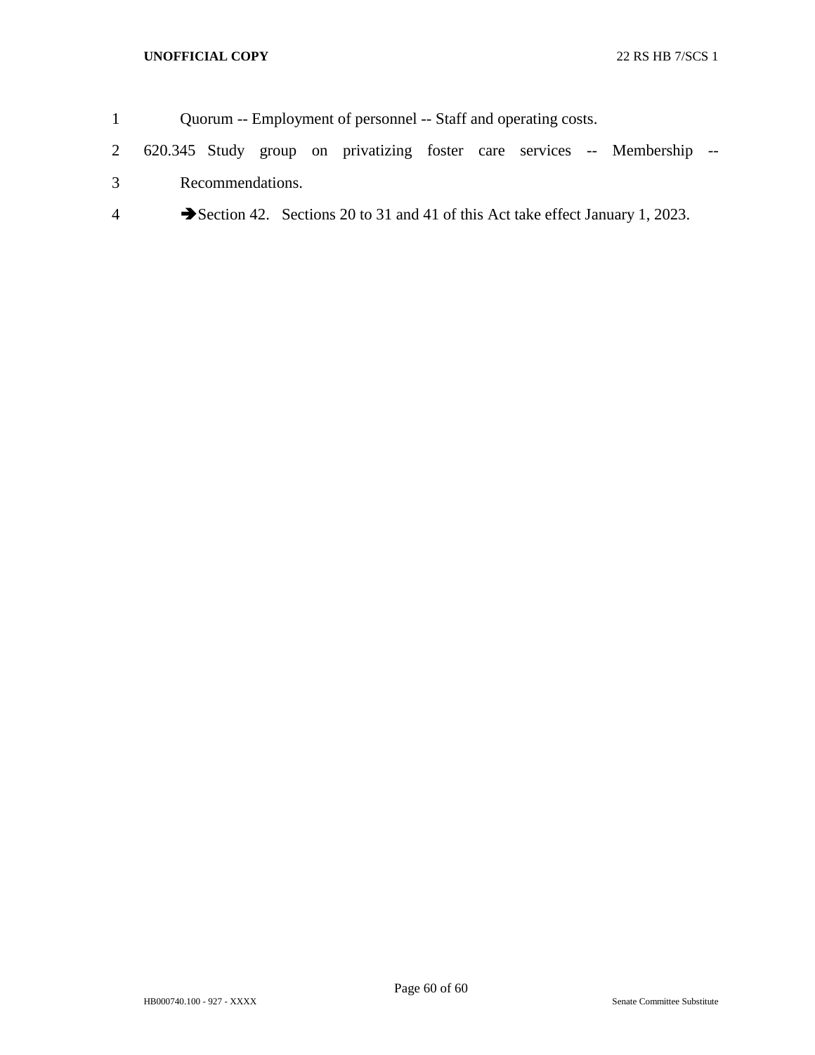Quorum -- Employment of personnel -- Staff and operating costs.

620.345 Study group on privatizing foster care services -- Membership -- Recommendations.

➔Section 42. Sections 20 to 31 and 41 of this Act take effect January 1, 2023.